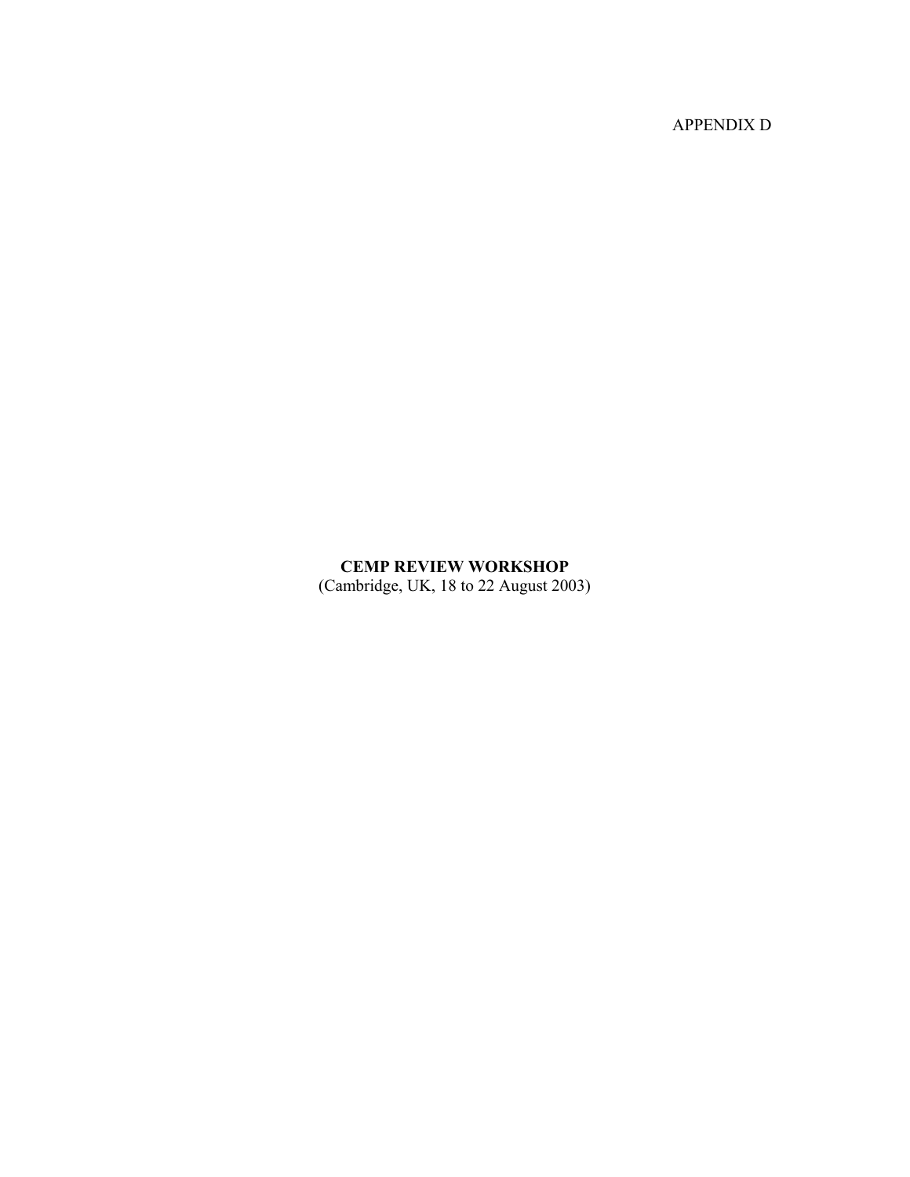APPENDIX D

# CEMP REVIEW WORKSHOP

(Cambridge, UK, 18 to 22 August 2003)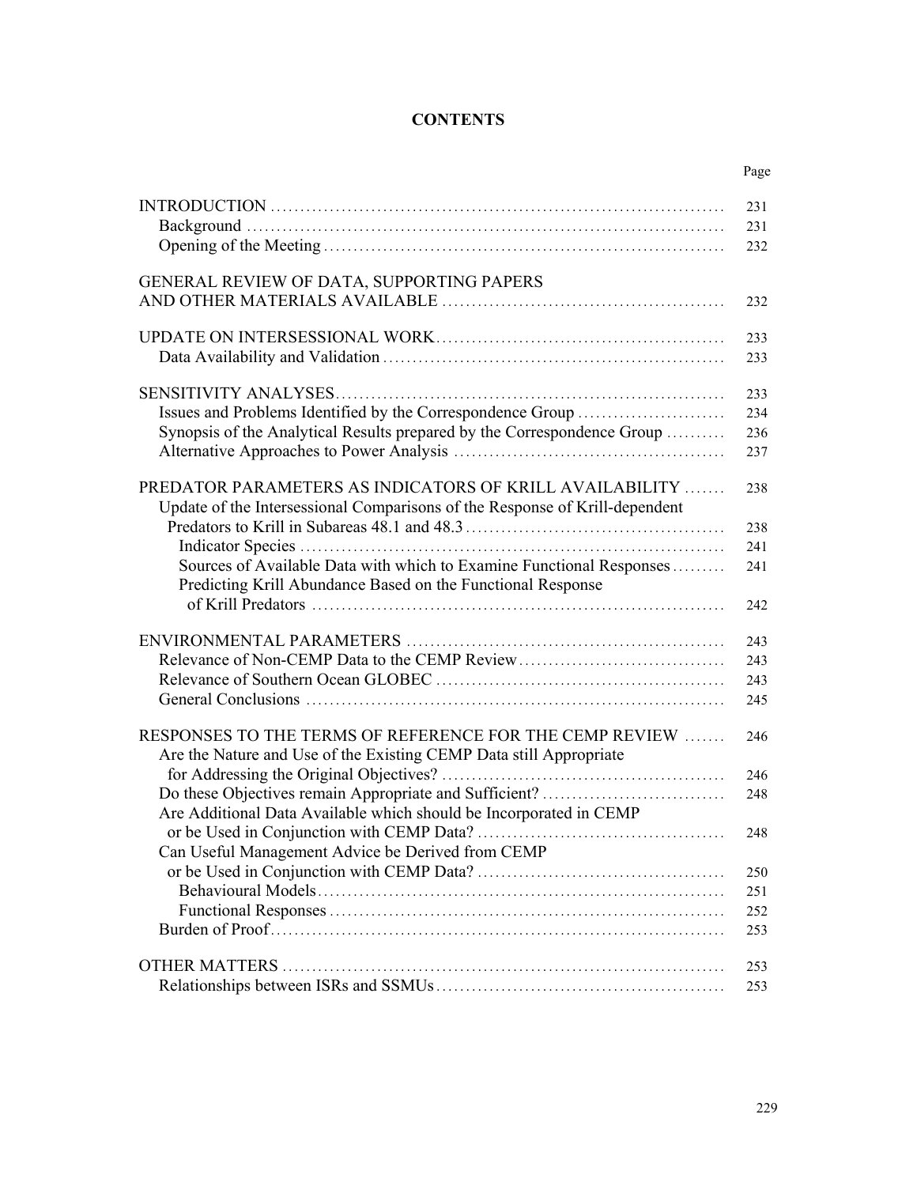# CONTENTS

| | Page |
|---|---|
| INTRODUCTION | 231 |
| Background | 231 |
| Opening of the Meeting | 232 |
| GENERAL REVIEW OF DATA, SUPPORTING PAPERS AND OTHER MATERIALS AVAILABLE | 232 |
| UPDATE ON INTERSESSIONAL WORK | 233 |
| Data Availability and Validation | 233 |
| SENSITIVITY ANALYSES | 233 |
| Issues and Problems Identified by the Correspondence Group | 234 |
| Synopsis of the Analytical Results prepared by the Correspondence Group | 236 |
| Alternative Approaches to Power Analysis | 237 |
| PREDATOR PARAMETERS AS INDICATORS OF KRILL AVAILABILITY | 238 |
| Update of the Intersessional Comparisons of the Response of Krill-dependent Predators to Krill in Subareas 48.1 and 48.3 | 238 |
| Indicator Species | 241 |
| Sources of Available Data with which to Examine Functional Responses | 241 |
| Predicting Krill Abundance Based on the Functional Response of Krill Predators | 242 |
| ENVIRONMENTAL PARAMETERS | 243 |
| Relevance of Non-CEMP Data to the CEMP Review | 243 |
| Relevance of Southern Ocean GLOBEC | 243 |
| General Conclusions | 245 |
| RESPONSES TO THE TERMS OF REFERENCE FOR THE CEMP REVIEW | 246 |
| Are the Nature and Use of the Existing CEMP Data still Appropriate for Addressing the Original Objectives? | 246 |
| Do these Objectives remain Appropriate and Sufficient? | 248 |
| Are Additional Data Available which should be Incorporated in CEMP or be Used in Conjunction with CEMP Data? | 248 |
| Can Useful Management Advice be Derived from CEMP or be Used in Conjunction with CEMP Data? | 250 |
| Behavioural Models | 251 |
| Functional Responses | 252 |
| Burden of Proof | 253 |
| OTHER MATTERS | 253 |
| Relationships between ISRs and SSMUs | 253 |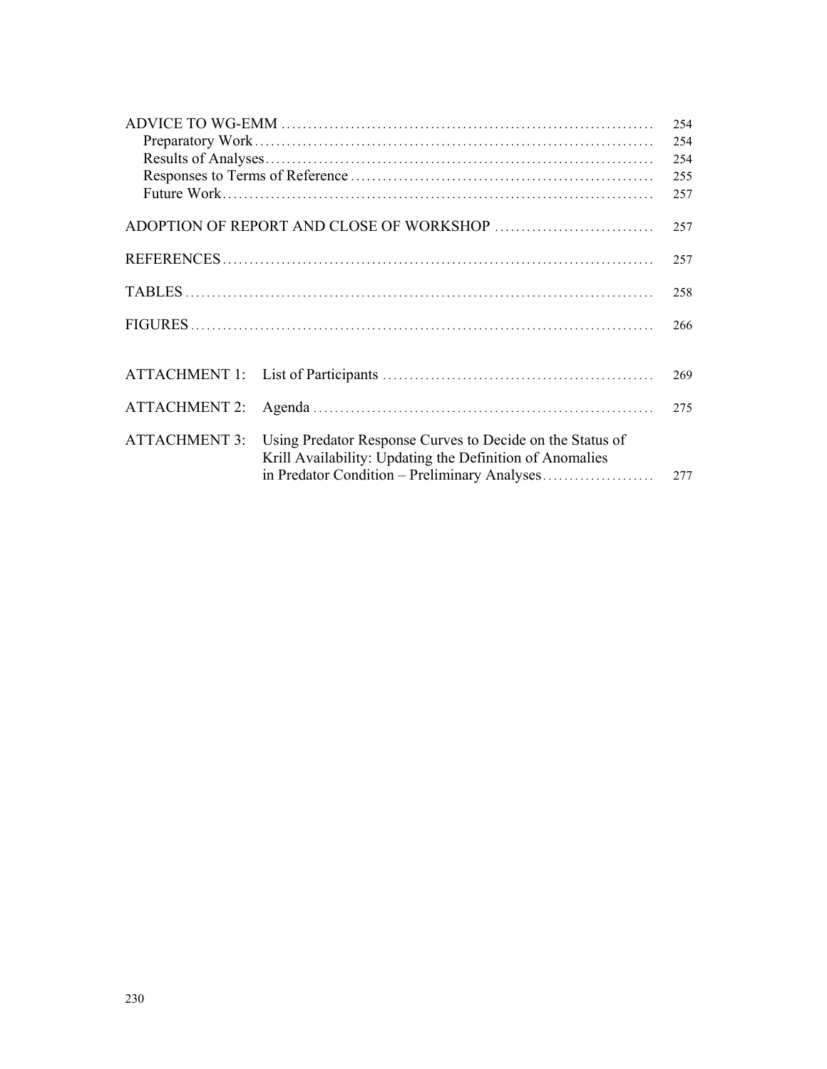| | |
|---|---|
| ADVICE TO WG-EMM | 254 |
| Preparatory Work | 254 |
| Results of Analyses | 254 |
| Responses to Terms of Reference | 255 |
| Future Work | 257 |
| ADOPTION OF REPORT AND CLOSE OF WORKSHOP | 257 |
| REFERENCES | 257 |
| TABLES | 258 |
| FIGURES | 266 |
| ATTACHMENT 1: List of Participants | 269 |
| ATTACHMENT 2: Agenda | 275 |
| ATTACHMENT 3: Using Predator Response Curves to Decide on the Status of Krill Availability: Updating the Definition of Anomalies in Predator Condition – Preliminary Analyses | 277 |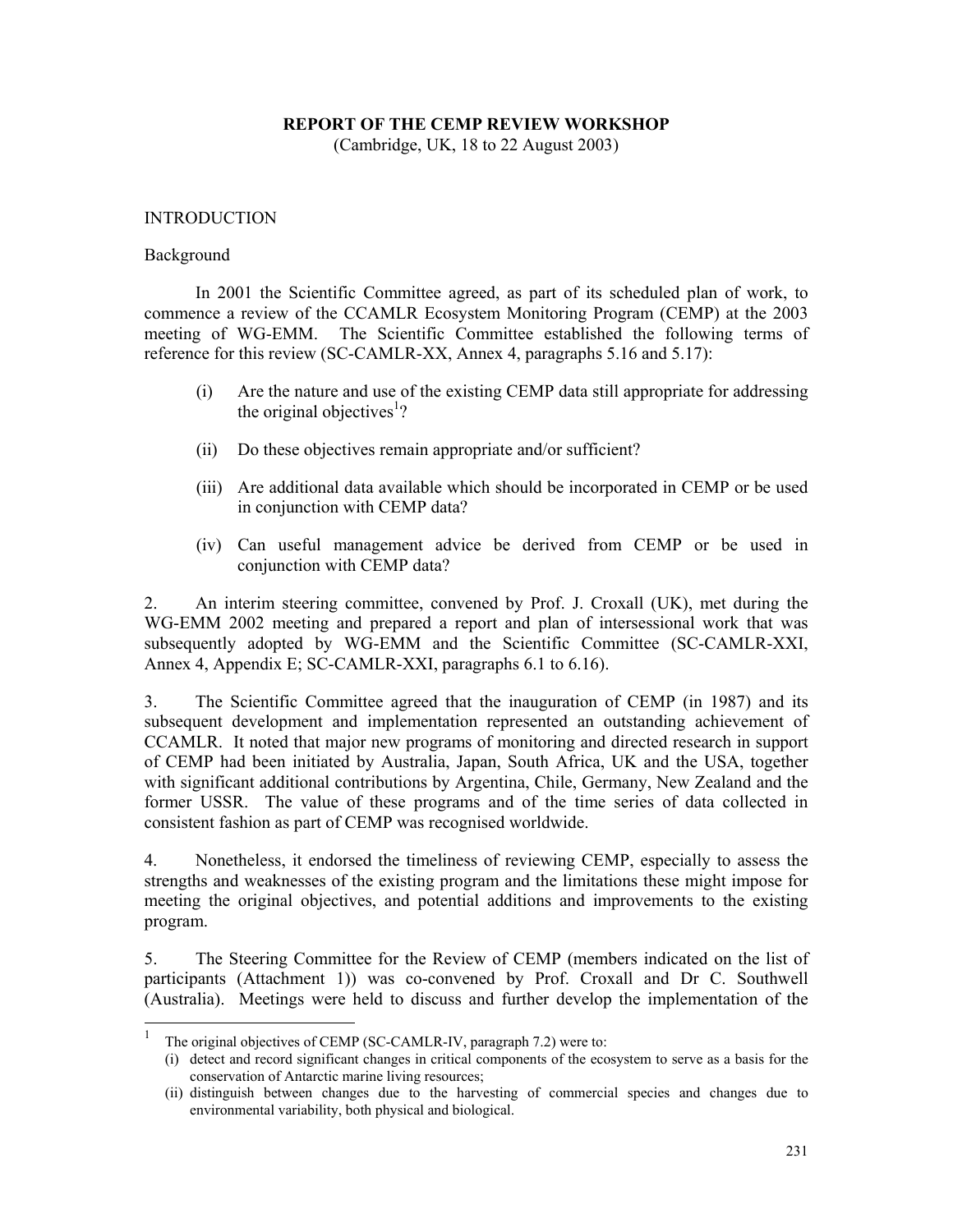# REPORT OF THE CEMP REVIEW WORKSHOP

(Cambridge, UK, 18 to 22 August 2003)

## INTRODUCTION

### Background

In 2001 the Scientific Committee agreed, as part of its scheduled plan of work, to commence a review of the CCAMLR Ecosystem Monitoring Program (CEMP) at the 2003 meeting of WG-EMM. The Scientific Committee established the following terms of reference for this review (SC-CAMLR-XX, Annex 4, paragraphs 5.16 and 5.17):

(i) Are the nature and use of the existing CEMP data still appropriate for addressing the original objectives[1]?

(ii) Do these objectives remain appropriate and/or sufficient?

(iii) Are additional data available which should be incorporated in CEMP or be used in conjunction with CEMP data?

(iv) Can useful management advice be derived from CEMP or be used in conjunction with CEMP data?

2. An interim steering committee, convened by Prof. J. Croxall (UK), met during the WG-EMM 2002 meeting and prepared a report and plan of intersessional work that was subsequently adopted by WG-EMM and the Scientific Committee (SC-CAMLR-XXI, Annex 4, Appendix E; SC-CAMLR-XXI, paragraphs 6.1 to 6.16).

3. The Scientific Committee agreed that the inauguration of CEMP (in 1987) and its subsequent development and implementation represented an outstanding achievement of CCAMLR. It noted that major new programs of monitoring and directed research in support of CEMP had been initiated by Australia, Japan, South Africa, UK and the USA, together with significant additional contributions by Argentina, Chile, Germany, New Zealand and the former USSR. The value of these programs and of the time series of data collected in consistent fashion as part of CEMP was recognised worldwide.

4. Nonetheless, it endorsed the timeliness of reviewing CEMP, especially to assess the strengths and weaknesses of the existing program and the limitations these might impose for meeting the original objectives, and potential additions and improvements to the existing program.

5. The Steering Committee for the Review of CEMP (members indicated on the list of participants (Attachment 1)) was co-convened by Prof. Croxall and Dr C. Southwell (Australia). Meetings were held to discuss and further develop the implementation of the

---

[1] The original objectives of CEMP (SC-CAMLR-IV, paragraph 7.2) were to:

(i) detect and record significant changes in critical components of the ecosystem to serve as a basis for the conservation of Antarctic marine living resources;

(ii) distinguish between changes due to the harvesting of commercial species and changes due to environmental variability, both physical and biological.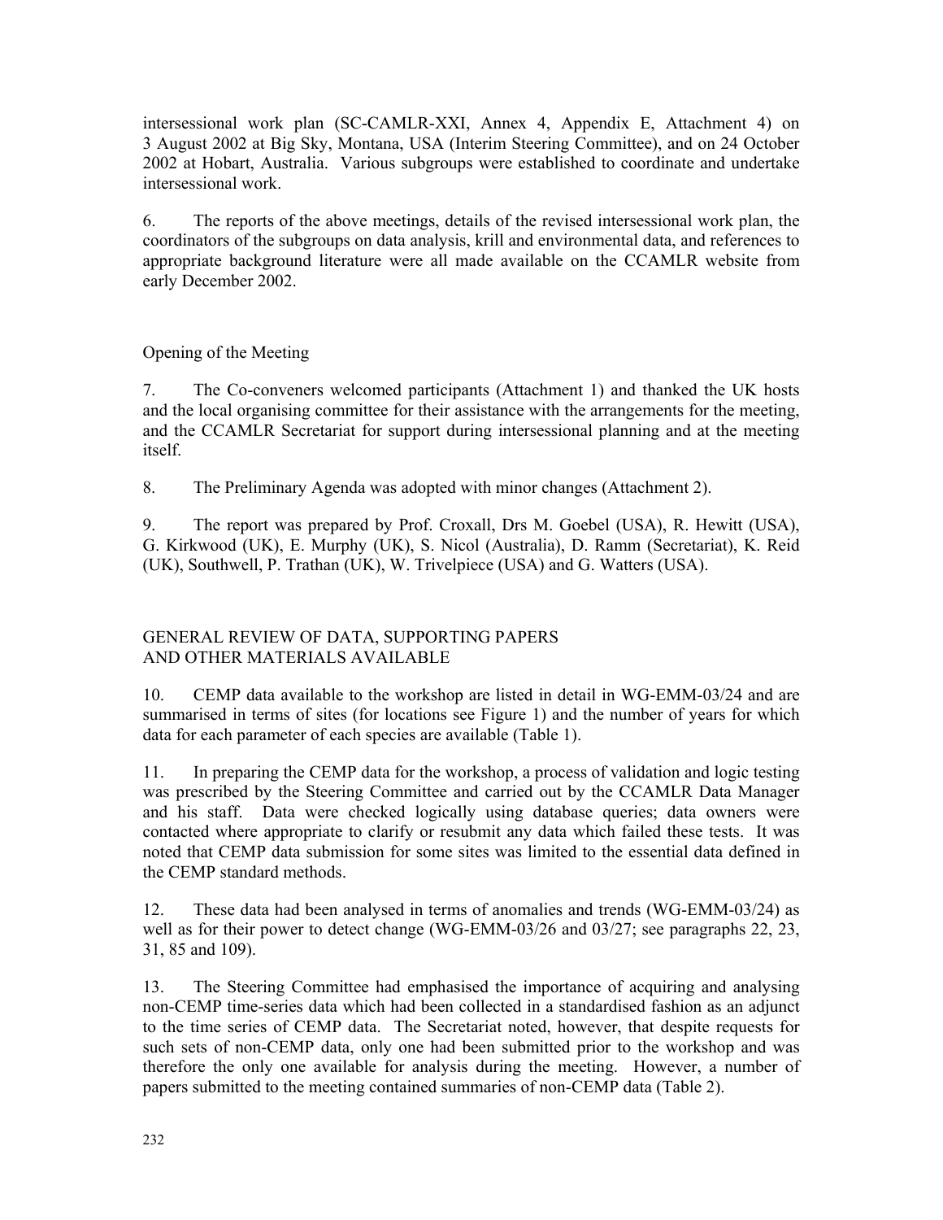intersessional work plan (SC-CAMLR-XXI, Annex 4, Appendix E, Attachment 4) on 3 August 2002 at Big Sky, Montana, USA (Interim Steering Committee), and on 24 October 2002 at Hobart, Australia. Various subgroups were established to coordinate and undertake intersessional work.

6. The reports of the above meetings, details of the revised intersessional work plan, the coordinators of the subgroups on data analysis, krill and environmental data, and references to appropriate background literature were all made available on the CCAMLR website from early December 2002.

### Opening of the Meeting

7. The Co-conveners welcomed participants (Attachment 1) and thanked the UK hosts and the local organising committee for their assistance with the arrangements for the meeting, and the CCAMLR Secretariat for support during intersessional planning and at the meeting itself.

8. The Preliminary Agenda was adopted with minor changes (Attachment 2).

9. The report was prepared by Prof. Croxall, Drs M. Goebel (USA), R. Hewitt (USA), G. Kirkwood (UK), E. Murphy (UK), S. Nicol (Australia), D. Ramm (Secretariat), K. Reid (UK), Southwell, P. Trathan (UK), W. Trivelpiece (USA) and G. Watters (USA).

## GENERAL REVIEW OF DATA, SUPPORTING PAPERS AND OTHER MATERIALS AVAILABLE

10. CEMP data available to the workshop are listed in detail in WG-EMM-03/24 and are summarised in terms of sites (for locations see Figure 1) and the number of years for which data for each parameter of each species are available (Table 1).

11. In preparing the CEMP data for the workshop, a process of validation and logic testing was prescribed by the Steering Committee and carried out by the CCAMLR Data Manager and his staff. Data were checked logically using database queries; data owners were contacted where appropriate to clarify or resubmit any data which failed these tests. It was noted that CEMP data submission for some sites was limited to the essential data defined in the CEMP standard methods.

12. These data had been analysed in terms of anomalies and trends (WG-EMM-03/24) as well as for their power to detect change (WG-EMM-03/26 and 03/27; see paragraphs 22, 23, 31, 85 and 109).

13. The Steering Committee had emphasised the importance of acquiring and analysing non-CEMP time-series data which had been collected in a standardised fashion as an adjunct to the time series of CEMP data. The Secretariat noted, however, that despite requests for such sets of non-CEMP data, only one had been submitted prior to the workshop and was therefore the only one available for analysis during the meeting. However, a number of papers submitted to the meeting contained summaries of non-CEMP data (Table 2).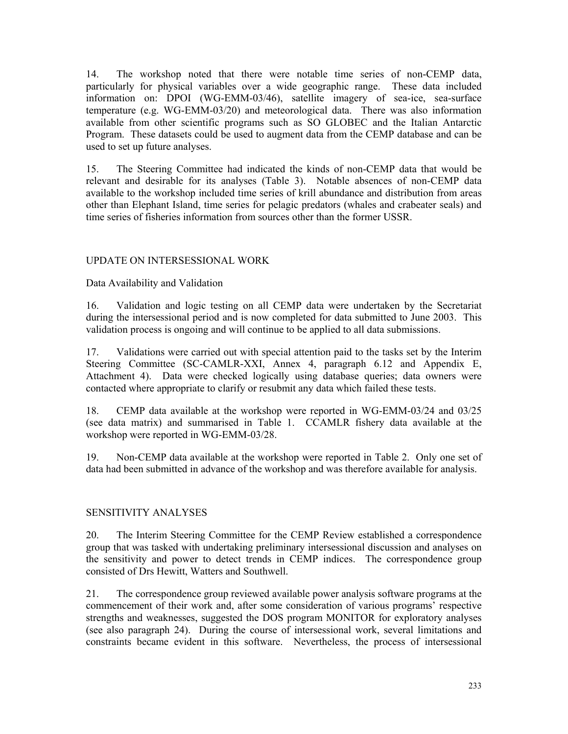14. The workshop noted that there were notable time series of non-CEMP data, particularly for physical variables over a wide geographic range. These data included information on: DPOI (WG-EMM-03/46), satellite imagery of sea-ice, sea-surface temperature (e.g. WG-EMM-03/20) and meteorological data. There was also information available from other scientific programs such as SO GLOBEC and the Italian Antarctic Program. These datasets could be used to augment data from the CEMP database and can be used to set up future analyses.

15. The Steering Committee had indicated the kinds of non-CEMP data that would be relevant and desirable for its analyses (Table 3). Notable absences of non-CEMP data available to the workshop included time series of krill abundance and distribution from areas other than Elephant Island, time series for pelagic predators (whales and crabeater seals) and time series of fisheries information from sources other than the former USSR.

## UPDATE ON INTERSESSIONAL WORK

### Data Availability and Validation

16. Validation and logic testing on all CEMP data were undertaken by the Secretariat during the intersessional period and is now completed for data submitted to June 2003. This validation process is ongoing and will continue to be applied to all data submissions.

17. Validations were carried out with special attention paid to the tasks set by the Interim Steering Committee (SC-CAMLR-XXI, Annex 4, paragraph 6.12 and Appendix E, Attachment 4). Data were checked logically using database queries; data owners were contacted where appropriate to clarify or resubmit any data which failed these tests.

18. CEMP data available at the workshop were reported in WG-EMM-03/24 and 03/25 (see data matrix) and summarised in Table 1. CCAMLR fishery data available at the workshop were reported in WG-EMM-03/28.

19. Non-CEMP data available at the workshop were reported in Table 2. Only one set of data had been submitted in advance of the workshop and was therefore available for analysis.

## SENSITIVITY ANALYSES

20. The Interim Steering Committee for the CEMP Review established a correspondence group that was tasked with undertaking preliminary intersessional discussion and analyses on the sensitivity and power to detect trends in CEMP indices. The correspondence group consisted of Drs Hewitt, Watters and Southwell.

21. The correspondence group reviewed available power analysis software programs at the commencement of their work and, after some consideration of various programs' respective strengths and weaknesses, suggested the DOS program MONITOR for exploratory analyses (see also paragraph 24). During the course of intersessional work, several limitations and constraints became evident in this software. Nevertheless, the process of intersessional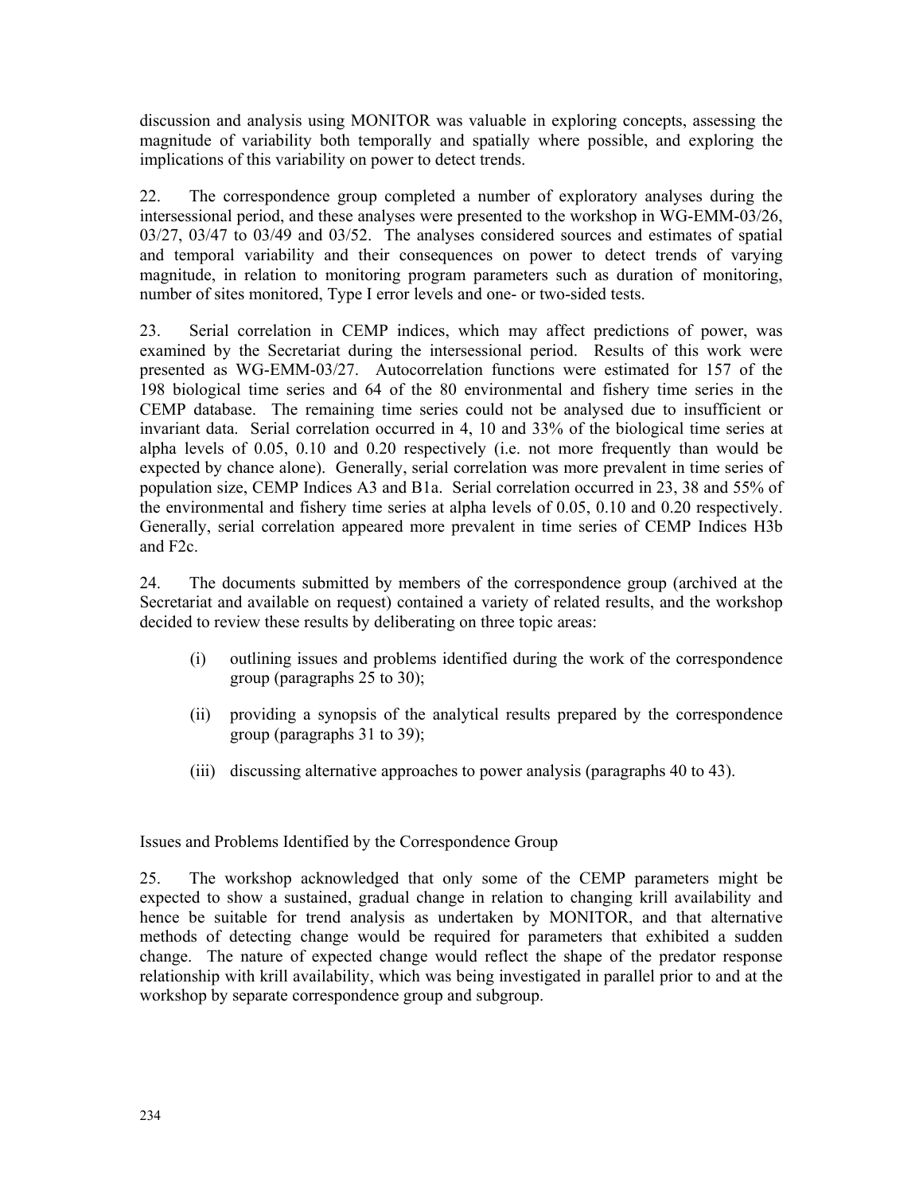discussion and analysis using MONITOR was valuable in exploring concepts, assessing the magnitude of variability both temporally and spatially where possible, and exploring the implications of this variability on power to detect trends.

22. The correspondence group completed a number of exploratory analyses during the intersessional period, and these analyses were presented to the workshop in WG-EMM-03/26, 03/27, 03/47 to 03/49 and 03/52. The analyses considered sources and estimates of spatial and temporal variability and their consequences on power to detect trends of varying magnitude, in relation to monitoring program parameters such as duration of monitoring, number of sites monitored, Type I error levels and one- or two-sided tests.

23. Serial correlation in CEMP indices, which may affect predictions of power, was examined by the Secretariat during the intersessional period. Results of this work were presented as WG-EMM-03/27. Autocorrelation functions were estimated for 157 of the 198 biological time series and 64 of the 80 environmental and fishery time series in the CEMP database. The remaining time series could not be analysed due to insufficient or invariant data. Serial correlation occurred in 4, 10 and 33% of the biological time series at alpha levels of 0.05, 0.10 and 0.20 respectively (i.e. not more frequently than would be expected by chance alone). Generally, serial correlation was more prevalent in time series of population size, CEMP Indices A3 and B1a. Serial correlation occurred in 23, 38 and 55% of the environmental and fishery time series at alpha levels of 0.05, 0.10 and 0.20 respectively. Generally, serial correlation appeared more prevalent in time series of CEMP Indices H3b and F2c.

24. The documents submitted by members of the correspondence group (archived at the Secretariat and available on request) contained a variety of related results, and the workshop decided to review these results by deliberating on three topic areas:

(i) outlining issues and problems identified during the work of the correspondence group (paragraphs 25 to 30);

(ii) providing a synopsis of the analytical results prepared by the correspondence group (paragraphs 31 to 39);

(iii) discussing alternative approaches to power analysis (paragraphs 40 to 43).

## Issues and Problems Identified by the Correspondence Group

25. The workshop acknowledged that only some of the CEMP parameters might be expected to show a sustained, gradual change in relation to changing krill availability and hence be suitable for trend analysis as undertaken by MONITOR, and that alternative methods of detecting change would be required for parameters that exhibited a sudden change. The nature of expected change would reflect the shape of the predator response relationship with krill availability, which was being investigated in parallel prior to and at the workshop by separate correspondence group and subgroup.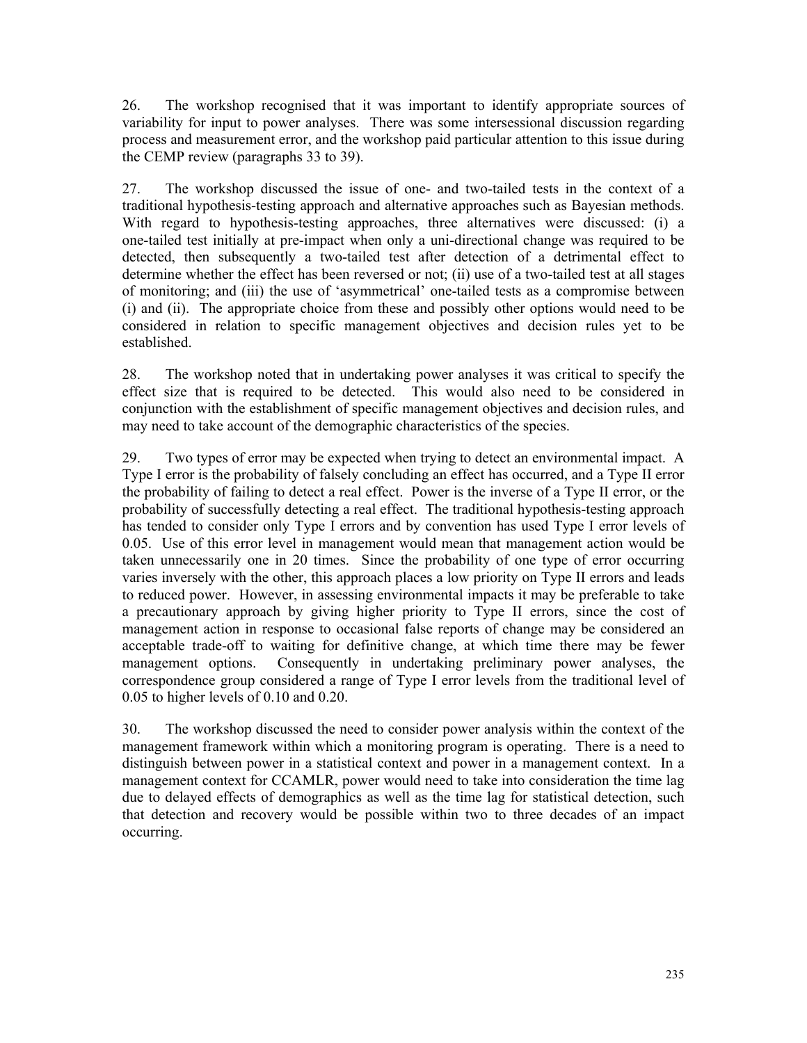26. The workshop recognised that it was important to identify appropriate sources of variability for input to power analyses. There was some intersessional discussion regarding process and measurement error, and the workshop paid particular attention to this issue during the CEMP review (paragraphs 33 to 39).

27. The workshop discussed the issue of one- and two-tailed tests in the context of a traditional hypothesis-testing approach and alternative approaches such as Bayesian methods. With regard to hypothesis-testing approaches, three alternatives were discussed: (i) a one-tailed test initially at pre-impact when only a uni-directional change was required to be detected, then subsequently a two-tailed test after detection of a detrimental effect to determine whether the effect has been reversed or not; (ii) use of a two-tailed test at all stages of monitoring; and (iii) the use of 'asymmetrical' one-tailed tests as a compromise between (i) and (ii). The appropriate choice from these and possibly other options would need to be considered in relation to specific management objectives and decision rules yet to be established.

28. The workshop noted that in undertaking power analyses it was critical to specify the effect size that is required to be detected. This would also need to be considered in conjunction with the establishment of specific management objectives and decision rules, and may need to take account of the demographic characteristics of the species.

29. Two types of error may be expected when trying to detect an environmental impact. A Type I error is the probability of falsely concluding an effect has occurred, and a Type II error the probability of failing to detect a real effect. Power is the inverse of a Type II error, or the probability of successfully detecting a real effect. The traditional hypothesis-testing approach has tended to consider only Type I errors and by convention has used Type I error levels of 0.05. Use of this error level in management would mean that management action would be taken unnecessarily one in 20 times. Since the probability of one type of error occurring varies inversely with the other, this approach places a low priority on Type II errors and leads to reduced power. However, in assessing environmental impacts it may be preferable to take a precautionary approach by giving higher priority to Type II errors, since the cost of management action in response to occasional false reports of change may be considered an acceptable trade-off to waiting for definitive change, at which time there may be fewer management options. Consequently in undertaking preliminary power analyses, the correspondence group considered a range of Type I error levels from the traditional level of 0.05 to higher levels of 0.10 and 0.20.

30. The workshop discussed the need to consider power analysis within the context of the management framework within which a monitoring program is operating. There is a need to distinguish between power in a statistical context and power in a management context. In a management context for CCAMLR, power would need to take into consideration the time lag due to delayed effects of demographics as well as the time lag for statistical detection, such that detection and recovery would be possible within two to three decades of an impact occurring.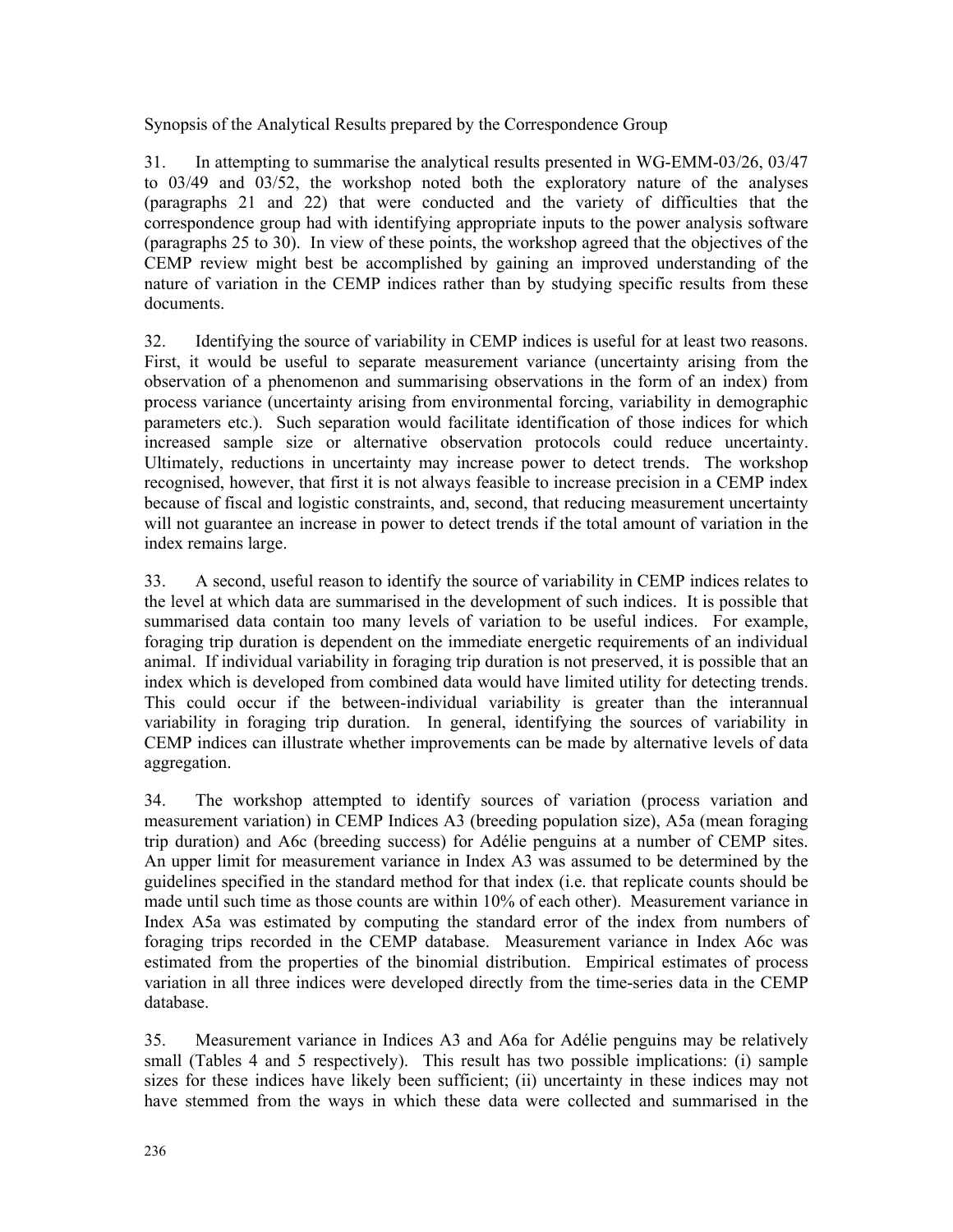Synopsis of the Analytical Results prepared by the Correspondence Group

31. In attempting to summarise the analytical results presented in WG-EMM-03/26, 03/47 to 03/49 and 03/52, the workshop noted both the exploratory nature of the analyses (paragraphs 21 and 22) that were conducted and the variety of difficulties that the correspondence group had with identifying appropriate inputs to the power analysis software (paragraphs 25 to 30). In view of these points, the workshop agreed that the objectives of the CEMP review might best be accomplished by gaining an improved understanding of the nature of variation in the CEMP indices rather than by studying specific results from these documents.

32. Identifying the source of variability in CEMP indices is useful for at least two reasons. First, it would be useful to separate measurement variance (uncertainty arising from the observation of a phenomenon and summarising observations in the form of an index) from process variance (uncertainty arising from environmental forcing, variability in demographic parameters etc.). Such separation would facilitate identification of those indices for which increased sample size or alternative observation protocols could reduce uncertainty. Ultimately, reductions in uncertainty may increase power to detect trends. The workshop recognised, however, that first it is not always feasible to increase precision in a CEMP index because of fiscal and logistic constraints, and, second, that reducing measurement uncertainty will not guarantee an increase in power to detect trends if the total amount of variation in the index remains large.

33. A second, useful reason to identify the source of variability in CEMP indices relates to the level at which data are summarised in the development of such indices. It is possible that summarised data contain too many levels of variation to be useful indices. For example, foraging trip duration is dependent on the immediate energetic requirements of an individual animal. If individual variability in foraging trip duration is not preserved, it is possible that an index which is developed from combined data would have limited utility for detecting trends. This could occur if the between-individual variability is greater than the interannual variability in foraging trip duration. In general, identifying the sources of variability in CEMP indices can illustrate whether improvements can be made by alternative levels of data aggregation.

34. The workshop attempted to identify sources of variation (process variation and measurement variation) in CEMP Indices A3 (breeding population size), A5a (mean foraging trip duration) and A6c (breeding success) for Adélie penguins at a number of CEMP sites. An upper limit for measurement variance in Index A3 was assumed to be determined by the guidelines specified in the standard method for that index (i.e. that replicate counts should be made until such time as those counts are within 10% of each other). Measurement variance in Index A5a was estimated by computing the standard error of the index from numbers of foraging trips recorded in the CEMP database. Measurement variance in Index A6c was estimated from the properties of the binomial distribution. Empirical estimates of process variation in all three indices were developed directly from the time-series data in the CEMP database.

35. Measurement variance in Indices A3 and A6a for Adélie penguins may be relatively small (Tables 4 and 5 respectively). This result has two possible implications: (i) sample sizes for these indices have likely been sufficient; (ii) uncertainty in these indices may not have stemmed from the ways in which these data were collected and summarised in the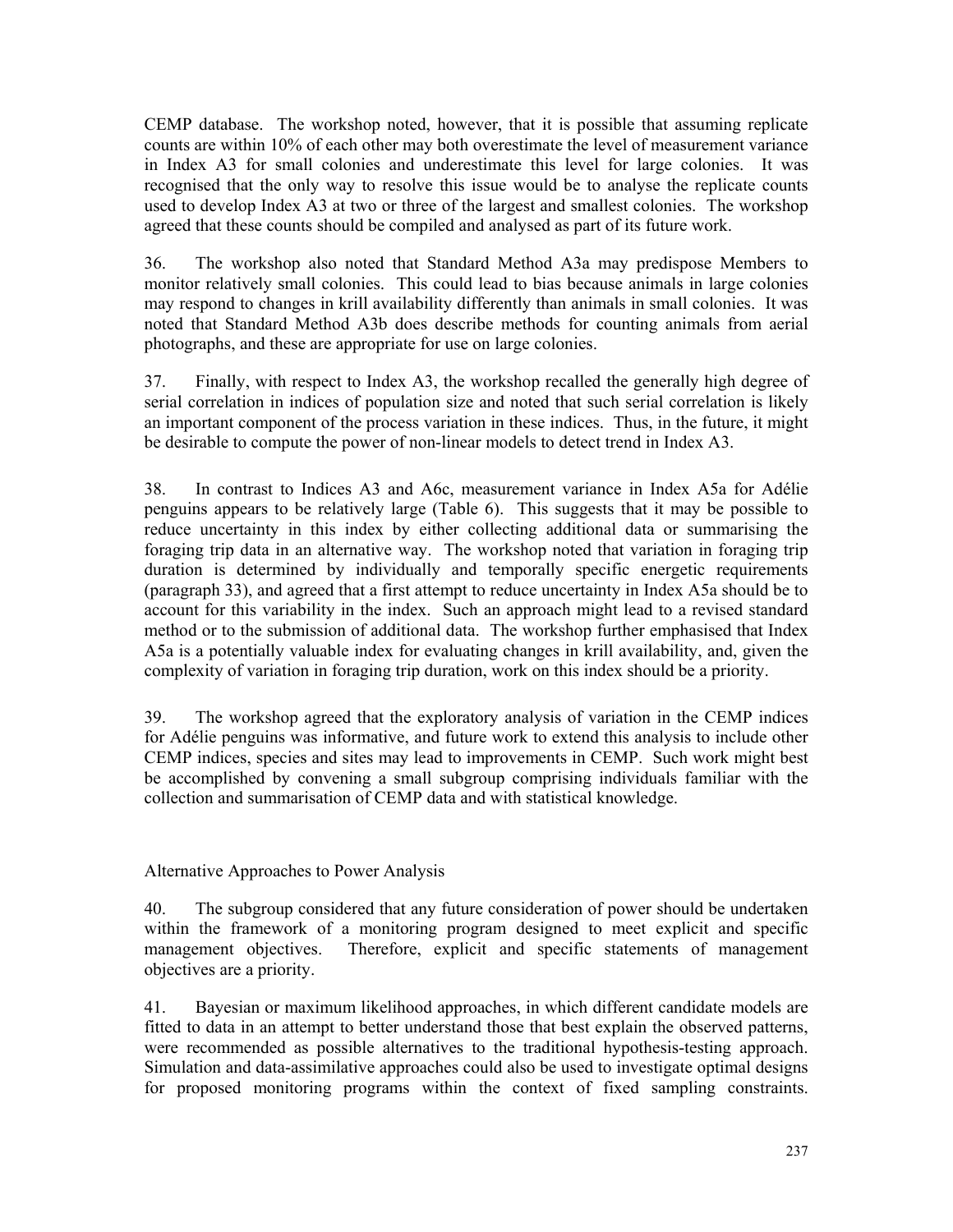CEMP database. The workshop noted, however, that it is possible that assuming replicate counts are within 10% of each other may both overestimate the level of measurement variance in Index A3 for small colonies and underestimate this level for large colonies. It was recognised that the only way to resolve this issue would be to analyse the replicate counts used to develop Index A3 at two or three of the largest and smallest colonies. The workshop agreed that these counts should be compiled and analysed as part of its future work.

36. The workshop also noted that Standard Method A3a may predispose Members to monitor relatively small colonies. This could lead to bias because animals in large colonies may respond to changes in krill availability differently than animals in small colonies. It was noted that Standard Method A3b does describe methods for counting animals from aerial photographs, and these are appropriate for use on large colonies.

37. Finally, with respect to Index A3, the workshop recalled the generally high degree of serial correlation in indices of population size and noted that such serial correlation is likely an important component of the process variation in these indices. Thus, in the future, it might be desirable to compute the power of non-linear models to detect trend in Index A3.

38. In contrast to Indices A3 and A6c, measurement variance in Index A5a for Adélie penguins appears to be relatively large (Table 6). This suggests that it may be possible to reduce uncertainty in this index by either collecting additional data or summarising the foraging trip data in an alternative way. The workshop noted that variation in foraging trip duration is determined by individually and temporally specific energetic requirements (paragraph 33), and agreed that a first attempt to reduce uncertainty in Index A5a should be to account for this variability in the index. Such an approach might lead to a revised standard method or to the submission of additional data. The workshop further emphasised that Index A5a is a potentially valuable index for evaluating changes in krill availability, and, given the complexity of variation in foraging trip duration, work on this index should be a priority.

39. The workshop agreed that the exploratory analysis of variation in the CEMP indices for Adélie penguins was informative, and future work to extend this analysis to include other CEMP indices, species and sites may lead to improvements in CEMP. Such work might best be accomplished by convening a small subgroup comprising individuals familiar with the collection and summarisation of CEMP data and with statistical knowledge.

## Alternative Approaches to Power Analysis

40. The subgroup considered that any future consideration of power should be undertaken within the framework of a monitoring program designed to meet explicit and specific management objectives. Therefore, explicit and specific statements of management objectives are a priority.

41. Bayesian or maximum likelihood approaches, in which different candidate models are fitted to data in an attempt to better understand those that best explain the observed patterns, were recommended as possible alternatives to the traditional hypothesis-testing approach. Simulation and data-assimilative approaches could also be used to investigate optimal designs for proposed monitoring programs within the context of fixed sampling constraints.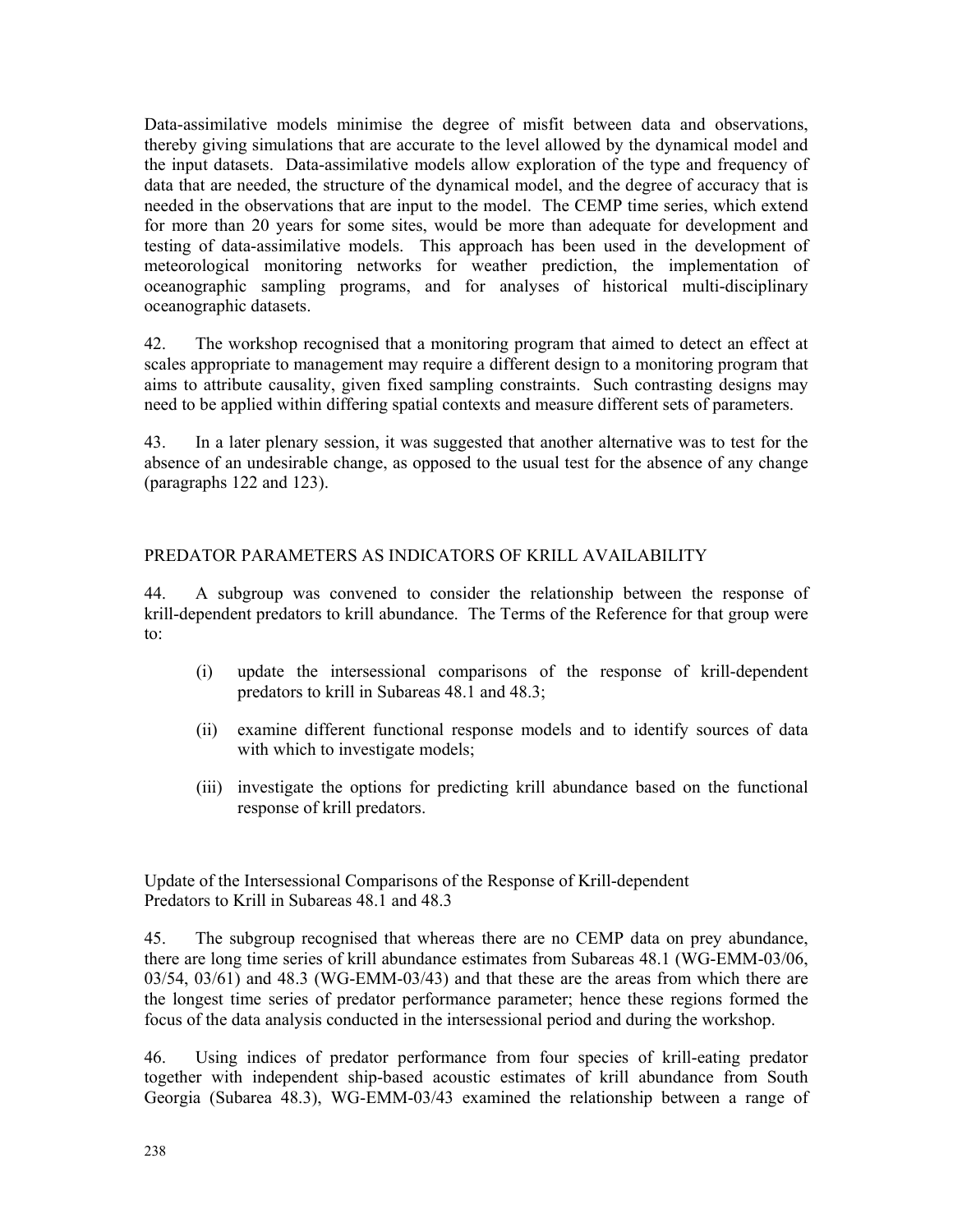Data-assimilative models minimise the degree of misfit between data and observations, thereby giving simulations that are accurate to the level allowed by the dynamical model and the input datasets. Data-assimilative models allow exploration of the type and frequency of data that are needed, the structure of the dynamical model, and the degree of accuracy that is needed in the observations that are input to the model. The CEMP time series, which extend for more than 20 years for some sites, would be more than adequate for development and testing of data-assimilative models. This approach has been used in the development of meteorological monitoring networks for weather prediction, the implementation of oceanographic sampling programs, and for analyses of historical multi-disciplinary oceanographic datasets.

42. The workshop recognised that a monitoring program that aimed to detect an effect at scales appropriate to management may require a different design to a monitoring program that aims to attribute causality, given fixed sampling constraints. Such contrasting designs may need to be applied within differing spatial contexts and measure different sets of parameters.

43. In a later plenary session, it was suggested that another alternative was to test for the absence of an undesirable change, as opposed to the usual test for the absence of any change (paragraphs 122 and 123).

## PREDATOR PARAMETERS AS INDICATORS OF KRILL AVAILABILITY

44. A subgroup was convened to consider the relationship between the response of krill-dependent predators to krill abundance. The Terms of the Reference for that group were to:

(i) update the intersessional comparisons of the response of krill-dependent predators to krill in Subareas 48.1 and 48.3;

(ii) examine different functional response models and to identify sources of data with which to investigate models;

(iii) investigate the options for predicting krill abundance based on the functional response of krill predators.

### Update of the Intersessional Comparisons of the Response of Krill-dependent Predators to Krill in Subareas 48.1 and 48.3

45. The subgroup recognised that whereas there are no CEMP data on prey abundance, there are long time series of krill abundance estimates from Subareas 48.1 (WG-EMM-03/06, 03/54, 03/61) and 48.3 (WG-EMM-03/43) and that these are the areas from which there are the longest time series of predator performance parameter; hence these regions formed the focus of the data analysis conducted in the intersessional period and during the workshop.

46. Using indices of predator performance from four species of krill-eating predator together with independent ship-based acoustic estimates of krill abundance from South Georgia (Subarea 48.3), WG-EMM-03/43 examined the relationship between a range of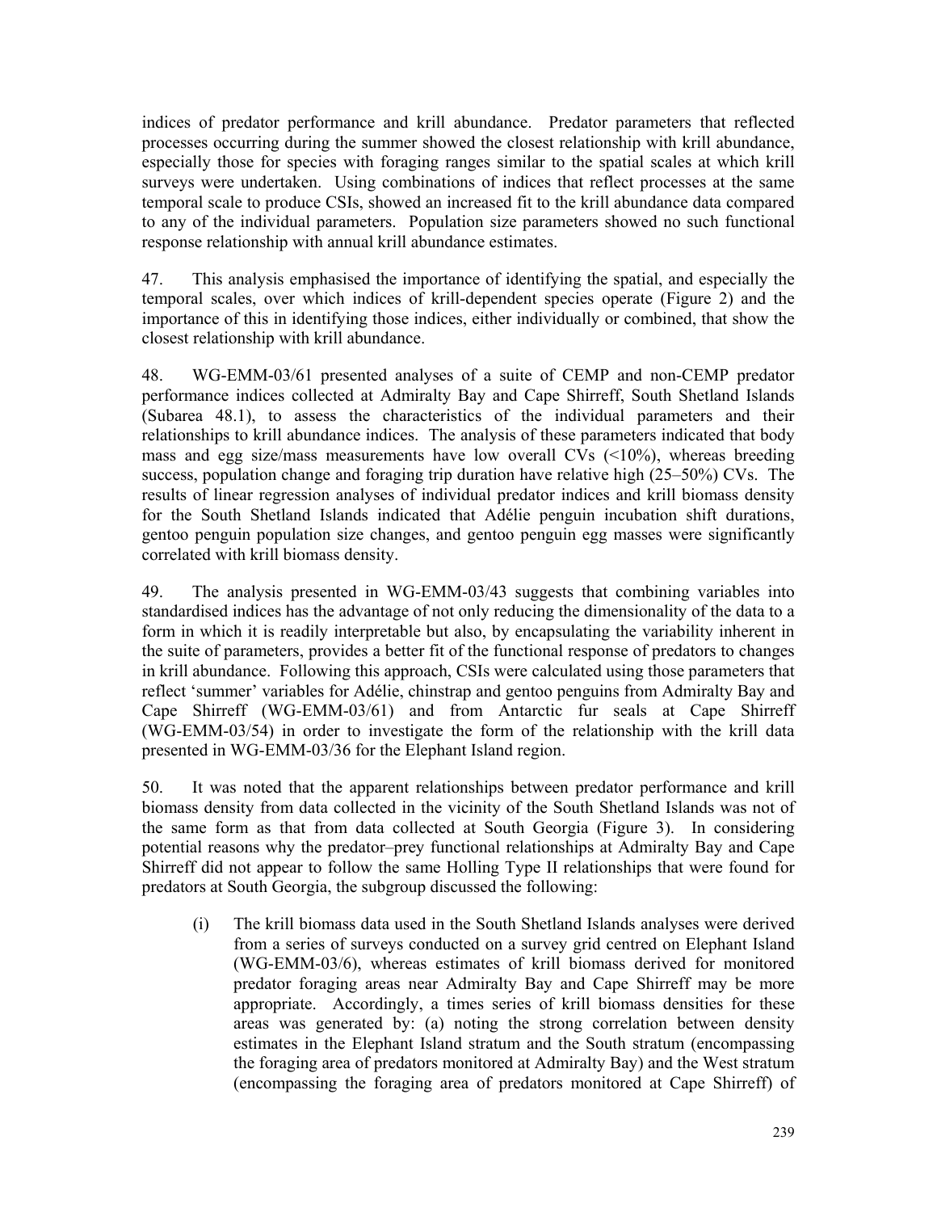indices of predator performance and krill abundance. Predator parameters that reflected processes occurring during the summer showed the closest relationship with krill abundance, especially those for species with foraging ranges similar to the spatial scales at which krill surveys were undertaken. Using combinations of indices that reflect processes at the same temporal scale to produce CSIs, showed an increased fit to the krill abundance data compared to any of the individual parameters. Population size parameters showed no such functional response relationship with annual krill abundance estimates.

47. This analysis emphasised the importance of identifying the spatial, and especially the temporal scales, over which indices of krill-dependent species operate (Figure 2) and the importance of this in identifying those indices, either individually or combined, that show the closest relationship with krill abundance.

48. WG-EMM-03/61 presented analyses of a suite of CEMP and non-CEMP predator performance indices collected at Admiralty Bay and Cape Shirreff, South Shetland Islands (Subarea 48.1), to assess the characteristics of the individual parameters and their relationships to krill abundance indices. The analysis of these parameters indicated that body mass and egg size/mass measurements have low overall CVs (<10%), whereas breeding success, population change and foraging trip duration have relative high (25–50%) CVs. The results of linear regression analyses of individual predator indices and krill biomass density for the South Shetland Islands indicated that Adélie penguin incubation shift durations, gentoo penguin population size changes, and gentoo penguin egg masses were significantly correlated with krill biomass density.

49. The analysis presented in WG-EMM-03/43 suggests that combining variables into standardised indices has the advantage of not only reducing the dimensionality of the data to a form in which it is readily interpretable but also, by encapsulating the variability inherent in the suite of parameters, provides a better fit of the functional response of predators to changes in krill abundance. Following this approach, CSIs were calculated using those parameters that reflect 'summer' variables for Adélie, chinstrap and gentoo penguins from Admiralty Bay and Cape Shirreff (WG-EMM-03/61) and from Antarctic fur seals at Cape Shirreff (WG-EMM-03/54) in order to investigate the form of the relationship with the krill data presented in WG-EMM-03/36 for the Elephant Island region.

50. It was noted that the apparent relationships between predator performance and krill biomass density from data collected in the vicinity of the South Shetland Islands was not of the same form as that from data collected at South Georgia (Figure 3). In considering potential reasons why the predator–prey functional relationships at Admiralty Bay and Cape Shirreff did not appear to follow the same Holling Type II relationships that were found for predators at South Georgia, the subgroup discussed the following:

(i) The krill biomass data used in the South Shetland Islands analyses were derived from a series of surveys conducted on a survey grid centred on Elephant Island (WG-EMM-03/6), whereas estimates of krill biomass derived for monitored predator foraging areas near Admiralty Bay and Cape Shirreff may be more appropriate. Accordingly, a times series of krill biomass densities for these areas was generated by: (a) noting the strong correlation between density estimates in the Elephant Island stratum and the South stratum (encompassing the foraging area of predators monitored at Admiralty Bay) and the West stratum (encompassing the foraging area of predators monitored at Cape Shirreff) of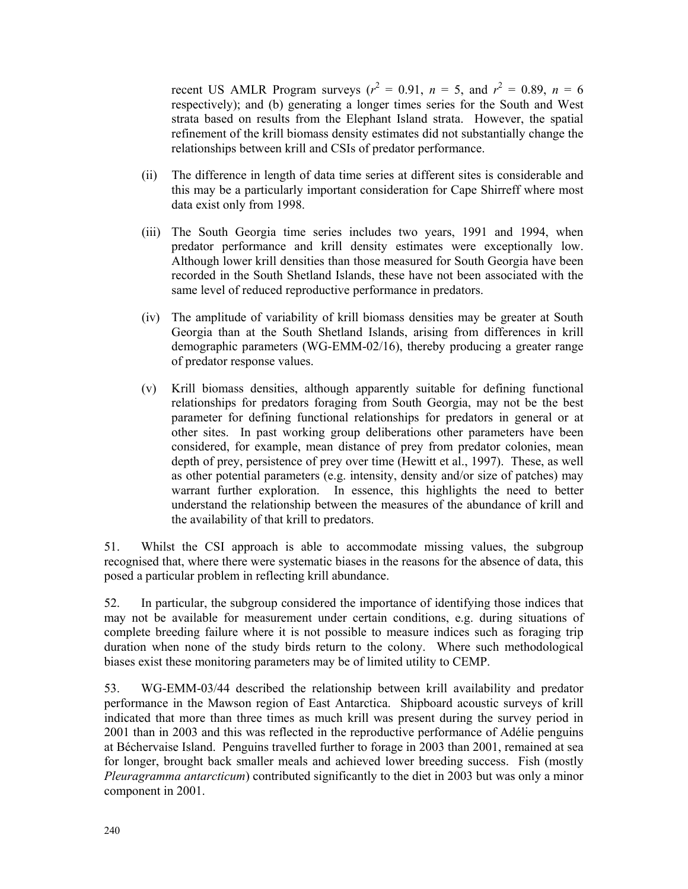recent US AMLR Program surveys ($r^2$ = 0.91, $n$ = 5, and $r^2$ = 0.89, $n$ = 6 respectively); and (b) generating a longer times series for the South and West strata based on results from the Elephant Island strata. However, the spatial refinement of the krill biomass density estimates did not substantially change the relationships between krill and CSIs of predator performance.

(ii) The difference in length of data time series at different sites is considerable and this may be a particularly important consideration for Cape Shirreff where most data exist only from 1998.

(iii) The South Georgia time series includes two years, 1991 and 1994, when predator performance and krill density estimates were exceptionally low. Although lower krill densities than those measured for South Georgia have been recorded in the South Shetland Islands, these have not been associated with the same level of reduced reproductive performance in predators.

(iv) The amplitude of variability of krill biomass densities may be greater at South Georgia than at the South Shetland Islands, arising from differences in krill demographic parameters (WG-EMM-02/16), thereby producing a greater range of predator response values.

(v) Krill biomass densities, although apparently suitable for defining functional relationships for predators foraging from South Georgia, may not be the best parameter for defining functional relationships for predators in general or at other sites. In past working group deliberations other parameters have been considered, for example, mean distance of prey from predator colonies, mean depth of prey, persistence of prey over time (Hewitt et al., 1997). These, as well as other potential parameters (e.g. intensity, density and/or size of patches) may warrant further exploration. In essence, this highlights the need to better understand the relationship between the measures of the abundance of krill and the availability of that krill to predators.

51. Whilst the CSI approach is able to accommodate missing values, the subgroup recognised that, where there were systematic biases in the reasons for the absence of data, this posed a particular problem in reflecting krill abundance.

52. In particular, the subgroup considered the importance of identifying those indices that may not be available for measurement under certain conditions, e.g. during situations of complete breeding failure where it is not possible to measure indices such as foraging trip duration when none of the study birds return to the colony. Where such methodological biases exist these monitoring parameters may be of limited utility to CEMP.

53. WG-EMM-03/44 described the relationship between krill availability and predator performance in the Mawson region of East Antarctica. Shipboard acoustic surveys of krill indicated that more than three times as much krill was present during the survey period in 2001 than in 2003 and this was reflected in the reproductive performance of Adélie penguins at Béchervaise Island. Penguins travelled further to forage in 2003 than 2001, remained at sea for longer, brought back smaller meals and achieved lower breeding success. Fish (mostly *Pleuragramma antarcticum*) contributed significantly to the diet in 2003 but was only a minor component in 2001.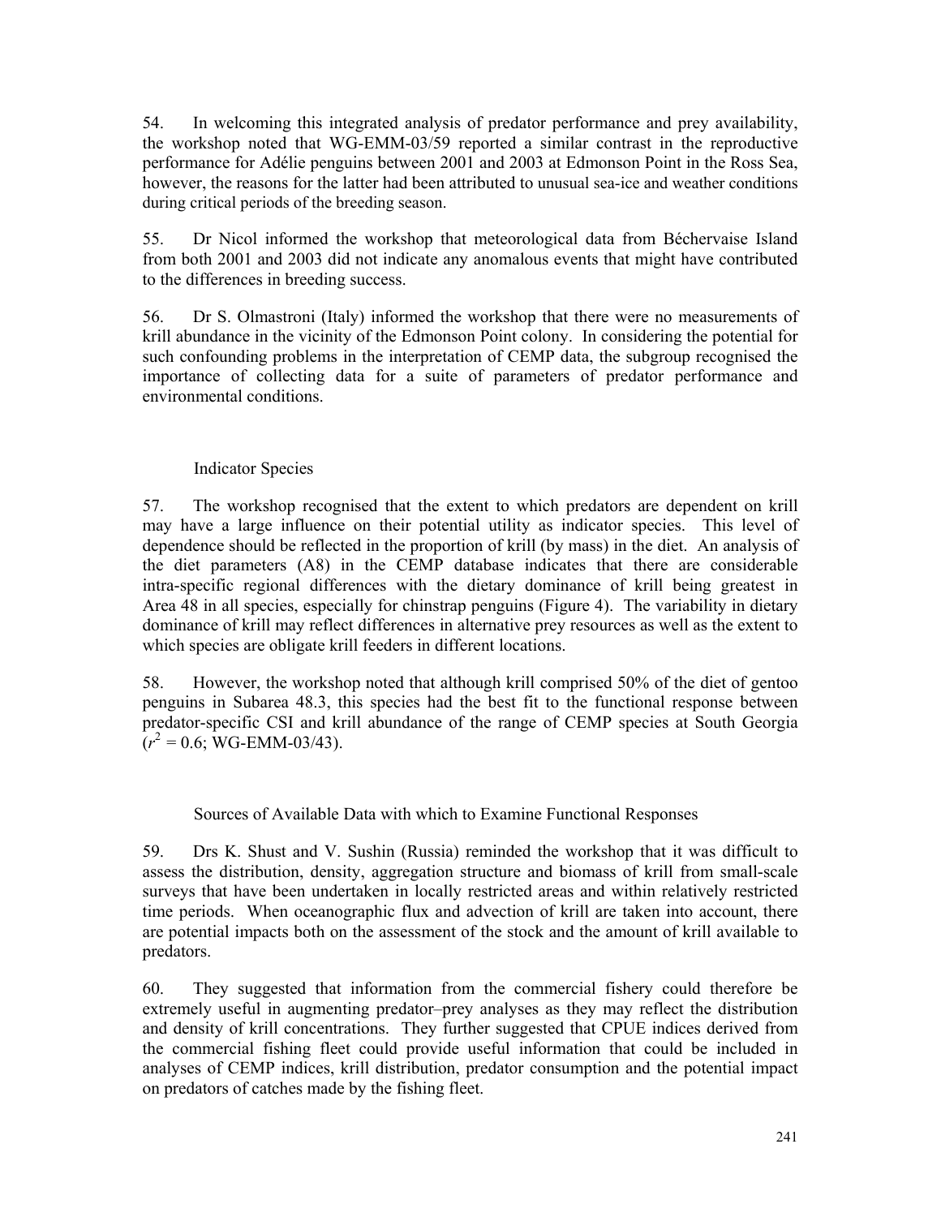54. In welcoming this integrated analysis of predator performance and prey availability, the workshop noted that WG-EMM-03/59 reported a similar contrast in the reproductive performance for Adélie penguins between 2001 and 2003 at Edmonson Point in the Ross Sea, however, the reasons for the latter had been attributed to unusual sea-ice and weather conditions during critical periods of the breeding season.

55. Dr Nicol informed the workshop that meteorological data from Béchervaise Island from both 2001 and 2003 did not indicate any anomalous events that might have contributed to the differences in breeding success.

56. Dr S. Olmastroni (Italy) informed the workshop that there were no measurements of krill abundance in the vicinity of the Edmonson Point colony. In considering the potential for such confounding problems in the interpretation of CEMP data, the subgroup recognised the importance of collecting data for a suite of parameters of predator performance and environmental conditions.

### Indicator Species

57. The workshop recognised that the extent to which predators are dependent on krill may have a large influence on their potential utility as indicator species. This level of dependence should be reflected in the proportion of krill (by mass) in the diet. An analysis of the diet parameters (A8) in the CEMP database indicates that there are considerable intra-specific regional differences with the dietary dominance of krill being greatest in Area 48 in all species, especially for chinstrap penguins (Figure 4). The variability in dietary dominance of krill may reflect differences in alternative prey resources as well as the extent to which species are obligate krill feeders in different locations.

58. However, the workshop noted that although krill comprised 50% of the diet of gentoo penguins in Subarea 48.3, this species had the best fit to the functional response between predator-specific CSI and krill abundance of the range of CEMP species at South Georgia ($r^2 = 0.6$; WG-EMM-03/43).

### Sources of Available Data with which to Examine Functional Responses

59. Drs K. Shust and V. Sushin (Russia) reminded the workshop that it was difficult to assess the distribution, density, aggregation structure and biomass of krill from small-scale surveys that have been undertaken in locally restricted areas and within relatively restricted time periods. When oceanographic flux and advection of krill are taken into account, there are potential impacts both on the assessment of the stock and the amount of krill available to predators.

60. They suggested that information from the commercial fishery could therefore be extremely useful in augmenting predator–prey analyses as they may reflect the distribution and density of krill concentrations. They further suggested that CPUE indices derived from the commercial fishing fleet could provide useful information that could be included in analyses of CEMP indices, krill distribution, predator consumption and the potential impact on predators of catches made by the fishing fleet.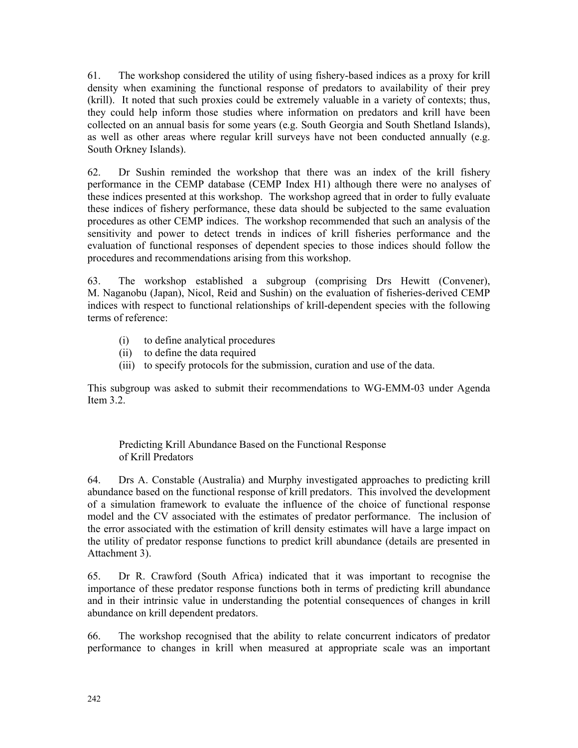61. The workshop considered the utility of using fishery-based indices as a proxy for krill density when examining the functional response of predators to availability of their prey (krill). It noted that such proxies could be extremely valuable in a variety of contexts; thus, they could help inform those studies where information on predators and krill have been collected on an annual basis for some years (e.g. South Georgia and South Shetland Islands), as well as other areas where regular krill surveys have not been conducted annually (e.g. South Orkney Islands).

62. Dr Sushin reminded the workshop that there was an index of the krill fishery performance in the CEMP database (CEMP Index H1) although there were no analyses of these indices presented at this workshop. The workshop agreed that in order to fully evaluate these indices of fishery performance, these data should be subjected to the same evaluation procedures as other CEMP indices. The workshop recommended that such an analysis of the sensitivity and power to detect trends in indices of krill fisheries performance and the evaluation of functional responses of dependent species to those indices should follow the procedures and recommendations arising from this workshop.

63. The workshop established a subgroup (comprising Drs Hewitt (Convener), M. Naganobu (Japan), Nicol, Reid and Sushin) on the evaluation of fisheries-derived CEMP indices with respect to functional relationships of krill-dependent species with the following terms of reference:

(i) to define analytical procedures
(ii) to define the data required
(iii) to specify protocols for the submission, curation and use of the data.

This subgroup was asked to submit their recommendations to WG-EMM-03 under Agenda Item 3.2.

### Predicting Krill Abundance Based on the Functional Response of Krill Predators

64. Drs A. Constable (Australia) and Murphy investigated approaches to predicting krill abundance based on the functional response of krill predators. This involved the development of a simulation framework to evaluate the influence of the choice of functional response model and the CV associated with the estimates of predator performance. The inclusion of the error associated with the estimation of krill density estimates will have a large impact on the utility of predator response functions to predict krill abundance (details are presented in Attachment 3).

65. Dr R. Crawford (South Africa) indicated that it was important to recognise the importance of these predator response functions both in terms of predicting krill abundance and in their intrinsic value in understanding the potential consequences of changes in krill abundance on krill dependent predators.

66. The workshop recognised that the ability to relate concurrent indicators of predator performance to changes in krill when measured at appropriate scale was an important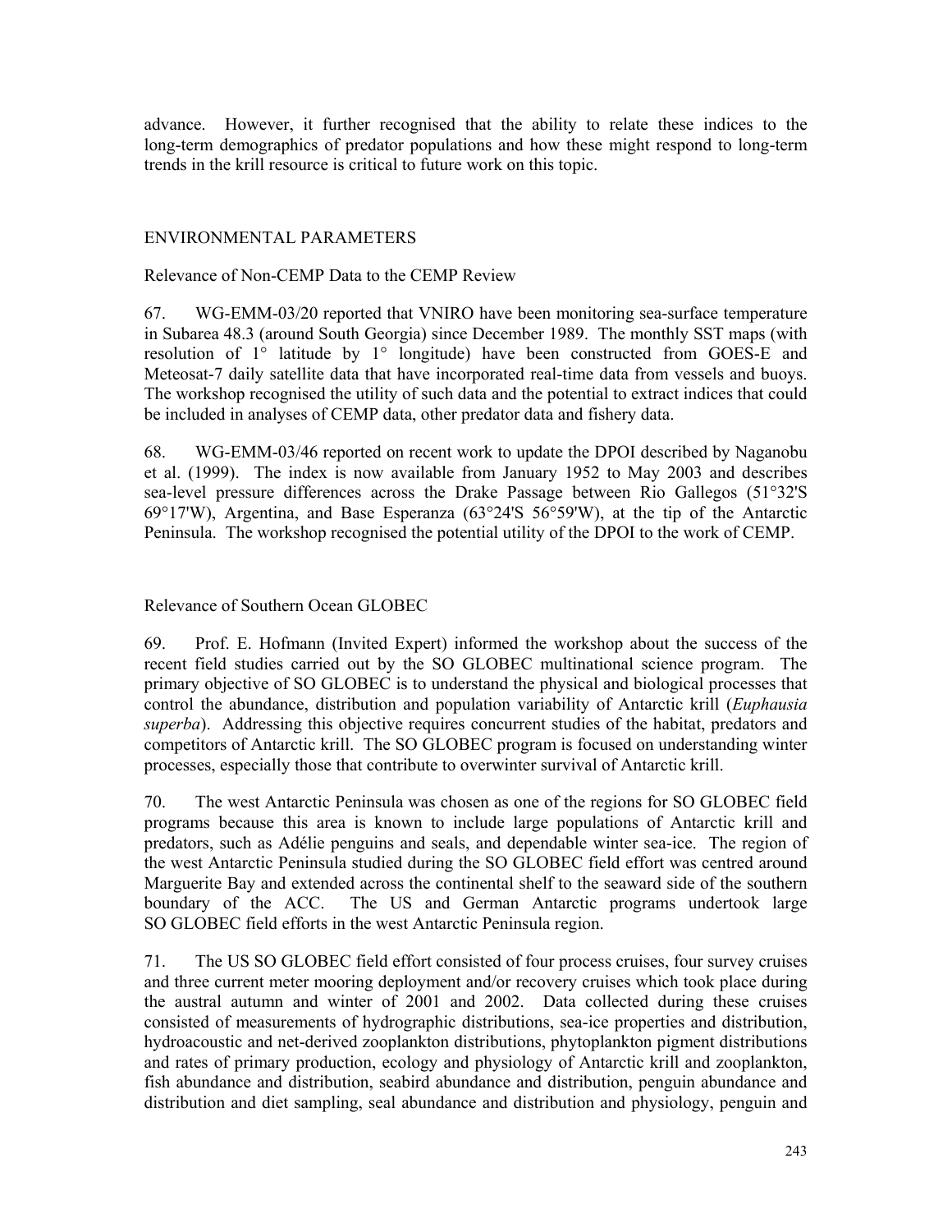advance. However, it further recognised that the ability to relate these indices to the long-term demographics of predator populations and how these might respond to long-term trends in the krill resource is critical to future work on this topic.

## ENVIRONMENTAL PARAMETERS

### Relevance of Non-CEMP Data to the CEMP Review

67. WG-EMM-03/20 reported that VNIRO have been monitoring sea-surface temperature in Subarea 48.3 (around South Georgia) since December 1989. The monthly SST maps (with resolution of 1° latitude by 1° longitude) have been constructed from GOES-E and Meteosat-7 daily satellite data that have incorporated real-time data from vessels and buoys. The workshop recognised the utility of such data and the potential to extract indices that could be included in analyses of CEMP data, other predator data and fishery data.

68. WG-EMM-03/46 reported on recent work to update the DPOI described by Naganobu et al. (1999). The index is now available from January 1952 to May 2003 and describes sea-level pressure differences across the Drake Passage between Rio Gallegos (51°32'S 69°17'W), Argentina, and Base Esperanza (63°24'S 56°59'W), at the tip of the Antarctic Peninsula. The workshop recognised the potential utility of the DPOI to the work of CEMP.

### Relevance of Southern Ocean GLOBEC

69. Prof. E. Hofmann (Invited Expert) informed the workshop about the success of the recent field studies carried out by the SO GLOBEC multinational science program. The primary objective of SO GLOBEC is to understand the physical and biological processes that control the abundance, distribution and population variability of Antarctic krill (*Euphausia superba*). Addressing this objective requires concurrent studies of the habitat, predators and competitors of Antarctic krill. The SO GLOBEC program is focused on understanding winter processes, especially those that contribute to overwinter survival of Antarctic krill.

70. The west Antarctic Peninsula was chosen as one of the regions for SO GLOBEC field programs because this area is known to include large populations of Antarctic krill and predators, such as Adélie penguins and seals, and dependable winter sea-ice. The region of the west Antarctic Peninsula studied during the SO GLOBEC field effort was centred around Marguerite Bay and extended across the continental shelf to the seaward side of the southern boundary of the ACC. The US and German Antarctic programs undertook large SO GLOBEC field efforts in the west Antarctic Peninsula region.

71. The US SO GLOBEC field effort consisted of four process cruises, four survey cruises and three current meter mooring deployment and/or recovery cruises which took place during the austral autumn and winter of 2001 and 2002. Data collected during these cruises consisted of measurements of hydrographic distributions, sea-ice properties and distribution, hydroacoustic and net-derived zooplankton distributions, phytoplankton pigment distributions and rates of primary production, ecology and physiology of Antarctic krill and zooplankton, fish abundance and distribution, seabird abundance and distribution, penguin abundance and distribution and diet sampling, seal abundance and distribution and physiology, penguin and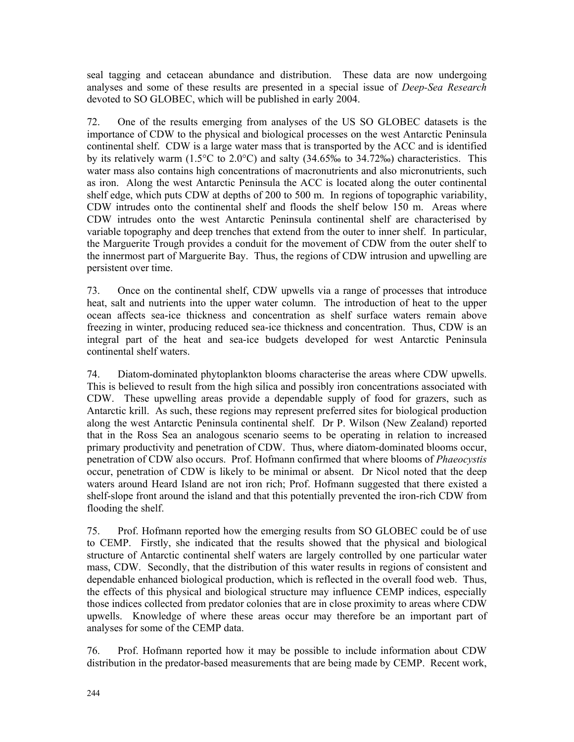seal tagging and cetacean abundance and distribution. These data are now undergoing analyses and some of these results are presented in a special issue of *Deep-Sea Research* devoted to SO GLOBEC, which will be published in early 2004.

72. One of the results emerging from analyses of the US SO GLOBEC datasets is the importance of CDW to the physical and biological processes on the west Antarctic Peninsula continental shelf. CDW is a large water mass that is transported by the ACC and is identified by its relatively warm (1.5°C to 2.0°C) and salty (34.65‰ to 34.72‰) characteristics. This water mass also contains high concentrations of macronutrients and also micronutrients, such as iron. Along the west Antarctic Peninsula the ACC is located along the outer continental shelf edge, which puts CDW at depths of 200 to 500 m. In regions of topographic variability, CDW intrudes onto the continental shelf and floods the shelf below 150 m. Areas where CDW intrudes onto the west Antarctic Peninsula continental shelf are characterised by variable topography and deep trenches that extend from the outer to inner shelf. In particular, the Marguerite Trough provides a conduit for the movement of CDW from the outer shelf to the innermost part of Marguerite Bay. Thus, the regions of CDW intrusion and upwelling are persistent over time.

73. Once on the continental shelf, CDW upwells via a range of processes that introduce heat, salt and nutrients into the upper water column. The introduction of heat to the upper ocean affects sea-ice thickness and concentration as shelf surface waters remain above freezing in winter, producing reduced sea-ice thickness and concentration. Thus, CDW is an integral part of the heat and sea-ice budgets developed for west Antarctic Peninsula continental shelf waters.

74. Diatom-dominated phytoplankton blooms characterise the areas where CDW upwells. This is believed to result from the high silica and possibly iron concentrations associated with CDW. These upwelling areas provide a dependable supply of food for grazers, such as Antarctic krill. As such, these regions may represent preferred sites for biological production along the west Antarctic Peninsula continental shelf. Dr P. Wilson (New Zealand) reported that in the Ross Sea an analogous scenario seems to be operating in relation to increased primary productivity and penetration of CDW. Thus, where diatom-dominated blooms occur, penetration of CDW also occurs. Prof. Hofmann confirmed that where blooms of *Phaeocystis* occur, penetration of CDW is likely to be minimal or absent. Dr Nicol noted that the deep waters around Heard Island are not iron rich; Prof. Hofmann suggested that there existed a shelf-slope front around the island and that this potentially prevented the iron-rich CDW from flooding the shelf.

75. Prof. Hofmann reported how the emerging results from SO GLOBEC could be of use to CEMP. Firstly, she indicated that the results showed that the physical and biological structure of Antarctic continental shelf waters are largely controlled by one particular water mass, CDW. Secondly, that the distribution of this water results in regions of consistent and dependable enhanced biological production, which is reflected in the overall food web. Thus, the effects of this physical and biological structure may influence CEMP indices, especially those indices collected from predator colonies that are in close proximity to areas where CDW upwells. Knowledge of where these areas occur may therefore be an important part of analyses for some of the CEMP data.

76. Prof. Hofmann reported how it may be possible to include information about CDW distribution in the predator-based measurements that are being made by CEMP. Recent work,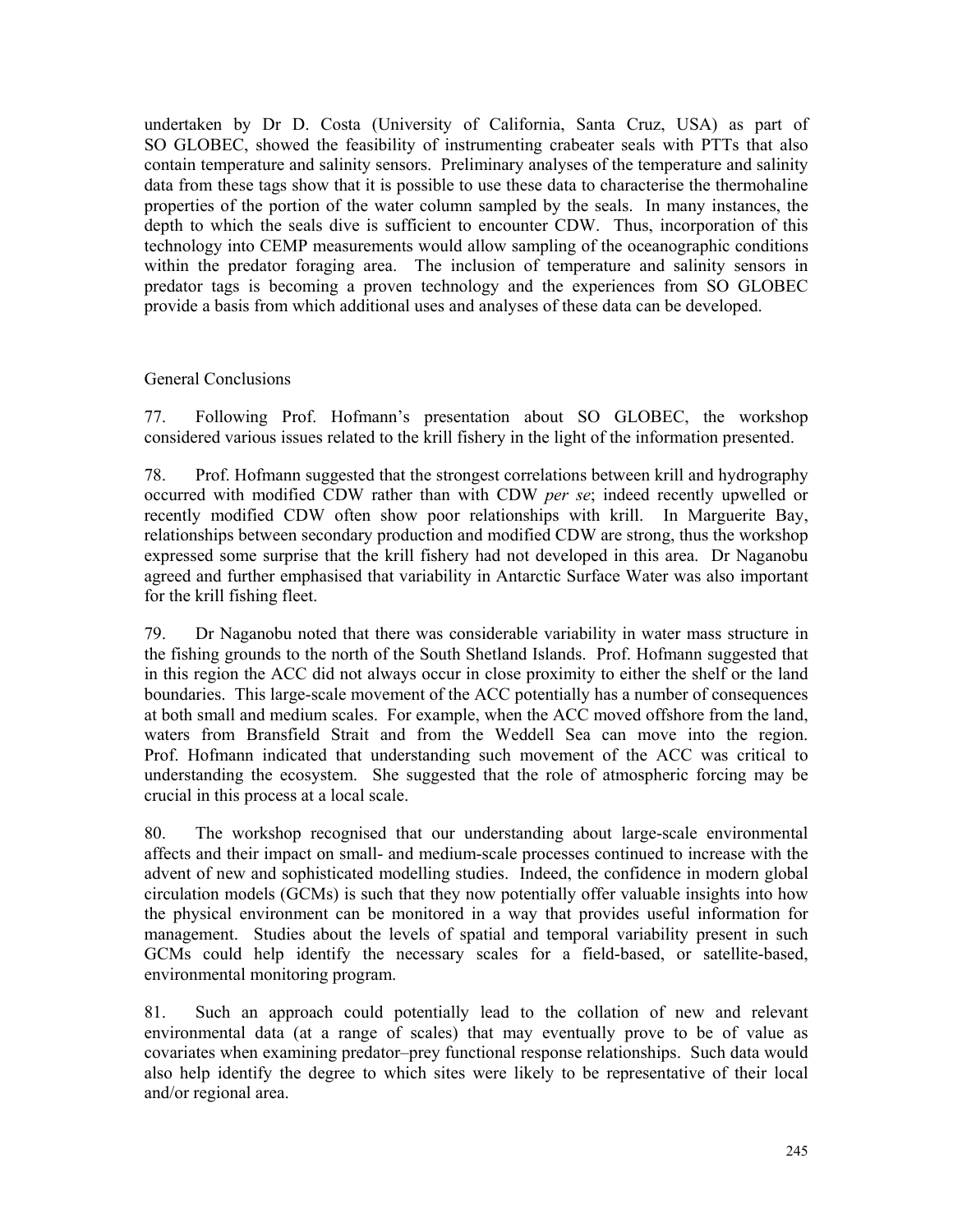undertaken by Dr D. Costa (University of California, Santa Cruz, USA) as part of SO GLOBEC, showed the feasibility of instrumenting crabeater seals with PTTs that also contain temperature and salinity sensors. Preliminary analyses of the temperature and salinity data from these tags show that it is possible to use these data to characterise the thermohaline properties of the portion of the water column sampled by the seals. In many instances, the depth to which the seals dive is sufficient to encounter CDW. Thus, incorporation of this technology into CEMP measurements would allow sampling of the oceanographic conditions within the predator foraging area. The inclusion of temperature and salinity sensors in predator tags is becoming a proven technology and the experiences from SO GLOBEC provide a basis from which additional uses and analyses of these data can be developed.

General Conclusions

77. Following Prof. Hofmann's presentation about SO GLOBEC, the workshop considered various issues related to the krill fishery in the light of the information presented.

78. Prof. Hofmann suggested that the strongest correlations between krill and hydrography occurred with modified CDW rather than with CDW *per se*; indeed recently upwelled or recently modified CDW often show poor relationships with krill. In Marguerite Bay, relationships between secondary production and modified CDW are strong, thus the workshop expressed some surprise that the krill fishery had not developed in this area. Dr Naganobu agreed and further emphasised that variability in Antarctic Surface Water was also important for the krill fishing fleet.

79. Dr Naganobu noted that there was considerable variability in water mass structure in the fishing grounds to the north of the South Shetland Islands. Prof. Hofmann suggested that in this region the ACC did not always occur in close proximity to either the shelf or the land boundaries. This large-scale movement of the ACC potentially has a number of consequences at both small and medium scales. For example, when the ACC moved offshore from the land, waters from Bransfield Strait and from the Weddell Sea can move into the region. Prof. Hofmann indicated that understanding such movement of the ACC was critical to understanding the ecosystem. She suggested that the role of atmospheric forcing may be crucial in this process at a local scale.

80. The workshop recognised that our understanding about large-scale environmental affects and their impact on small- and medium-scale processes continued to increase with the advent of new and sophisticated modelling studies. Indeed, the confidence in modern global circulation models (GCMs) is such that they now potentially offer valuable insights into how the physical environment can be monitored in a way that provides useful information for management. Studies about the levels of spatial and temporal variability present in such GCMs could help identify the necessary scales for a field-based, or satellite-based, environmental monitoring program.

81. Such an approach could potentially lead to the collation of new and relevant environmental data (at a range of scales) that may eventually prove to be of value as covariates when examining predator–prey functional response relationships. Such data would also help identify the degree to which sites were likely to be representative of their local and/or regional area.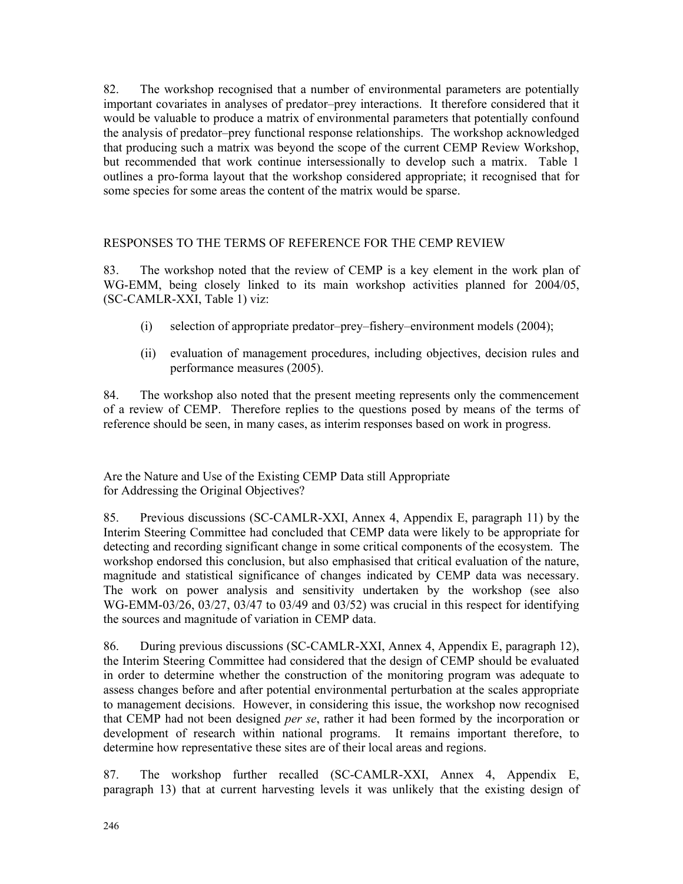82. The workshop recognised that a number of environmental parameters are potentially important covariates in analyses of predator–prey interactions. It therefore considered that it would be valuable to produce a matrix of environmental parameters that potentially confound the analysis of predator–prey functional response relationships. The workshop acknowledged that producing such a matrix was beyond the scope of the current CEMP Review Workshop, but recommended that work continue intersessionally to develop such a matrix. Table 1 outlines a pro-forma layout that the workshop considered appropriate; it recognised that for some species for some areas the content of the matrix would be sparse.

## RESPONSES TO THE TERMS OF REFERENCE FOR THE CEMP REVIEW

83. The workshop noted that the review of CEMP is a key element in the work plan of WG-EMM, being closely linked to its main workshop activities planned for 2004/05, (SC-CAMLR-XXI, Table 1) viz:

(i) selection of appropriate predator–prey–fishery–environment models (2004);

(ii) evaluation of management procedures, including objectives, decision rules and performance measures (2005).

84. The workshop also noted that the present meeting represents only the commencement of a review of CEMP. Therefore replies to the questions posed by means of the terms of reference should be seen, in many cases, as interim responses based on work in progress.

### Are the Nature and Use of the Existing CEMP Data still Appropriate for Addressing the Original Objectives?

85. Previous discussions (SC-CAMLR-XXI, Annex 4, Appendix E, paragraph 11) by the Interim Steering Committee had concluded that CEMP data were likely to be appropriate for detecting and recording significant change in some critical components of the ecosystem. The workshop endorsed this conclusion, but also emphasised that critical evaluation of the nature, magnitude and statistical significance of changes indicated by CEMP data was necessary. The work on power analysis and sensitivity undertaken by the workshop (see also WG-EMM-03/26, 03/27, 03/47 to 03/49 and 03/52) was crucial in this respect for identifying the sources and magnitude of variation in CEMP data.

86. During previous discussions (SC-CAMLR-XXI, Annex 4, Appendix E, paragraph 12), the Interim Steering Committee had considered that the design of CEMP should be evaluated in order to determine whether the construction of the monitoring program was adequate to assess changes before and after potential environmental perturbation at the scales appropriate to management decisions. However, in considering this issue, the workshop now recognised that CEMP had not been designed *per se*, rather it had been formed by the incorporation or development of research within national programs. It remains important therefore, to determine how representative these sites are of their local areas and regions.

87. The workshop further recalled (SC-CAMLR-XXI, Annex 4, Appendix E, paragraph 13) that at current harvesting levels it was unlikely that the existing design of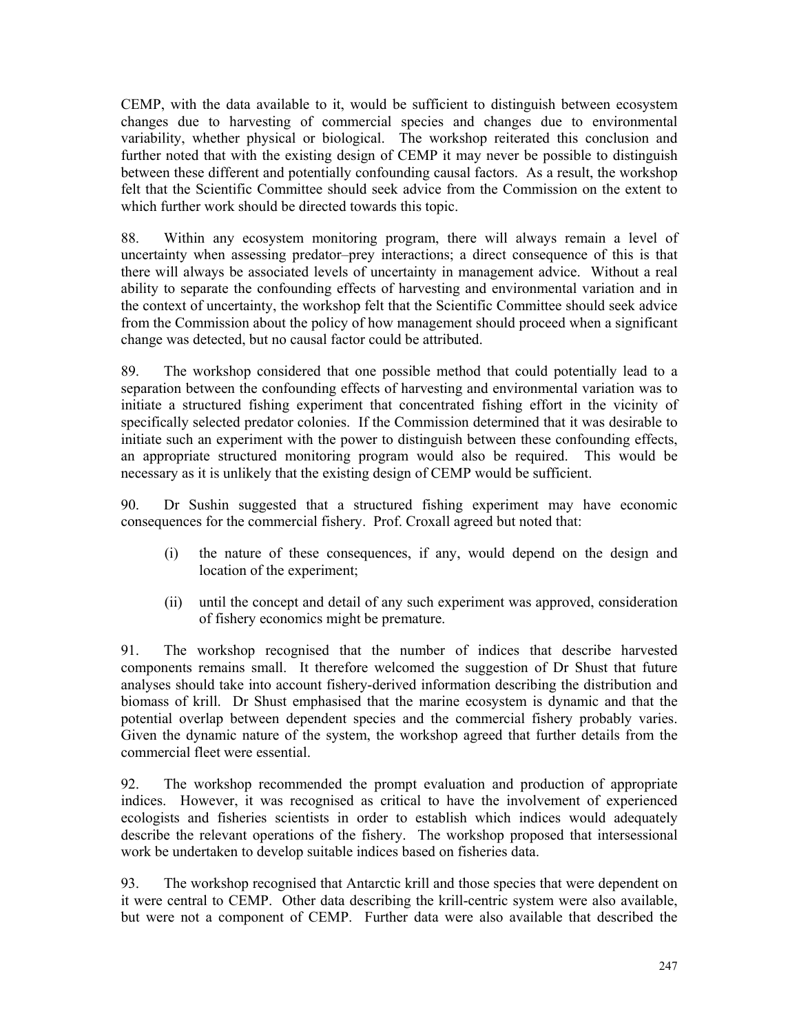CEMP, with the data available to it, would be sufficient to distinguish between ecosystem changes due to harvesting of commercial species and changes due to environmental variability, whether physical or biological. The workshop reiterated this conclusion and further noted that with the existing design of CEMP it may never be possible to distinguish between these different and potentially confounding causal factors. As a result, the workshop felt that the Scientific Committee should seek advice from the Commission on the extent to which further work should be directed towards this topic.

88. Within any ecosystem monitoring program, there will always remain a level of uncertainty when assessing predator–prey interactions; a direct consequence of this is that there will always be associated levels of uncertainty in management advice. Without a real ability to separate the confounding effects of harvesting and environmental variation and in the context of uncertainty, the workshop felt that the Scientific Committee should seek advice from the Commission about the policy of how management should proceed when a significant change was detected, but no causal factor could be attributed.

89. The workshop considered that one possible method that could potentially lead to a separation between the confounding effects of harvesting and environmental variation was to initiate a structured fishing experiment that concentrated fishing effort in the vicinity of specifically selected predator colonies. If the Commission determined that it was desirable to initiate such an experiment with the power to distinguish between these confounding effects, an appropriate structured monitoring program would also be required. This would be necessary as it is unlikely that the existing design of CEMP would be sufficient.

90. Dr Sushin suggested that a structured fishing experiment may have economic consequences for the commercial fishery. Prof. Croxall agreed but noted that:

(i) the nature of these consequences, if any, would depend on the design and location of the experiment;

(ii) until the concept and detail of any such experiment was approved, consideration of fishery economics might be premature.

91. The workshop recognised that the number of indices that describe harvested components remains small. It therefore welcomed the suggestion of Dr Shust that future analyses should take into account fishery-derived information describing the distribution and biomass of krill. Dr Shust emphasised that the marine ecosystem is dynamic and that the potential overlap between dependent species and the commercial fishery probably varies. Given the dynamic nature of the system, the workshop agreed that further details from the commercial fleet were essential.

92. The workshop recommended the prompt evaluation and production of appropriate indices. However, it was recognised as critical to have the involvement of experienced ecologists and fisheries scientists in order to establish which indices would adequately describe the relevant operations of the fishery. The workshop proposed that intersessional work be undertaken to develop suitable indices based on fisheries data.

93. The workshop recognised that Antarctic krill and those species that were dependent on it were central to CEMP. Other data describing the krill-centric system were also available, but were not a component of CEMP. Further data were also available that described the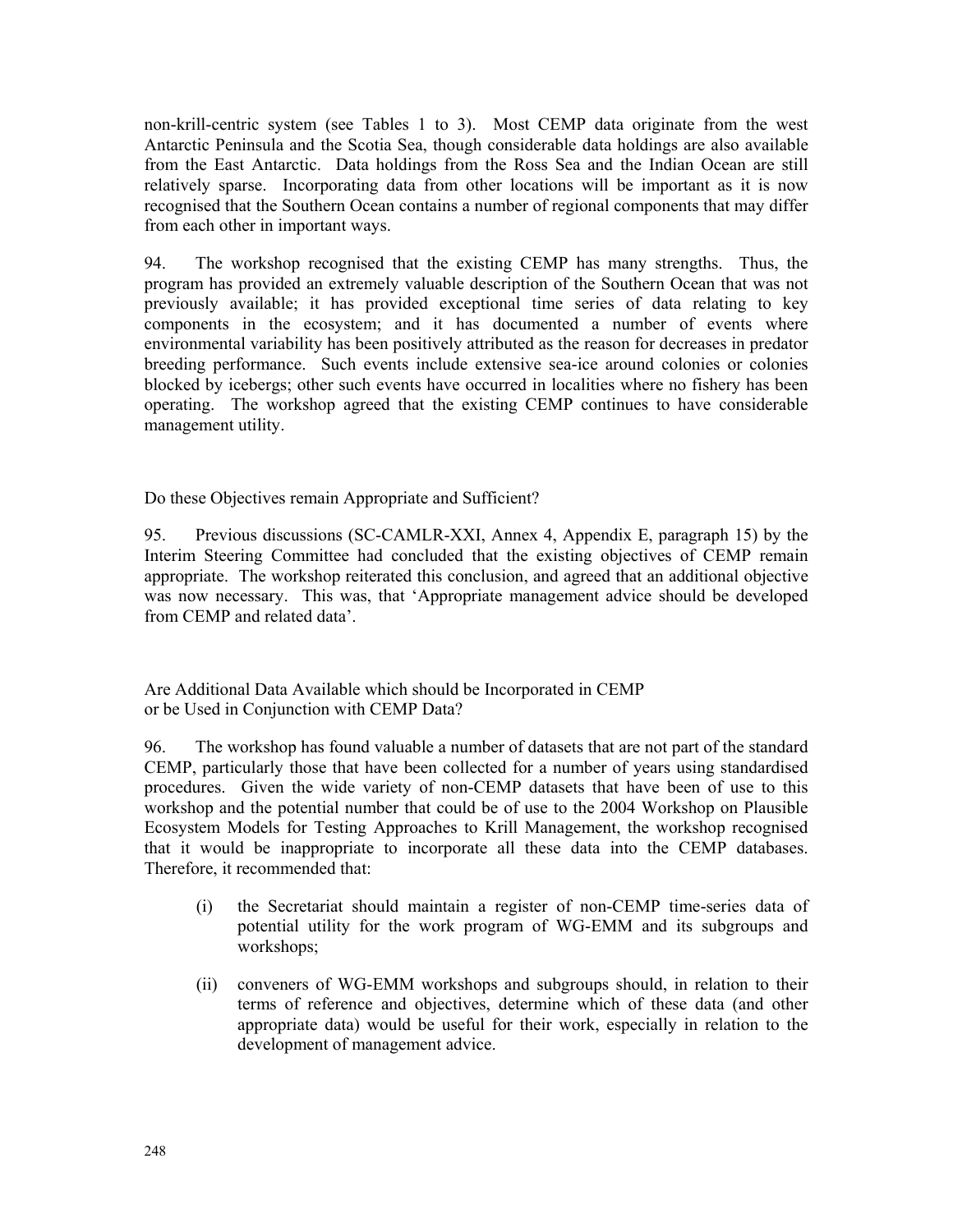non-krill-centric system (see Tables 1 to 3). Most CEMP data originate from the west Antarctic Peninsula and the Scotia Sea, though considerable data holdings are also available from the East Antarctic. Data holdings from the Ross Sea and the Indian Ocean are still relatively sparse. Incorporating data from other locations will be important as it is now recognised that the Southern Ocean contains a number of regional components that may differ from each other in important ways.

94. The workshop recognised that the existing CEMP has many strengths. Thus, the program has provided an extremely valuable description of the Southern Ocean that was not previously available; it has provided exceptional time series of data relating to key components in the ecosystem; and it has documented a number of events where environmental variability has been positively attributed as the reason for decreases in predator breeding performance. Such events include extensive sea-ice around colonies or colonies blocked by icebergs; other such events have occurred in localities where no fishery has been operating. The workshop agreed that the existing CEMP continues to have considerable management utility.

### Do these Objectives remain Appropriate and Sufficient?

95. Previous discussions (SC-CAMLR-XXI, Annex 4, Appendix E, paragraph 15) by the Interim Steering Committee had concluded that the existing objectives of CEMP remain appropriate. The workshop reiterated this conclusion, and agreed that an additional objective was now necessary. This was, that 'Appropriate management advice should be developed from CEMP and related data'.

### Are Additional Data Available which should be Incorporated in CEMP or be Used in Conjunction with CEMP Data?

96. The workshop has found valuable a number of datasets that are not part of the standard CEMP, particularly those that have been collected for a number of years using standardised procedures. Given the wide variety of non-CEMP datasets that have been of use to this workshop and the potential number that could be of use to the 2004 Workshop on Plausible Ecosystem Models for Testing Approaches to Krill Management, the workshop recognised that it would be inappropriate to incorporate all these data into the CEMP databases. Therefore, it recommended that:

(i) the Secretariat should maintain a register of non-CEMP time-series data of potential utility for the work program of WG-EMM and its subgroups and workshops;

(ii) conveners of WG-EMM workshops and subgroups should, in relation to their terms of reference and objectives, determine which of these data (and other appropriate data) would be useful for their work, especially in relation to the development of management advice.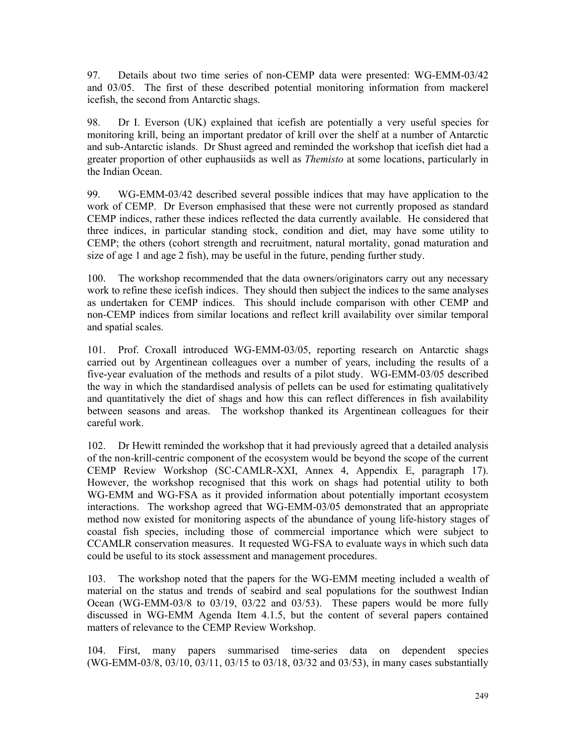97. Details about two time series of non-CEMP data were presented: WG-EMM-03/42 and 03/05. The first of these described potential monitoring information from mackerel icefish, the second from Antarctic shags.

98. Dr I. Everson (UK) explained that icefish are potentially a very useful species for monitoring krill, being an important predator of krill over the shelf at a number of Antarctic and sub-Antarctic islands. Dr Shust agreed and reminded the workshop that icefish diet had a greater proportion of other euphausiids as well as *Themisto* at some locations, particularly in the Indian Ocean.

99. WG-EMM-03/42 described several possible indices that may have application to the work of CEMP. Dr Everson emphasised that these were not currently proposed as standard CEMP indices, rather these indices reflected the data currently available. He considered that three indices, in particular standing stock, condition and diet, may have some utility to CEMP; the others (cohort strength and recruitment, natural mortality, gonad maturation and size of age 1 and age 2 fish), may be useful in the future, pending further study.

100. The workshop recommended that the data owners/originators carry out any necessary work to refine these icefish indices. They should then subject the indices to the same analyses as undertaken for CEMP indices. This should include comparison with other CEMP and non-CEMP indices from similar locations and reflect krill availability over similar temporal and spatial scales.

101. Prof. Croxall introduced WG-EMM-03/05, reporting research on Antarctic shags carried out by Argentinean colleagues over a number of years, including the results of a five-year evaluation of the methods and results of a pilot study. WG-EMM-03/05 described the way in which the standardised analysis of pellets can be used for estimating qualitatively and quantitatively the diet of shags and how this can reflect differences in fish availability between seasons and areas. The workshop thanked its Argentinean colleagues for their careful work.

102. Dr Hewitt reminded the workshop that it had previously agreed that a detailed analysis of the non-krill-centric component of the ecosystem would be beyond the scope of the current CEMP Review Workshop (SC-CAMLR-XXI, Annex 4, Appendix E, paragraph 17). However, the workshop recognised that this work on shags had potential utility to both WG-EMM and WG-FSA as it provided information about potentially important ecosystem interactions. The workshop agreed that WG-EMM-03/05 demonstrated that an appropriate method now existed for monitoring aspects of the abundance of young life-history stages of coastal fish species, including those of commercial importance which were subject to CCAMLR conservation measures. It requested WG-FSA to evaluate ways in which such data could be useful to its stock assessment and management procedures.

103. The workshop noted that the papers for the WG-EMM meeting included a wealth of material on the status and trends of seabird and seal populations for the southwest Indian Ocean (WG-EMM-03/8 to 03/19, 03/22 and 03/53). These papers would be more fully discussed in WG-EMM Agenda Item 4.1.5, but the content of several papers contained matters of relevance to the CEMP Review Workshop.

104. First, many papers summarised time-series data on dependent species (WG-EMM-03/8, 03/10, 03/11, 03/15 to 03/18, 03/32 and 03/53), in many cases substantially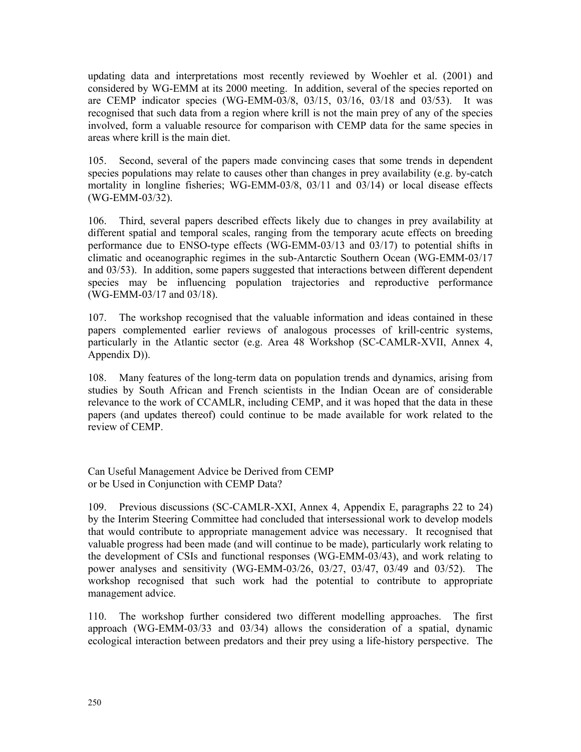updating data and interpretations most recently reviewed by Woehler et al. (2001) and considered by WG-EMM at its 2000 meeting. In addition, several of the species reported on are CEMP indicator species (WG-EMM-03/8, 03/15, 03/16, 03/18 and 03/53). It was recognised that such data from a region where krill is not the main prey of any of the species involved, form a valuable resource for comparison with CEMP data for the same species in areas where krill is the main diet.

105. Second, several of the papers made convincing cases that some trends in dependent species populations may relate to causes other than changes in prey availability (e.g. by-catch mortality in longline fisheries; WG-EMM-03/8, 03/11 and 03/14) or local disease effects (WG-EMM-03/32).

106. Third, several papers described effects likely due to changes in prey availability at different spatial and temporal scales, ranging from the temporary acute effects on breeding performance due to ENSO-type effects (WG-EMM-03/13 and 03/17) to potential shifts in climatic and oceanographic regimes in the sub-Antarctic Southern Ocean (WG-EMM-03/17 and 03/53). In addition, some papers suggested that interactions between different dependent species may be influencing population trajectories and reproductive performance (WG-EMM-03/17 and 03/18).

107. The workshop recognised that the valuable information and ideas contained in these papers complemented earlier reviews of analogous processes of krill-centric systems, particularly in the Atlantic sector (e.g. Area 48 Workshop (SC-CAMLR-XVII, Annex 4, Appendix D)).

108. Many features of the long-term data on population trends and dynamics, arising from studies by South African and French scientists in the Indian Ocean are of considerable relevance to the work of CCAMLR, including CEMP, and it was hoped that the data in these papers (and updates thereof) could continue to be made available for work related to the review of CEMP.

## Can Useful Management Advice be Derived from CEMP or be Used in Conjunction with CEMP Data?

109. Previous discussions (SC-CAMLR-XXI, Annex 4, Appendix E, paragraphs 22 to 24) by the Interim Steering Committee had concluded that intersessional work to develop models that would contribute to appropriate management advice was necessary. It recognised that valuable progress had been made (and will continue to be made), particularly work relating to the development of CSIs and functional responses (WG-EMM-03/43), and work relating to power analyses and sensitivity (WG-EMM-03/26, 03/27, 03/47, 03/49 and 03/52). The workshop recognised that such work had the potential to contribute to appropriate management advice.

110. The workshop further considered two different modelling approaches. The first approach (WG-EMM-03/33 and 03/34) allows the consideration of a spatial, dynamic ecological interaction between predators and their prey using a life-history perspective. The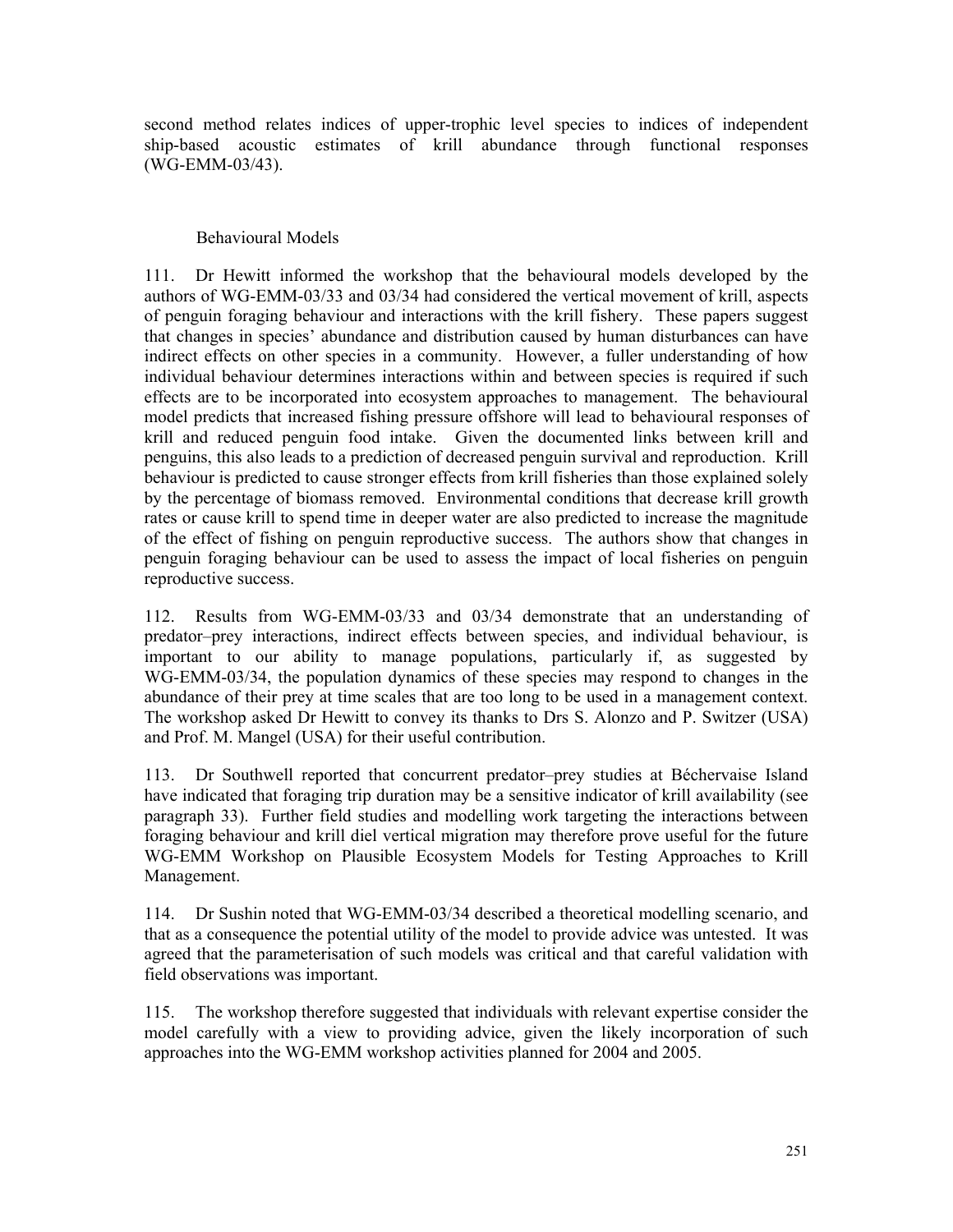second method relates indices of upper-trophic level species to indices of independent ship-based acoustic estimates of krill abundance through functional responses (WG-EMM-03/43).

### Behavioural Models

111. Dr Hewitt informed the workshop that the behavioural models developed by the authors of WG-EMM-03/33 and 03/34 had considered the vertical movement of krill, aspects of penguin foraging behaviour and interactions with the krill fishery. These papers suggest that changes in species' abundance and distribution caused by human disturbances can have indirect effects on other species in a community. However, a fuller understanding of how individual behaviour determines interactions within and between species is required if such effects are to be incorporated into ecosystem approaches to management. The behavioural model predicts that increased fishing pressure offshore will lead to behavioural responses of krill and reduced penguin food intake. Given the documented links between krill and penguins, this also leads to a prediction of decreased penguin survival and reproduction. Krill behaviour is predicted to cause stronger effects from krill fisheries than those explained solely by the percentage of biomass removed. Environmental conditions that decrease krill growth rates or cause krill to spend time in deeper water are also predicted to increase the magnitude of the effect of fishing on penguin reproductive success. The authors show that changes in penguin foraging behaviour can be used to assess the impact of local fisheries on penguin reproductive success.

112. Results from WG-EMM-03/33 and 03/34 demonstrate that an understanding of predator–prey interactions, indirect effects between species, and individual behaviour, is important to our ability to manage populations, particularly if, as suggested by WG-EMM-03/34, the population dynamics of these species may respond to changes in the abundance of their prey at time scales that are too long to be used in a management context. The workshop asked Dr Hewitt to convey its thanks to Drs S. Alonzo and P. Switzer (USA) and Prof. M. Mangel (USA) for their useful contribution.

113. Dr Southwell reported that concurrent predator–prey studies at Béchervaise Island have indicated that foraging trip duration may be a sensitive indicator of krill availability (see paragraph 33). Further field studies and modelling work targeting the interactions between foraging behaviour and krill diel vertical migration may therefore prove useful for the future WG-EMM Workshop on Plausible Ecosystem Models for Testing Approaches to Krill Management.

114. Dr Sushin noted that WG-EMM-03/34 described a theoretical modelling scenario, and that as a consequence the potential utility of the model to provide advice was untested. It was agreed that the parameterisation of such models was critical and that careful validation with field observations was important.

115. The workshop therefore suggested that individuals with relevant expertise consider the model carefully with a view to providing advice, given the likely incorporation of such approaches into the WG-EMM workshop activities planned for 2004 and 2005.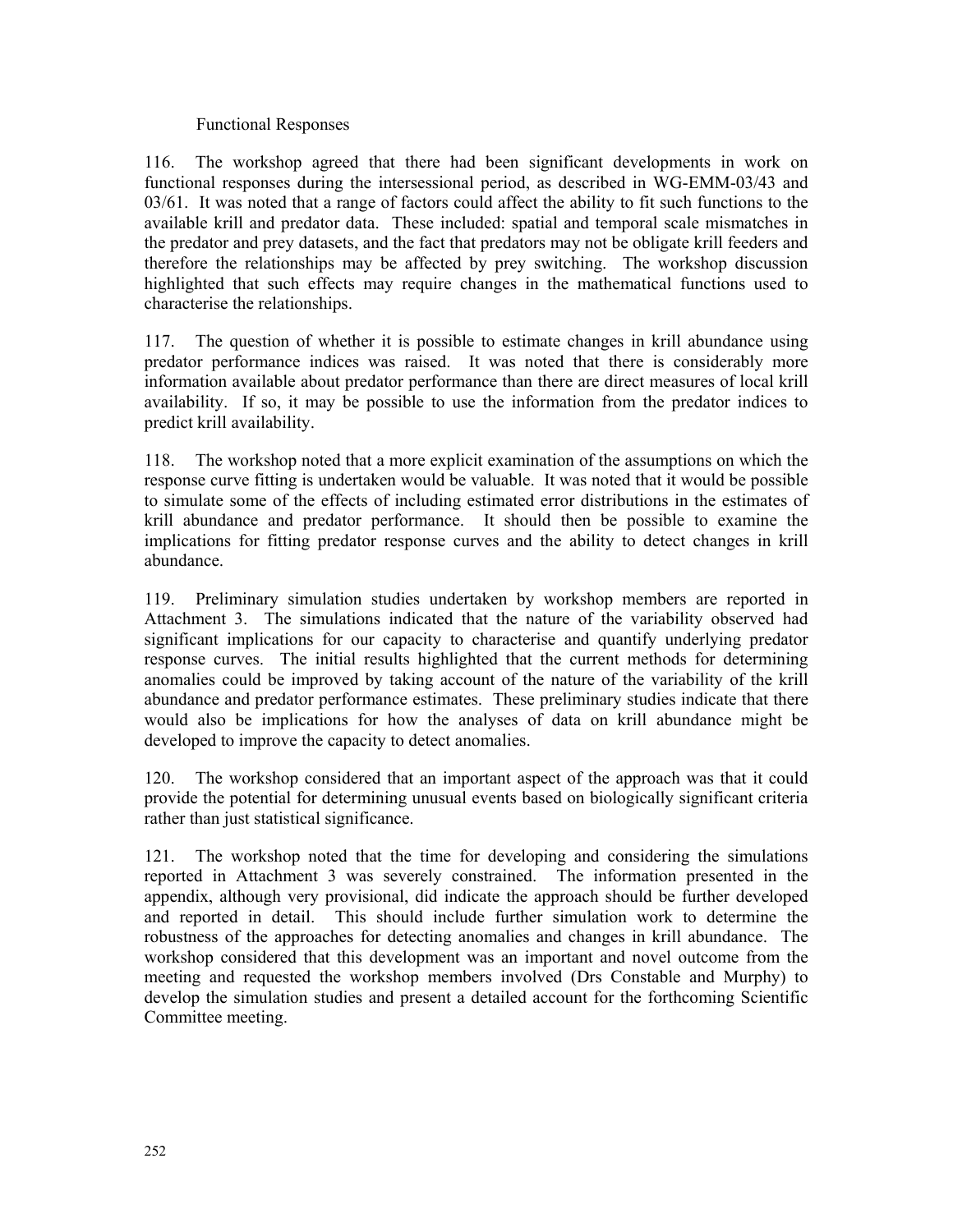### Functional Responses

116. The workshop agreed that there had been significant developments in work on functional responses during the intersessional period, as described in WG-EMM-03/43 and 03/61. It was noted that a range of factors could affect the ability to fit such functions to the available krill and predator data. These included: spatial and temporal scale mismatches in the predator and prey datasets, and the fact that predators may not be obligate krill feeders and therefore the relationships may be affected by prey switching. The workshop discussion highlighted that such effects may require changes in the mathematical functions used to characterise the relationships.

117. The question of whether it is possible to estimate changes in krill abundance using predator performance indices was raised. It was noted that there is considerably more information available about predator performance than there are direct measures of local krill availability. If so, it may be possible to use the information from the predator indices to predict krill availability.

118. The workshop noted that a more explicit examination of the assumptions on which the response curve fitting is undertaken would be valuable. It was noted that it would be possible to simulate some of the effects of including estimated error distributions in the estimates of krill abundance and predator performance. It should then be possible to examine the implications for fitting predator response curves and the ability to detect changes in krill abundance.

119. Preliminary simulation studies undertaken by workshop members are reported in Attachment 3. The simulations indicated that the nature of the variability observed had significant implications for our capacity to characterise and quantify underlying predator response curves. The initial results highlighted that the current methods for determining anomalies could be improved by taking account of the nature of the variability of the krill abundance and predator performance estimates. These preliminary studies indicate that there would also be implications for how the analyses of data on krill abundance might be developed to improve the capacity to detect anomalies.

120. The workshop considered that an important aspect of the approach was that it could provide the potential for determining unusual events based on biologically significant criteria rather than just statistical significance.

121. The workshop noted that the time for developing and considering the simulations reported in Attachment 3 was severely constrained. The information presented in the appendix, although very provisional, did indicate the approach should be further developed and reported in detail. This should include further simulation work to determine the robustness of the approaches for detecting anomalies and changes in krill abundance. The workshop considered that this development was an important and novel outcome from the meeting and requested the workshop members involved (Drs Constable and Murphy) to develop the simulation studies and present a detailed account for the forthcoming Scientific Committee meeting.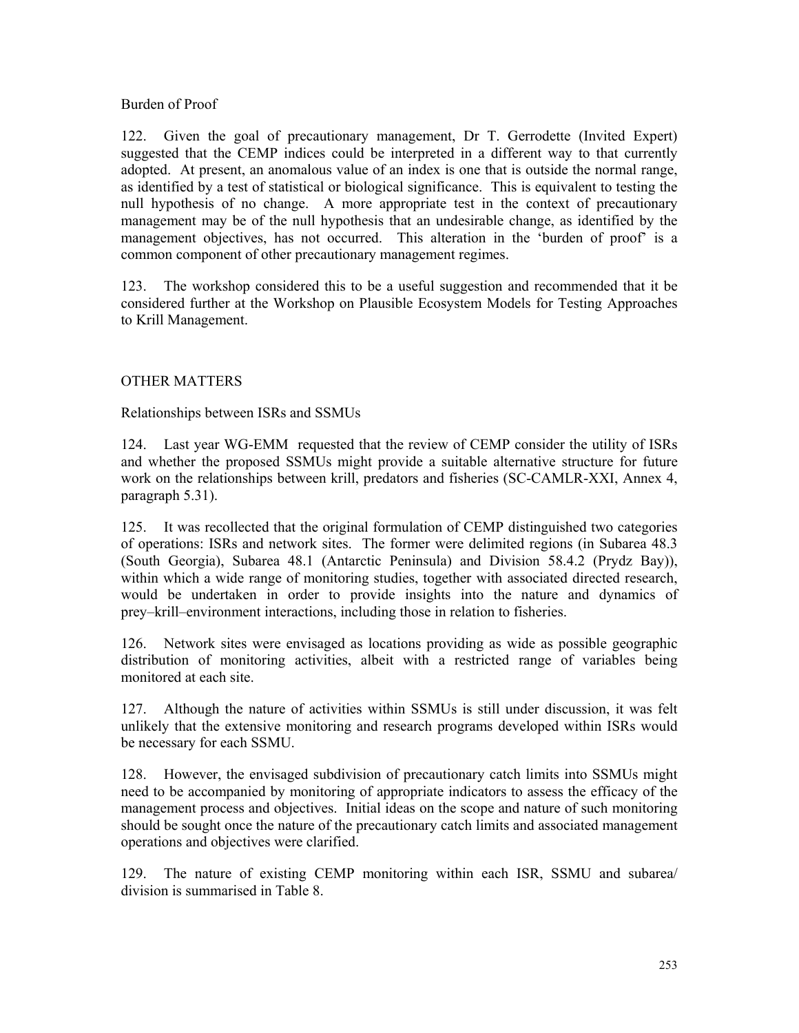### Burden of Proof

122. Given the goal of precautionary management, Dr T. Gerrodette (Invited Expert) suggested that the CEMP indices could be interpreted in a different way to that currently adopted. At present, an anomalous value of an index is one that is outside the normal range, as identified by a test of statistical or biological significance. This is equivalent to testing the null hypothesis of no change. A more appropriate test in the context of precautionary management may be of the null hypothesis that an undesirable change, as identified by the management objectives, has not occurred. This alteration in the 'burden of proof' is a common component of other precautionary management regimes.

123. The workshop considered this to be a useful suggestion and recommended that it be considered further at the Workshop on Plausible Ecosystem Models for Testing Approaches to Krill Management.

## OTHER MATTERS

### Relationships between ISRs and SSMUs

124. Last year WG-EMM requested that the review of CEMP consider the utility of ISRs and whether the proposed SSMUs might provide a suitable alternative structure for future work on the relationships between krill, predators and fisheries (SC-CAMLR-XXI, Annex 4, paragraph 5.31).

125. It was recollected that the original formulation of CEMP distinguished two categories of operations: ISRs and network sites. The former were delimited regions (in Subarea 48.3 (South Georgia), Subarea 48.1 (Antarctic Peninsula) and Division 58.4.2 (Prydz Bay)), within which a wide range of monitoring studies, together with associated directed research, would be undertaken in order to provide insights into the nature and dynamics of prey–krill–environment interactions, including those in relation to fisheries.

126. Network sites were envisaged as locations providing as wide as possible geographic distribution of monitoring activities, albeit with a restricted range of variables being monitored at each site.

127. Although the nature of activities within SSMUs is still under discussion, it was felt unlikely that the extensive monitoring and research programs developed within ISRs would be necessary for each SSMU.

128. However, the envisaged subdivision of precautionary catch limits into SSMUs might need to be accompanied by monitoring of appropriate indicators to assess the efficacy of the management process and objectives. Initial ideas on the scope and nature of such monitoring should be sought once the nature of the precautionary catch limits and associated management operations and objectives were clarified.

129. The nature of existing CEMP monitoring within each ISR, SSMU and subarea/division is summarised in Table 8.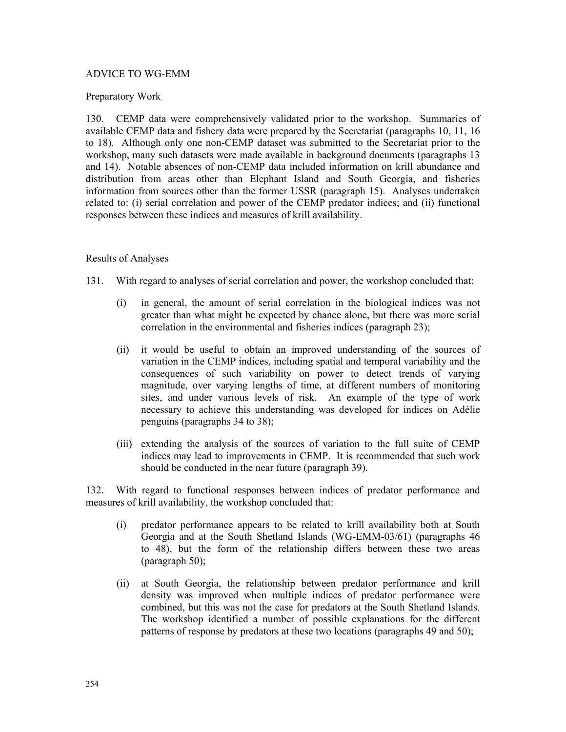## ADVICE TO WG-EMM

### Preparatory Work

130. CEMP data were comprehensively validated prior to the workshop. Summaries of available CEMP data and fishery data were prepared by the Secretariat (paragraphs 10, 11, 16 to 18). Although only one non-CEMP dataset was submitted to the Secretariat prior to the workshop, many such datasets were made available in background documents (paragraphs 13 and 14). Notable absences of non-CEMP data included information on krill abundance and distribution from areas other than Elephant Island and South Georgia, and fisheries information from sources other than the former USSR (paragraph 15). Analyses undertaken related to: (i) serial correlation and power of the CEMP predator indices; and (ii) functional responses between these indices and measures of krill availability.

### Results of Analyses

131. With regard to analyses of serial correlation and power, the workshop concluded that:

(i) in general, the amount of serial correlation in the biological indices was not greater than what might be expected by chance alone, but there was more serial correlation in the environmental and fisheries indices (paragraph 23);

(ii) it would be useful to obtain an improved understanding of the sources of variation in the CEMP indices, including spatial and temporal variability and the consequences of such variability on power to detect trends of varying magnitude, over varying lengths of time, at different numbers of monitoring sites, and under various levels of risk. An example of the type of work necessary to achieve this understanding was developed for indices on Adélie penguins (paragraphs 34 to 38);

(iii) extending the analysis of the sources of variation to the full suite of CEMP indices may lead to improvements in CEMP. It is recommended that such work should be conducted in the near future (paragraph 39).

132. With regard to functional responses between indices of predator performance and measures of krill availability, the workshop concluded that:

(i) predator performance appears to be related to krill availability both at South Georgia and at the South Shetland Islands (WG-EMM-03/61) (paragraphs 46 to 48), but the form of the relationship differs between these two areas (paragraph 50);

(ii) at South Georgia, the relationship between predator performance and krill density was improved when multiple indices of predator performance were combined, but this was not the case for predators at the South Shetland Islands. The workshop identified a number of possible explanations for the different patterns of response by predators at these two locations (paragraphs 49 and 50);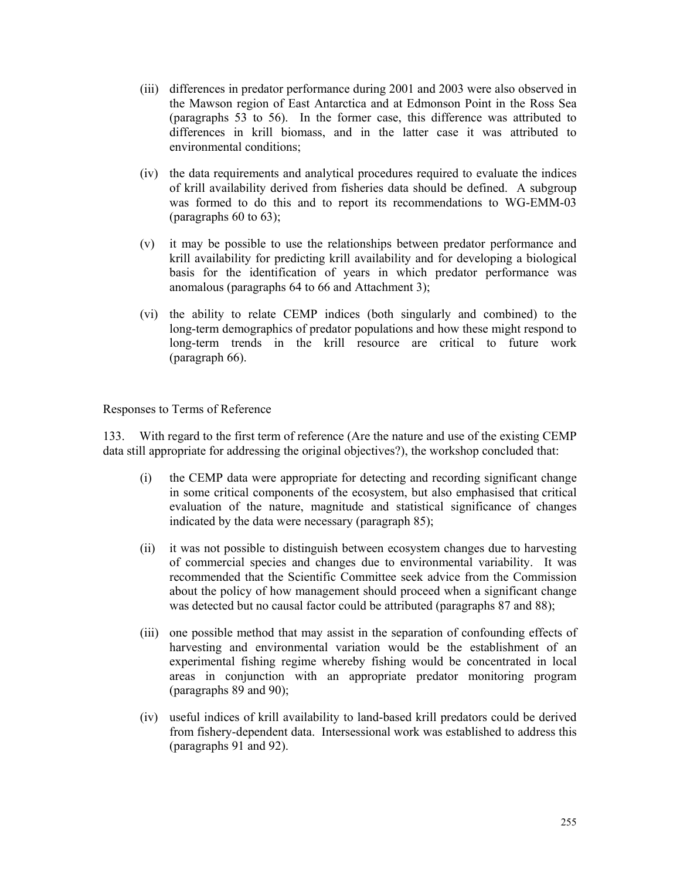(iii) differences in predator performance during 2001 and 2003 were also observed in the Mawson region of East Antarctica and at Edmonson Point in the Ross Sea (paragraphs 53 to 56). In the former case, this difference was attributed to differences in krill biomass, and in the latter case it was attributed to environmental conditions;

(iv) the data requirements and analytical procedures required to evaluate the indices of krill availability derived from fisheries data should be defined. A subgroup was formed to do this and to report its recommendations to WG-EMM-03 (paragraphs 60 to 63);

(v) it may be possible to use the relationships between predator performance and krill availability for predicting krill availability and for developing a biological basis for the identification of years in which predator performance was anomalous (paragraphs 64 to 66 and Attachment 3);

(vi) the ability to relate CEMP indices (both singularly and combined) to the long-term demographics of predator populations and how these might respond to long-term trends in the krill resource are critical to future work (paragraph 66).

Responses to Terms of Reference

133. With regard to the first term of reference (Are the nature and use of the existing CEMP data still appropriate for addressing the original objectives?), the workshop concluded that:

(i) the CEMP data were appropriate for detecting and recording significant change in some critical components of the ecosystem, but also emphasised that critical evaluation of the nature, magnitude and statistical significance of changes indicated by the data were necessary (paragraph 85);

(ii) it was not possible to distinguish between ecosystem changes due to harvesting of commercial species and changes due to environmental variability. It was recommended that the Scientific Committee seek advice from the Commission about the policy of how management should proceed when a significant change was detected but no causal factor could be attributed (paragraphs 87 and 88);

(iii) one possible method that may assist in the separation of confounding effects of harvesting and environmental variation would be the establishment of an experimental fishing regime whereby fishing would be concentrated in local areas in conjunction with an appropriate predator monitoring program (paragraphs 89 and 90);

(iv) useful indices of krill availability to land-based krill predators could be derived from fishery-dependent data. Intersessional work was established to address this (paragraphs 91 and 92).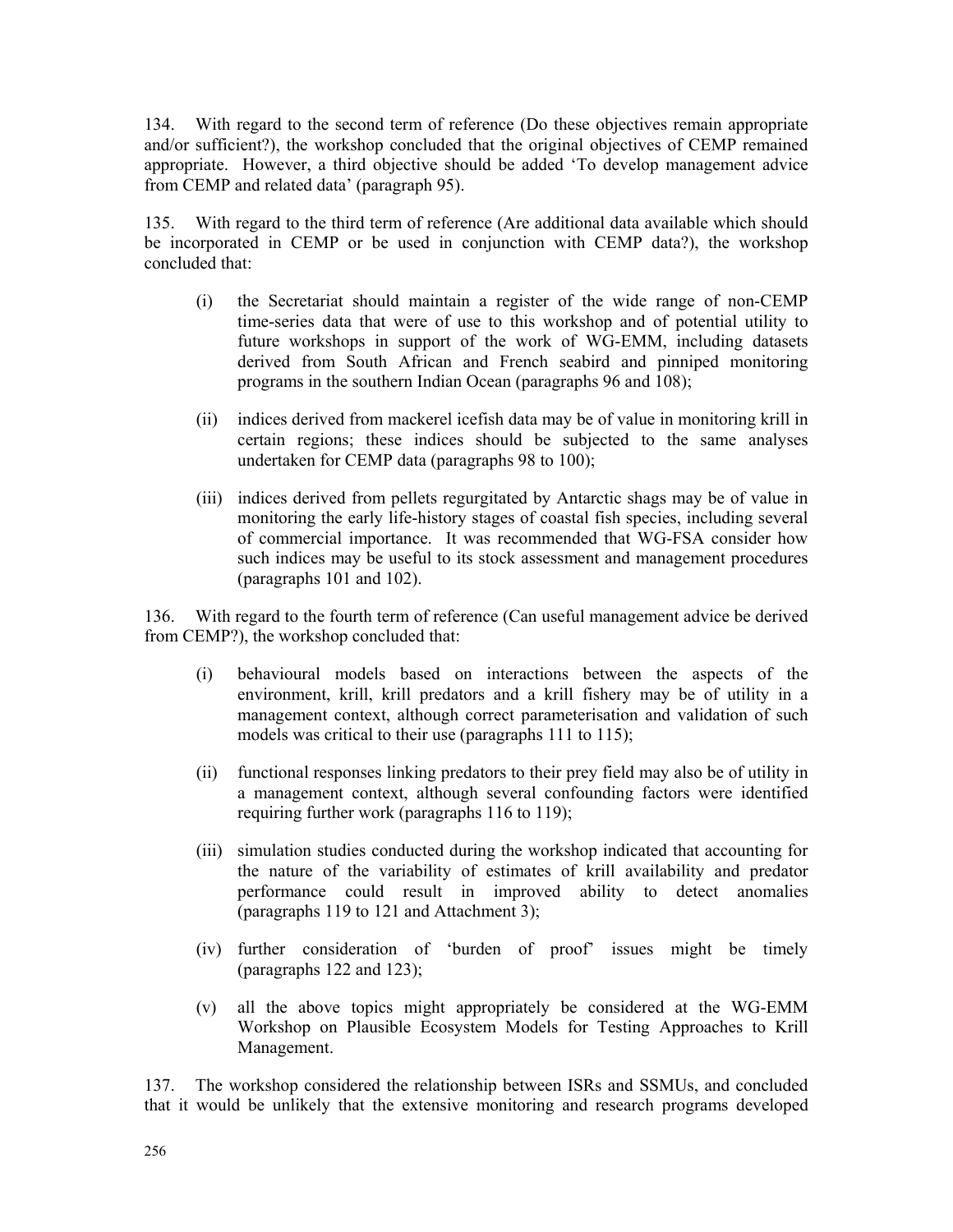134. With regard to the second term of reference (Do these objectives remain appropriate and/or sufficient?), the workshop concluded that the original objectives of CEMP remained appropriate. However, a third objective should be added 'To develop management advice from CEMP and related data' (paragraph 95).

135. With regard to the third term of reference (Are additional data available which should be incorporated in CEMP or be used in conjunction with CEMP data?), the workshop concluded that:

(i) the Secretariat should maintain a register of the wide range of non-CEMP time-series data that were of use to this workshop and of potential utility to future workshops in support of the work of WG-EMM, including datasets derived from South African and French seabird and pinniped monitoring programs in the southern Indian Ocean (paragraphs 96 and 108);

(ii) indices derived from mackerel icefish data may be of value in monitoring krill in certain regions; these indices should be subjected to the same analyses undertaken for CEMP data (paragraphs 98 to 100);

(iii) indices derived from pellets regurgitated by Antarctic shags may be of value in monitoring the early life-history stages of coastal fish species, including several of commercial importance. It was recommended that WG-FSA consider how such indices may be useful to its stock assessment and management procedures (paragraphs 101 and 102).

136. With regard to the fourth term of reference (Can useful management advice be derived from CEMP?), the workshop concluded that:

(i) behavioural models based on interactions between the aspects of the environment, krill, krill predators and a krill fishery may be of utility in a management context, although correct parameterisation and validation of such models was critical to their use (paragraphs 111 to 115);

(ii) functional responses linking predators to their prey field may also be of utility in a management context, although several confounding factors were identified requiring further work (paragraphs 116 to 119);

(iii) simulation studies conducted during the workshop indicated that accounting for the nature of the variability of estimates of krill availability and predator performance could result in improved ability to detect anomalies (paragraphs 119 to 121 and Attachment 3);

(iv) further consideration of 'burden of proof' issues might be timely (paragraphs 122 and 123);

(v) all the above topics might appropriately be considered at the WG-EMM Workshop on Plausible Ecosystem Models for Testing Approaches to Krill Management.

137. The workshop considered the relationship between ISRs and SSMUs, and concluded that it would be unlikely that the extensive monitoring and research programs developed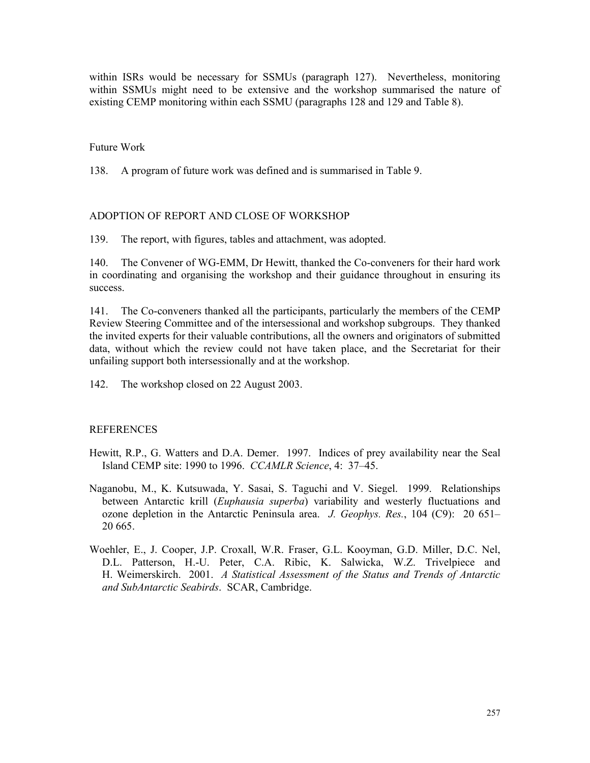within ISRs would be necessary for SSMUs (paragraph 127). Nevertheless, monitoring within SSMUs might need to be extensive and the workshop summarised the nature of existing CEMP monitoring within each SSMU (paragraphs 128 and 129 and Table 8).

### Future Work

138. A program of future work was defined and is summarised in Table 9.

## ADOPTION OF REPORT AND CLOSE OF WORKSHOP

139. The report, with figures, tables and attachment, was adopted.

140. The Convener of WG-EMM, Dr Hewitt, thanked the Co-conveners for their hard work in coordinating and organising the workshop and their guidance throughout in ensuring its success.

141. The Co-conveners thanked all the participants, particularly the members of the CEMP Review Steering Committee and of the intersessional and workshop subgroups. They thanked the invited experts for their valuable contributions, all the owners and originators of submitted data, without which the review could not have taken place, and the Secretariat for their unfailing support both intersessionally and at the workshop.

142. The workshop closed on 22 August 2003.

## REFERENCES

Hewitt, R.P., G. Watters and D.A. Demer. 1997. Indices of prey availability near the Seal Island CEMP site: 1990 to 1996. *CCAMLR Science*, 4: 37–45.

Naganobu, M., K. Kutsuwada, Y. Sasai, S. Taguchi and V. Siegel. 1999. Relationships between Antarctic krill (*Euphausia superba*) variability and westerly fluctuations and ozone depletion in the Antarctic Peninsula area. *J. Geophys. Res.*, 104 (C9): 20 651–20 665.

Woehler, E., J. Cooper, J.P. Croxall, W.R. Fraser, G.L. Kooyman, G.D. Miller, D.C. Nel, D.L. Patterson, H.-U. Peter, C.A. Ribic, K. Salwicka, W.Z. Trivelpiece and H. Weimerskirch. 2001. *A Statistical Assessment of the Status and Trends of Antarctic and SubAntarctic Seabirds*. SCAR, Cambridge.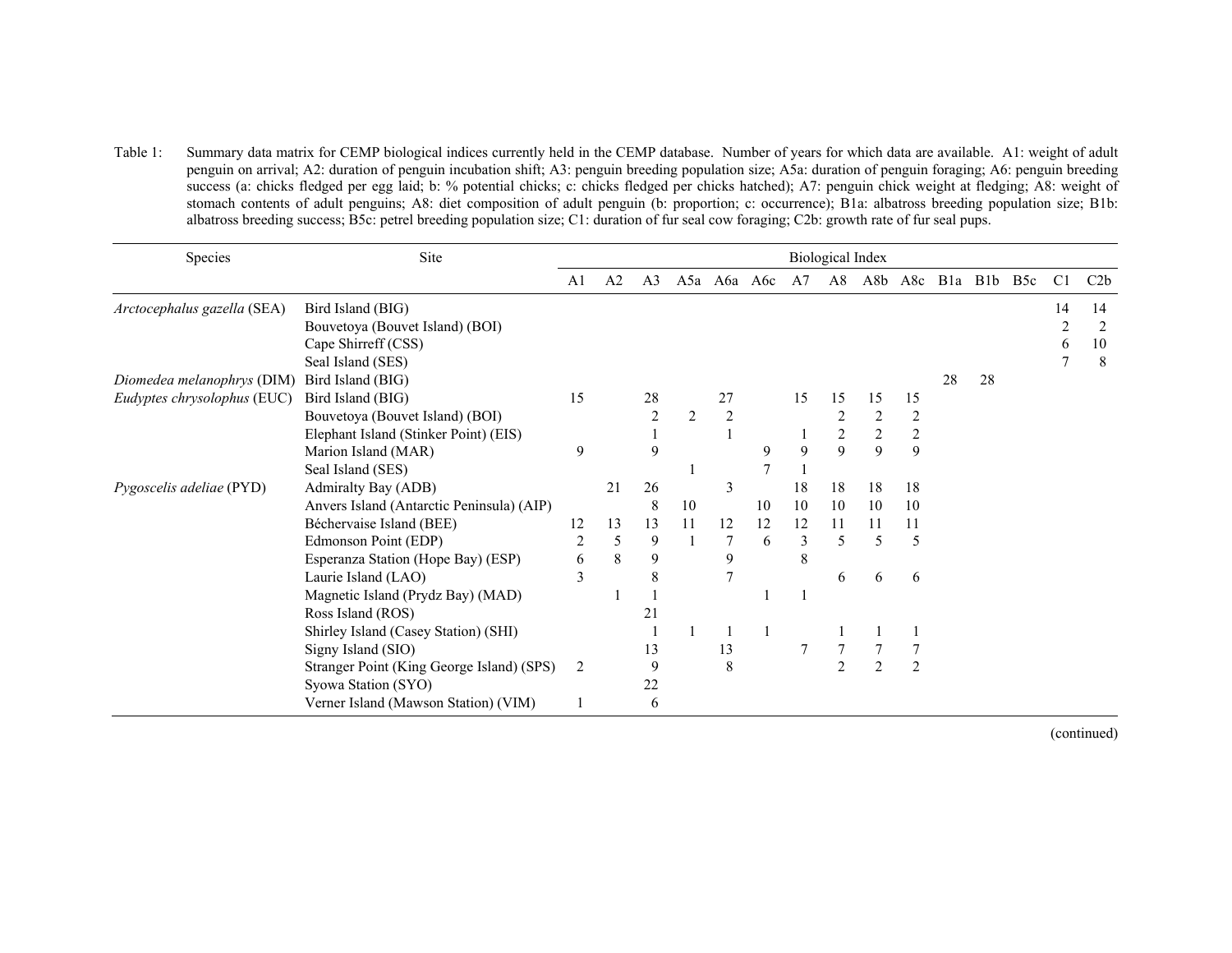Table 1: Summary data matrix for CEMP biological indices currently held in the CEMP database. Number of years for which data are available. A1: weight of adult penguin on arrival; A2: duration of penguin incubation shift; A3: penguin breeding population size; A5a: duration of penguin foraging; A6: penguin breeding success (a: chicks fledged per egg laid; b: % potential chicks; c: chicks fledged per chicks hatched); A7: penguin chick weight at fledging; A8: weight of stomach contents of adult penguins; A8: diet composition of adult penguin (b: proportion; c: occurrence); B1a: albatross breeding population size; B1b: albatross breeding success; B5c: petrel breeding population size; C1: duration of fur seal cow foraging; C2b: growth rate of fur seal pups.

| Species | Site | Biological Index | | | | | | | | | | | | | | |
|---|---|---|---|---|---|---|---|---|---|---|---|---|---|---|---|---|
| | | A1 | A2 | A3 | A5a | A6a | A6c | A7 | A8 | A8b | A8c | B1a | B1b | B5c | C1 | C2b |
| *Arctocephalus gazella* (SEA) | Bird Island (BIG) | | | | | | | | | | | | | | 14 | 14 |
| | Bouvetoya (Bouvet Island) (BOI) | | | | | | | | | | | | | | 2 | 2 |
| | Cape Shirreff (CSS) | | | | | | | | | | | | | | 6 | 10 |
| | Seal Island (SES) | | | | | | | | | | | | | | 7 | 8 |
| *Diomedea melanophrys* (DIM) | Bird Island (BIG) | | | | | | | | | | | 28 | 28 | | | |
| *Eudyptes chrysolophus* (EUC) | Bird Island (BIG) | 15 | | 28 | | 27 | | 15 | 15 | 15 | 15 | | | | | |
| | Bouvetoya (Bouvet Island) (BOI) | | | 2 | 2 | 2 | | | 2 | 2 | 2 | | | | | |
| | Elephant Island (Stinker Point) (EIS) | | | 1 | | 1 | | 1 | 2 | 2 | 2 | | | | | |
| | Marion Island (MAR) | 9 | | 9 | | | 9 | 9 | 9 | 9 | 9 | | | | | |
| | Seal Island (SES) | | | | 1 | | 7 | 1 | | | | | | | | |
| *Pygoscelis adeliae* (PYD) | Admiralty Bay (ADB) | | 21 | 26 | | 3 | | 18 | 18 | 18 | 18 | | | | | |
| | Anvers Island (Antarctic Peninsula) (AIP) | | | 8 | 10 | | 10 | 10 | 10 | 10 | 10 | | | | | |
| | Béchervaise Island (BEE) | 12 | 13 | 13 | 11 | 12 | 12 | 12 | 11 | 11 | 11 | | | | | |
| | Edmonson Point (EDP) | 2 | 5 | 9 | 1 | 7 | 6 | 3 | 5 | 5 | 5 | | | | | |
| | Esperanza Station (Hope Bay) (ESP) | 6 | 8 | 9 | | 9 | | 8 | | | | | | | | |
| | Laurie Island (LAO) | 3 | | 8 | | 7 | | | 6 | 6 | 6 | | | | | |
| | Magnetic Island (Prydz Bay) (MAD) | | 1 | 1 | | | 1 | 1 | | | | | | | | |
| | Ross Island (ROS) | | | 21 | | | | | | | | | | | | |
| | Shirley Island (Casey Station) (SHI) | | | 1 | 1 | 1 | 1 | | 1 | 1 | 1 | | | | | |
| | Signy Island (SIO) | | | 13 | | 13 | | 7 | 7 | 7 | 7 | | | | | |
| | Stranger Point (King George Island) (SPS) | 2 | | 9 | | 8 | | | 2 | 2 | 2 | | | | | |
| | Syowa Station (SYO) | | | 22 | | | | | | | | | | | | |
| | Verner Island (Mawson Station) (VIM) | 1 | | 6 | | | | | | | | | | | | |

(continued)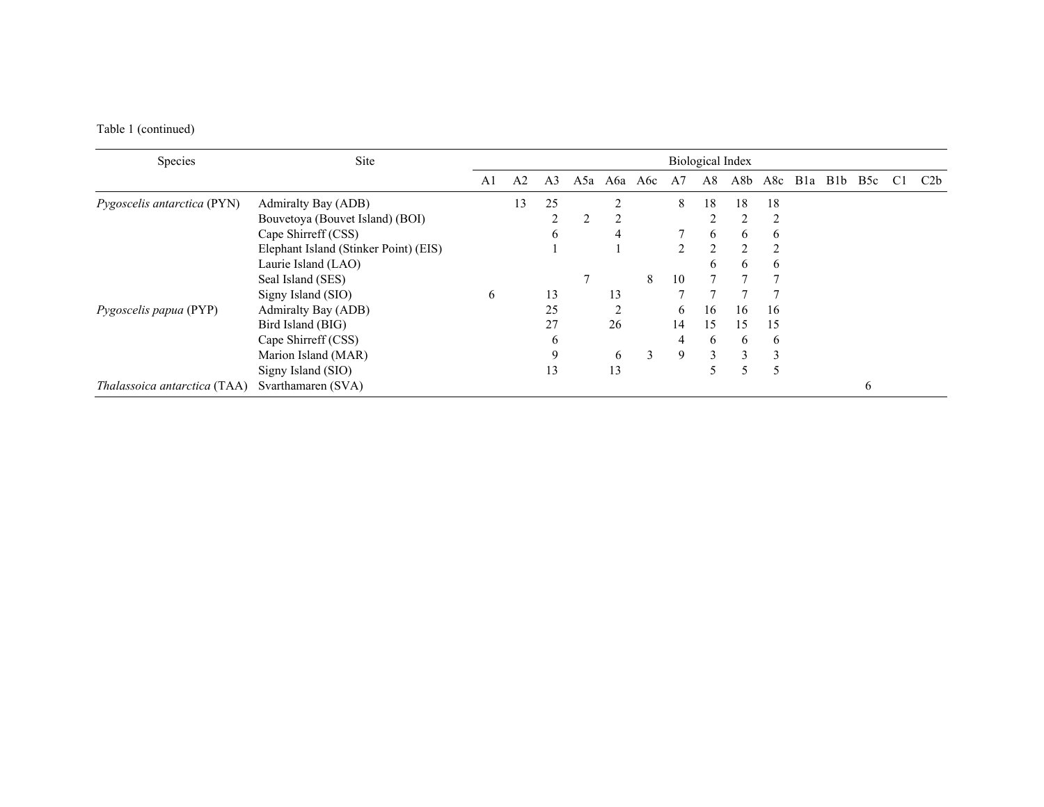Table 1 (continued)

| Species | Site | Biological Index | | | | | | | | | | | | | | |
|---|---|---|---|---|---|---|---|---|---|---|---|---|---|---|---|---|
| | | A1 | A2 | A3 | A5a | A6a | A6c | A7 | A8 | A8b | A8c | B1a | B1b | B5c | C1 | C2b |
| *Pygoscelis antarctica* (PYN) | Admiralty Bay (ADB) | | 13 | 25 | | 2 | | 8 | 18 | 18 | 18 | | | | | |
| | Bouvetoya (Bouvet Island) (BOI) | | | 2 | 2 | 2 | | | 2 | 2 | 2 | | | | | |
| | Cape Shirreff (CSS) | | | 6 | | 4 | | 7 | 6 | 6 | 6 | | | | | |
| | Elephant Island (Stinker Point) (EIS) | | | 1 | | 1 | | 2 | 2 | 2 | 2 | | | | | |
| | Laurie Island (LAO) | | | | | | | | 6 | 6 | 6 | | | | | |
| | Seal Island (SES) | | | | 7 | | 8 | 10 | 7 | 7 | 7 | | | | | |
| | Signy Island (SIO) | 6 | | 13 | | 13 | | 7 | 7 | 7 | 7 | | | | | |
| *Pygoscelis papua* (PYP) | Admiralty Bay (ADB) | | | 25 | | 2 | | 6 | 16 | 16 | 16 | | | | | |
| | Bird Island (BIG) | | | 27 | | 26 | | 14 | 15 | 15 | 15 | | | | | |
| | Cape Shirreff (CSS) | | | 6 | | | | 4 | 6 | 6 | 6 | | | | | |
| | Marion Island (MAR) | | | 9 | | 6 | 3 | 9 | 3 | 3 | 3 | | | | | |
| | Signy Island (SIO) | | | 13 | | 13 | | | 5 | 5 | 5 | | | | | |
| *Thalassoica antarctica* (TAA) | Svarthamaren (SVA) | | | | | | | | | | | | | 6 | | |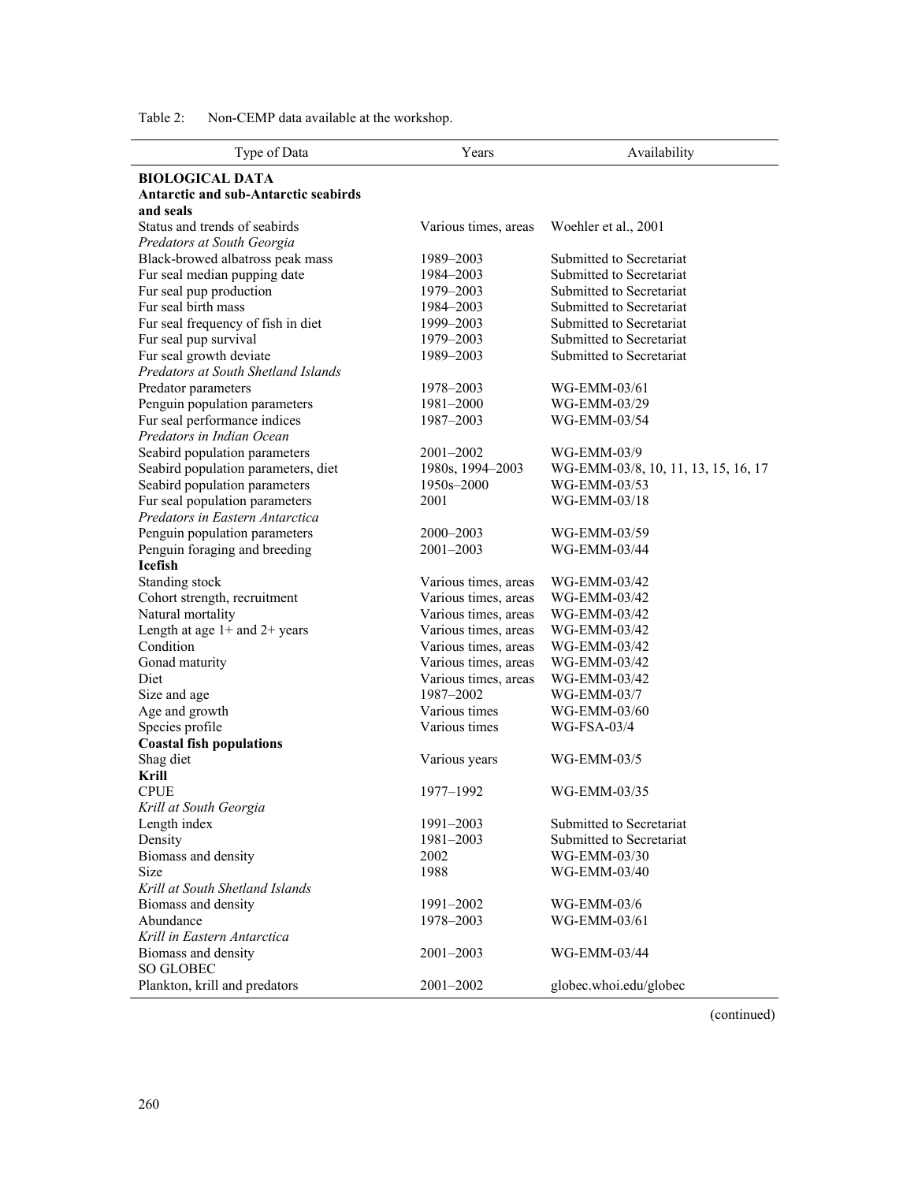Table 2: Non-CEMP data available at the workshop.

| Type of Data | Years | Availability |
|---|---|---|
| **BIOLOGICAL DATA** | | |
| **Antarctic and sub-Antarctic seabirds and seals** | | |
| Status and trends of seabirds | Various times, areas | Woehler et al., 2001 |
| *Predators at South Georgia* | | |
| Black-browed albatross peak mass | 1989–2003 | Submitted to Secretariat |
| Fur seal median pupping date | 1984–2003 | Submitted to Secretariat |
| Fur seal pup production | 1979–2003 | Submitted to Secretariat |
| Fur seal birth mass | 1984–2003 | Submitted to Secretariat |
| Fur seal frequency of fish in diet | 1999–2003 | Submitted to Secretariat |
| Fur seal pup survival | 1979–2003 | Submitted to Secretariat |
| Fur seal growth deviate | 1989–2003 | Submitted to Secretariat |
| *Predators at South Shetland Islands* | | |
| Predator parameters | 1978–2003 | WG-EMM-03/61 |
| Penguin population parameters | 1981–2000 | WG-EMM-03/29 |
| Fur seal performance indices | 1987–2003 | WG-EMM-03/54 |
| *Predators in Indian Ocean* | | |
| Seabird population parameters | 2001–2002 | WG-EMM-03/9 |
| Seabird population parameters, diet | 1980s, 1994–2003 | WG-EMM-03/8, 10, 11, 13, 15, 16, 17 |
| Seabird population parameters | 1950s–2000 | WG-EMM-03/53 |
| Fur seal population parameters | 2001 | WG-EMM-03/18 |
| *Predators in Eastern Antarctica* | | |
| Penguin population parameters | 2000–2003 | WG-EMM-03/59 |
| Penguin foraging and breeding | 2001–2003 | WG-EMM-03/44 |
| **Icefish** | | |
| Standing stock | Various times, areas | WG-EMM-03/42 |
| Cohort strength, recruitment | Various times, areas | WG-EMM-03/42 |
| Natural mortality | Various times, areas | WG-EMM-03/42 |
| Length at age 1+ and 2+ years | Various times, areas | WG-EMM-03/42 |
| Condition | Various times, areas | WG-EMM-03/42 |
| Gonad maturity | Various times, areas | WG-EMM-03/42 |
| Diet | Various times, areas | WG-EMM-03/42 |
| Size and age | 1987–2002 | WG-EMM-03/7 |
| Age and growth | Various times | WG-EMM-03/60 |
| Species profile | Various times | WG-FSA-03/4 |
| **Coastal fish populations** | | |
| Shag diet | Various years | WG-EMM-03/5 |
| **Krill** | | |
| CPUE | 1977–1992 | WG-EMM-03/35 |
| *Krill at South Georgia* | | |
| Length index | 1991–2003 | Submitted to Secretariat |
| Density | 1981–2003 | Submitted to Secretariat |
| Biomass and density | 2002 | WG-EMM-03/30 |
| Size | 1988 | WG-EMM-03/40 |
| *Krill at South Shetland Islands* | | |
| Biomass and density | 1991–2002 | WG-EMM-03/6 |
| Abundance | 1978–2003 | WG-EMM-03/61 |
| *Krill in Eastern Antarctica* | | |
| Biomass and density | 2001–2003 | WG-EMM-03/44 |
| SO GLOBEC | | |
| Plankton, krill and predators | 2001–2002 | globec.whoi.edu/globec |

(continued)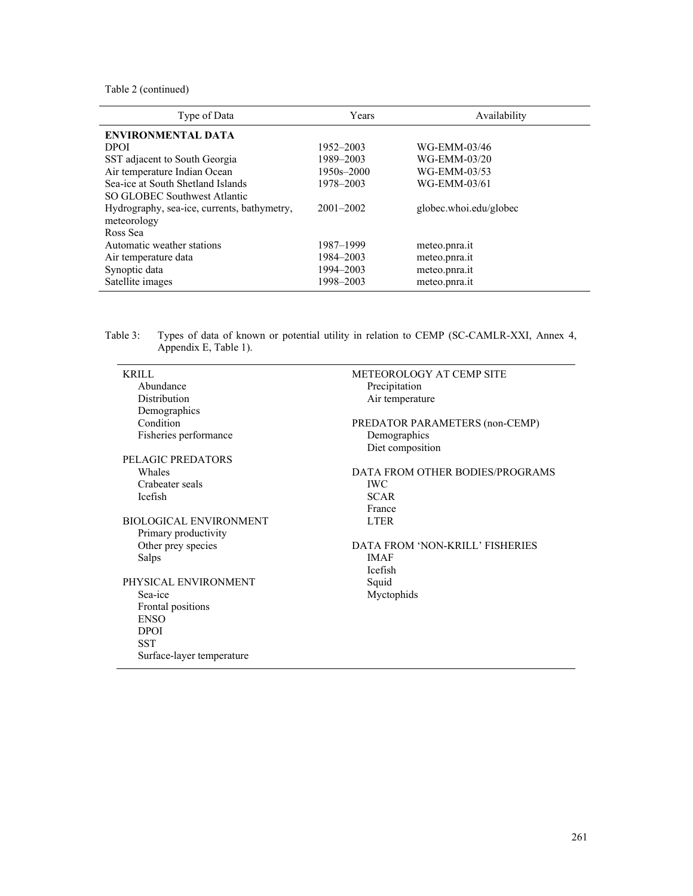Table 2 (continued)

| Type of Data | Years | Availability |
|---|---|---|
| **ENVIRONMENTAL DATA** | | |
| DPOI | 1952–2003 | WG-EMM-03/46 |
| SST adjacent to South Georgia | 1989–2003 | WG-EMM-03/20 |
| Air temperature Indian Ocean | 1950s–2000 | WG-EMM-03/53 |
| Sea-ice at South Shetland Islands | 1978–2003 | WG-EMM-03/61 |
| SO GLOBEC Southwest Atlantic | | |
| Hydrography, sea-ice, currents, bathymetry, meteorology | 2001–2002 | globec.whoi.edu/globec |
| Ross Sea | | |
| Automatic weather stations | 1987–1999 | meteo.pnra.it |
| Air temperature data | 1984–2003 | meteo.pnra.it |
| Synoptic data | 1994–2003 | meteo.pnra.it |
| Satellite images | 1998–2003 | meteo.pnra.it |

Table 3: Types of data of known or potential utility in relation to CEMP (SC-CAMLR-XXI, Annex 4, Appendix E, Table 1).

KRILL
- Abundance
- Distribution
- Demographics
- Condition
- Fisheries performance

PELAGIC PREDATORS
- Whales
- Crabeater seals
- Icefish

BIOLOGICAL ENVIRONMENT
- Primary productivity
- Other prey species
- Salps

PHYSICAL ENVIRONMENT
- Sea-ice
- Frontal positions
- ENSO
- DPOI
- SST
- Surface-layer temperature

METEOROLOGY AT CEMP SITE
- Precipitation
- Air temperature

PREDATOR PARAMETERS (non-CEMP)
- Demographics
- Diet composition

DATA FROM OTHER BODIES/PROGRAMS
- IWC
- SCAR
- France
- LTER

DATA FROM 'NON-KRILL' FISHERIES
- IMAF
- Icefish
- Squid
- Myctophids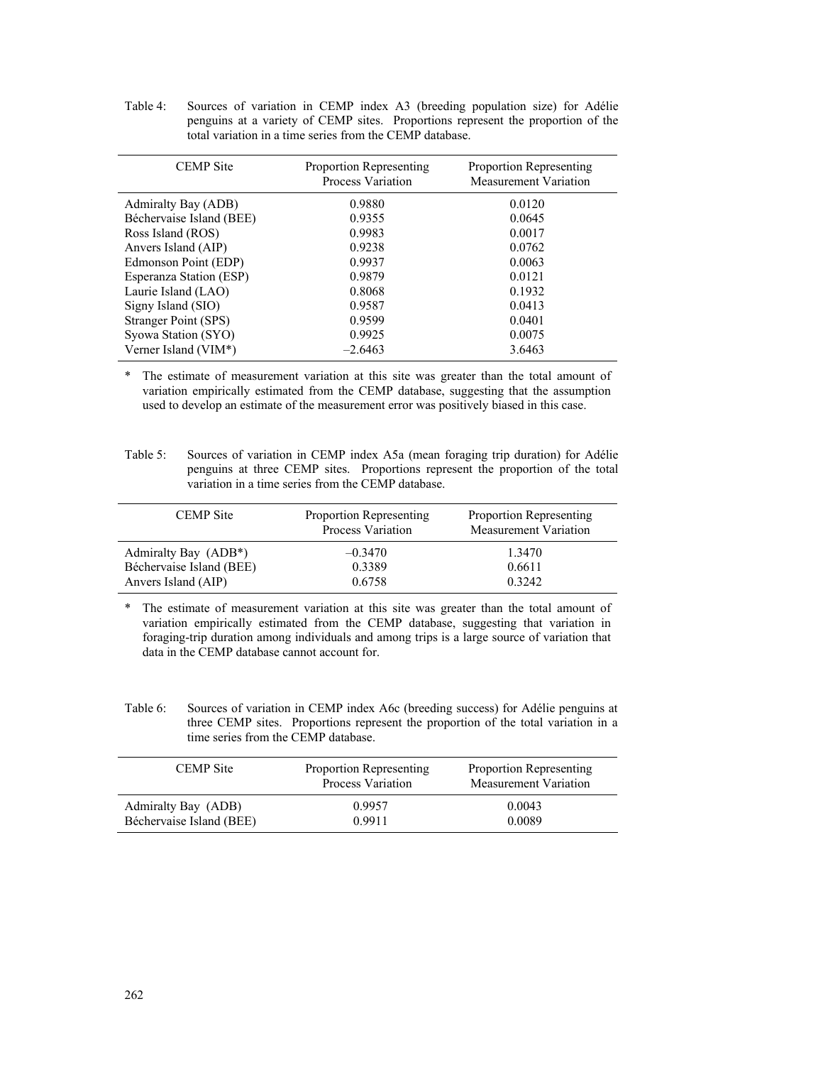Table 4: Sources of variation in CEMP index A3 (breeding population size) for Adélie penguins at a variety of CEMP sites. Proportions represent the proportion of the total variation in a time series from the CEMP database.

| CEMP Site | Proportion Representing Process Variation | Proportion Representing Measurement Variation |
|---|---|---|
| Admiralty Bay (ADB) | 0.9880 | 0.0120 |
| Béchervaise Island (BEE) | 0.9355 | 0.0645 |
| Ross Island (ROS) | 0.9983 | 0.0017 |
| Anvers Island (AIP) | 0.9238 | 0.0762 |
| Edmonson Point (EDP) | 0.9937 | 0.0063 |
| Esperanza Station (ESP) | 0.9879 | 0.0121 |
| Laurie Island (LAO) | 0.8068 | 0.1932 |
| Signy Island (SIO) | 0.9587 | 0.0413 |
| Stranger Point (SPS) | 0.9599 | 0.0401 |
| Syowa Station (SYO) | 0.9925 | 0.0075 |
| Verner Island (VIM*) | –2.6463 | 3.6463 |

\* The estimate of measurement variation at this site was greater than the total amount of variation empirically estimated from the CEMP database, suggesting that the assumption used to develop an estimate of the measurement error was positively biased in this case.

Table 5: Sources of variation in CEMP index A5a (mean foraging trip duration) for Adélie penguins at three CEMP sites. Proportions represent the proportion of the total variation in a time series from the CEMP database.

| CEMP Site | Proportion Representing Process Variation | Proportion Representing Measurement Variation |
|---|---|---|
| Admiralty Bay (ADB*) | –0.3470 | 1.3470 |
| Béchervaise Island (BEE) | 0.3389 | 0.6611 |
| Anvers Island (AIP) | 0.6758 | 0.3242 |

\* The estimate of measurement variation at this site was greater than the total amount of variation empirically estimated from the CEMP database, suggesting that variation in foraging-trip duration among individuals and among trips is a large source of variation that data in the CEMP database cannot account for.

Table 6: Sources of variation in CEMP index A6c (breeding success) for Adélie penguins at three CEMP sites. Proportions represent the proportion of the total variation in a time series from the CEMP database.

| CEMP Site | Proportion Representing Process Variation | Proportion Representing Measurement Variation |
|---|---|---|
| Admiralty Bay (ADB) | 0.9957 | 0.0043 |
| Béchervaise Island (BEE) | 0.9911 | 0.0089 |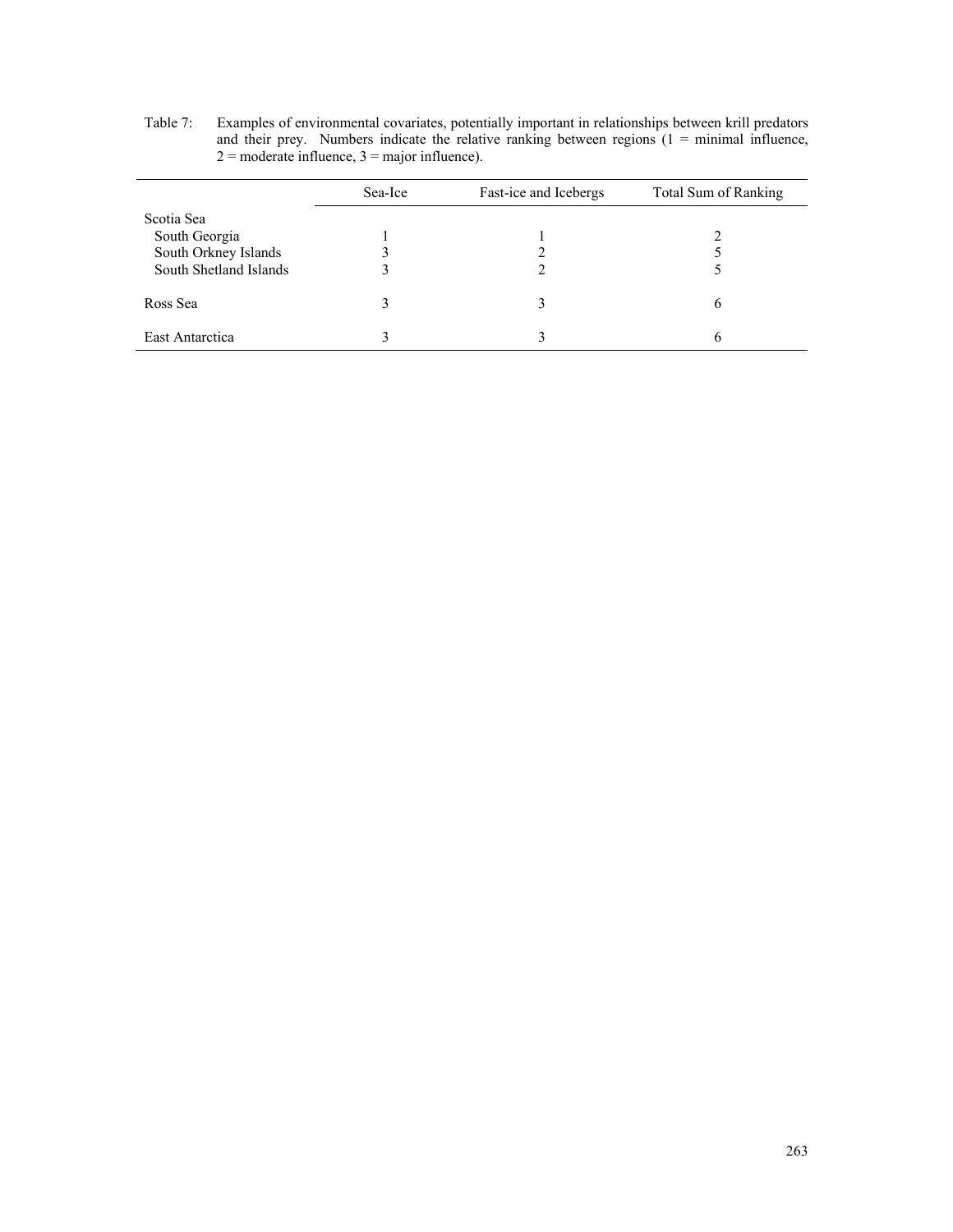Table 7: Examples of environmental covariates, potentially important in relationships between krill predators and their prey. Numbers indicate the relative ranking between regions (1 = minimal influence, 2 = moderate influence, 3 = major influence).

| | Sea-Ice | Fast-ice and Icebergs | Total Sum of Ranking |
|---|---|---|---|
| Scotia Sea | | | |
| South Georgia | 1 | 1 | 2 |
| South Orkney Islands | 3 | 2 | 5 |
| South Shetland Islands | 3 | 2 | 5 |
| Ross Sea | 3 | 3 | 6 |
| East Antarctica | 3 | 3 | 6 |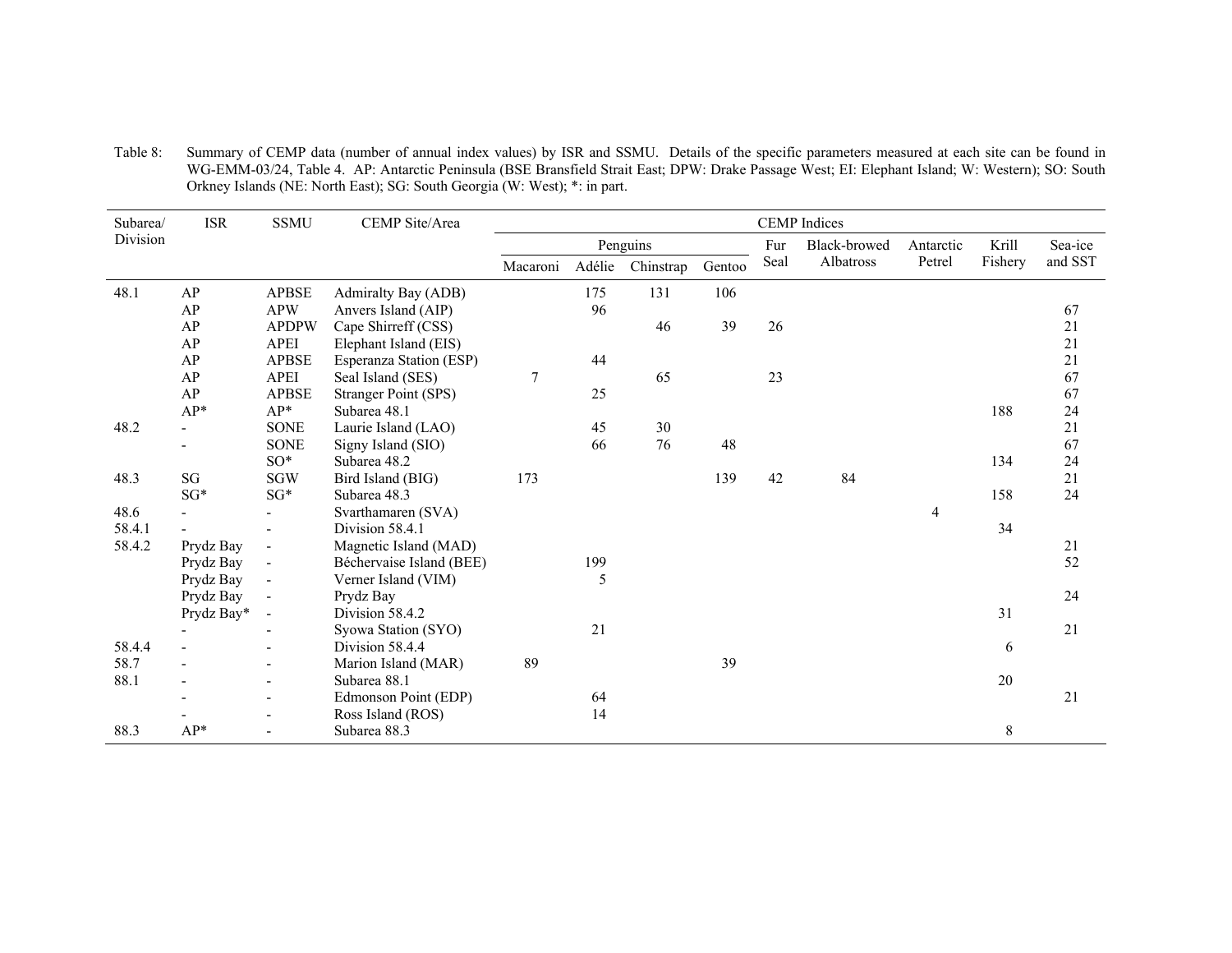Table 8: Summary of CEMP data (number of annual index values) by ISR and SSMU. Details of the specific parameters measured at each site can be found in WG-EMM-03/24, Table 4. AP: Antarctic Peninsula (BSE Bransfield Strait East; DPW: Drake Passage West; EI: Elephant Island; W: Western); SO: South Orkney Islands (NE: North East); SG: South Georgia (W: West); *: in part.

| Subarea/ Division | ISR | SSMU | CEMP Site/Area | CEMP Indices | | | | | | | | |
|---|---|---|---|---|---|---|---|---|---|---|---|---|
| | | | | Penguins | | | | Fur Seal | Black-browed Albatross | Antarctic Petrel | Krill Fishery | Sea-ice and SST |
| | | | | Macaroni | Adélie | Chinstrap | Gentoo | | | | | |
| 48.1 | AP | APBSE | Admiralty Bay (ADB) | | 175 | 131 | 106 | | | | | |
| | AP | APW | Anvers Island (AIP) | | 96 | | | | | | | 67 |
| | AP | APDPW | Cape Shirreff (CSS) | | | 46 | 39 | 26 | | | | 21 |
| | AP | APEI | Elephant Island (EIS) | | | | | | | | | 21 |
| | AP | APBSE | Esperanza Station (ESP) | | 44 | | | | | | | 21 |
| | AP | APEI | Seal Island (SES) | 7 | | 65 | | 23 | | | | 67 |
| | AP | APBSE | Stranger Point (SPS) | | 25 | | | | | | | 67 |
| | AP* | AP* | Subarea 48.1 | | | | | | | | 188 | 24 |
| 48.2 | - | SONE | Laurie Island (LAO) | | 45 | 30 | | | | | | 21 |
| | - | SONE | Signy Island (SIO) | | 66 | 76 | 48 | | | | | 67 |
| | | SO* | Subarea 48.2 | | | | | | | | 134 | 24 |
| 48.3 | SG | SGW | Bird Island (BIG) | 173 | | | 139 | 42 | 84 | | | 21 |
| | SG* | SG* | Subarea 48.3 | | | | | | | | 158 | 24 |
| 48.6 | - | - | Svarthamaren (SVA) | | | | | | | 4 | | |
| 58.4.1 | - | - | Division 58.4.1 | | | | | | | | 34 | |
| 58.4.2 | Prydz Bay | - | Magnetic Island (MAD) | | | | | | | | | 21 |
| | Prydz Bay | - | Béchervaise Island (BEE) | | 199 | | | | | | | 52 |
| | Prydz Bay | - | Verner Island (VIM) | | 5 | | | | | | | |
| | Prydz Bay | - | Prydz Bay | | | | | | | | | 24 |
| | Prydz Bay* | - | Division 58.4.2 | | | | | | | | 31 | |
| | - | - | Syowa Station (SYO) | | 21 | | | | | | | 21 |
| 58.4.4 | - | - | Division 58.4.4 | | | | | | | | 6 | |
| 58.7 | - | - | Marion Island (MAR) | 89 | | | 39 | | | | | |
| 88.1 | - | - | Subarea 88.1 | | | | | | | | 20 | |
| | - | - | Edmonson Point (EDP) | | 64 | | | | | | | 21 |
| | - | - | Ross Island (ROS) | | 14 | | | | | | | |
| 88.3 | AP* | - | Subarea 88.3 | | | | | | | | 8 | |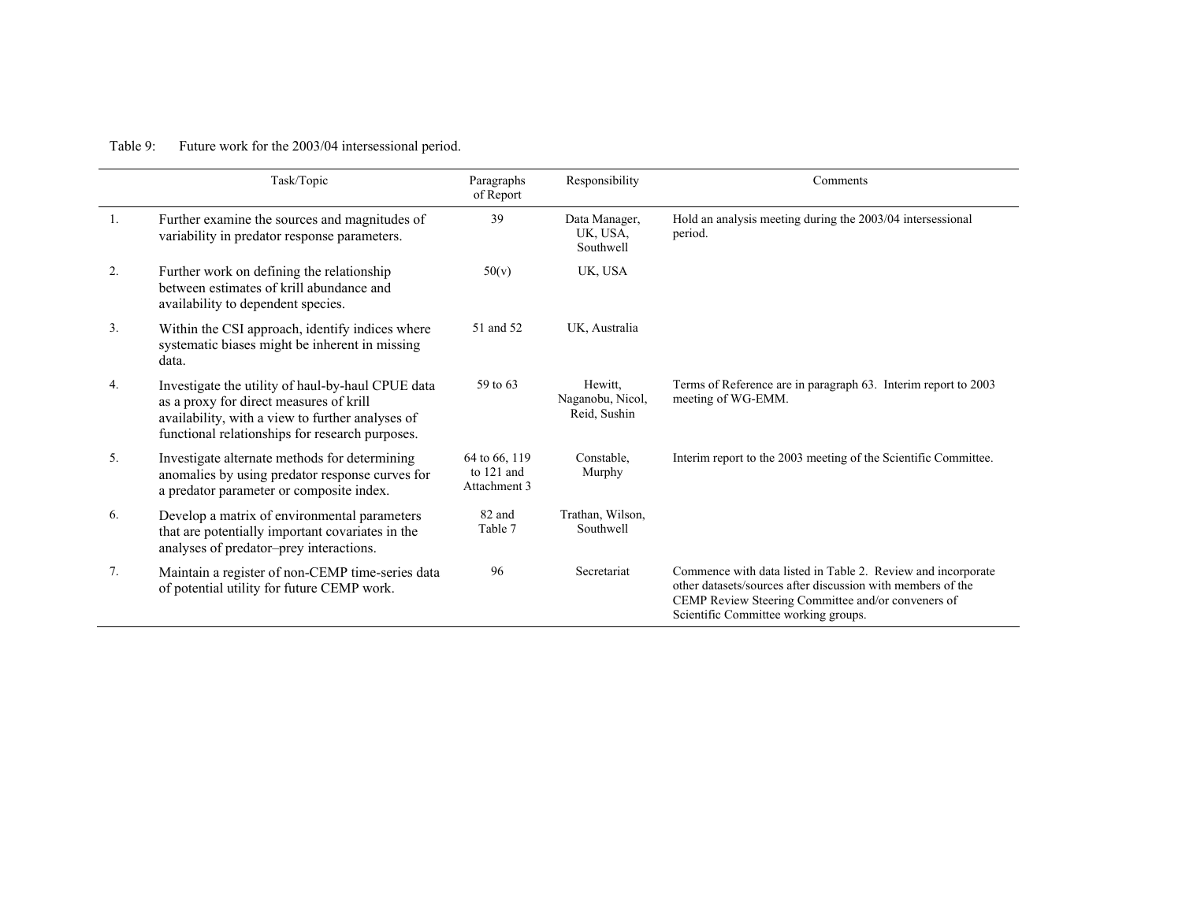Table 9: Future work for the 2003/04 intersessional period.

| | Task/Topic | Paragraphs of Report | Responsibility | Comments |
|---|---|---|---|---|
| 1. | Further examine the sources and magnitudes of variability in predator response parameters. | 39 | Data Manager, UK, USA, Southwell | Hold an analysis meeting during the 2003/04 intersessional period. |
| 2. | Further work on defining the relationship between estimates of krill abundance and availability to dependent species. | 50(v) | UK, USA | |
| 3. | Within the CSI approach, identify indices where systematic biases might be inherent in missing data. | 51 and 52 | UK, Australia | |
| 4. | Investigate the utility of haul-by-haul CPUE data as a proxy for direct measures of krill availability, with a view to further analyses of functional relationships for research purposes. | 59 to 63 | Hewitt, Naganobu, Nicol, Reid, Sushin | Terms of Reference are in paragraph 63. Interim report to 2003 meeting of WG-EMM. |
| 5. | Investigate alternate methods for determining anomalies by using predator response curves for a predator parameter or composite index. | 64 to 66, 119 to 121 and Attachment 3 | Constable, Murphy | Interim report to the 2003 meeting of the Scientific Committee. |
| 6. | Develop a matrix of environmental parameters that are potentially important covariates in the analyses of predator–prey interactions. | 82 and Table 7 | Trathan, Wilson, Southwell | |
| 7. | Maintain a register of non-CEMP time-series data of potential utility for future CEMP work. | 96 | Secretariat | Commence with data listed in Table 2. Review and incorporate other datasets/sources after discussion with members of the CEMP Review Steering Committee and/or conveners of Scientific Committee working groups. |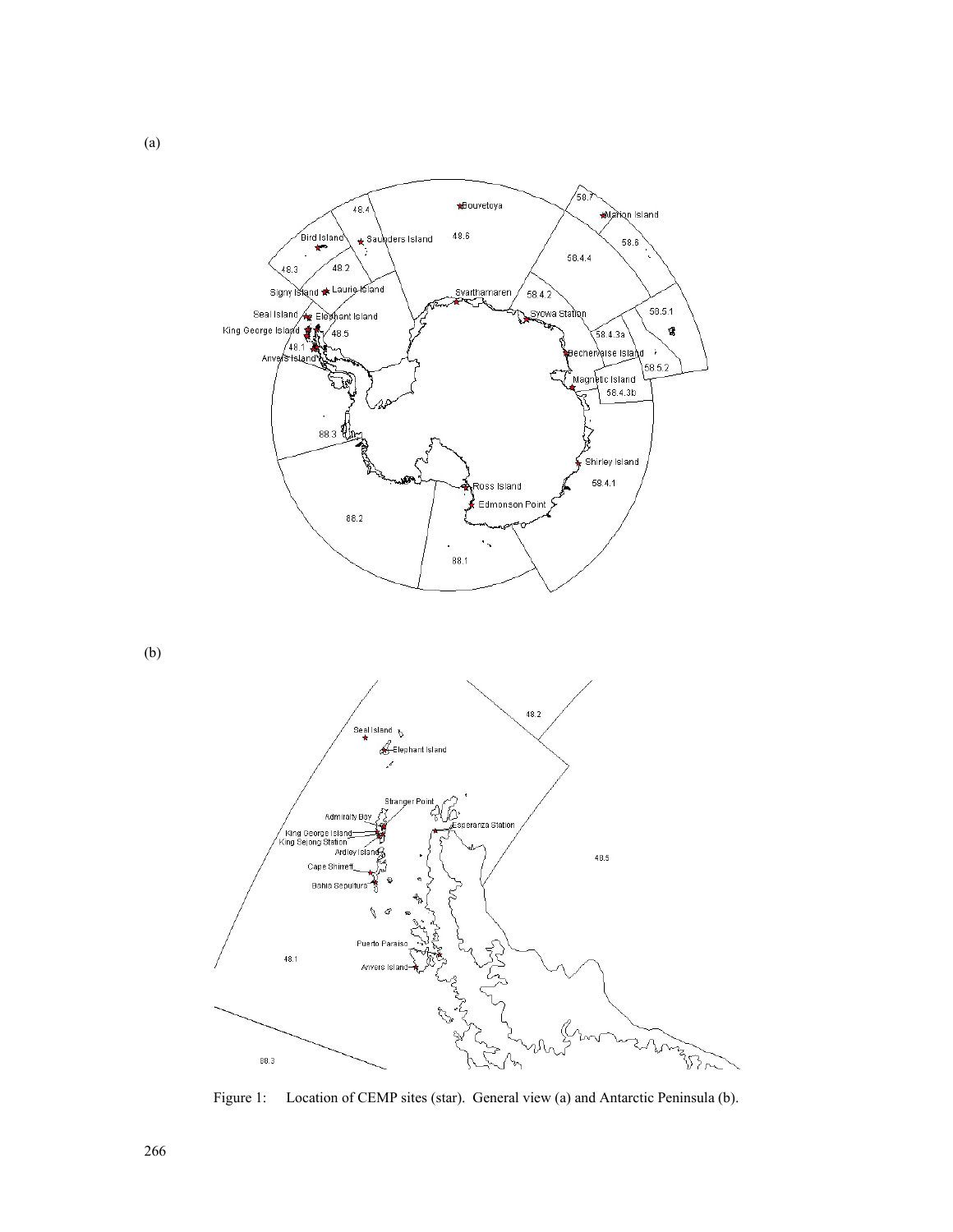(a)

(b)

Figure 1: Location of CEMP sites (star). General view (a) and Antarctic Peninsula (b).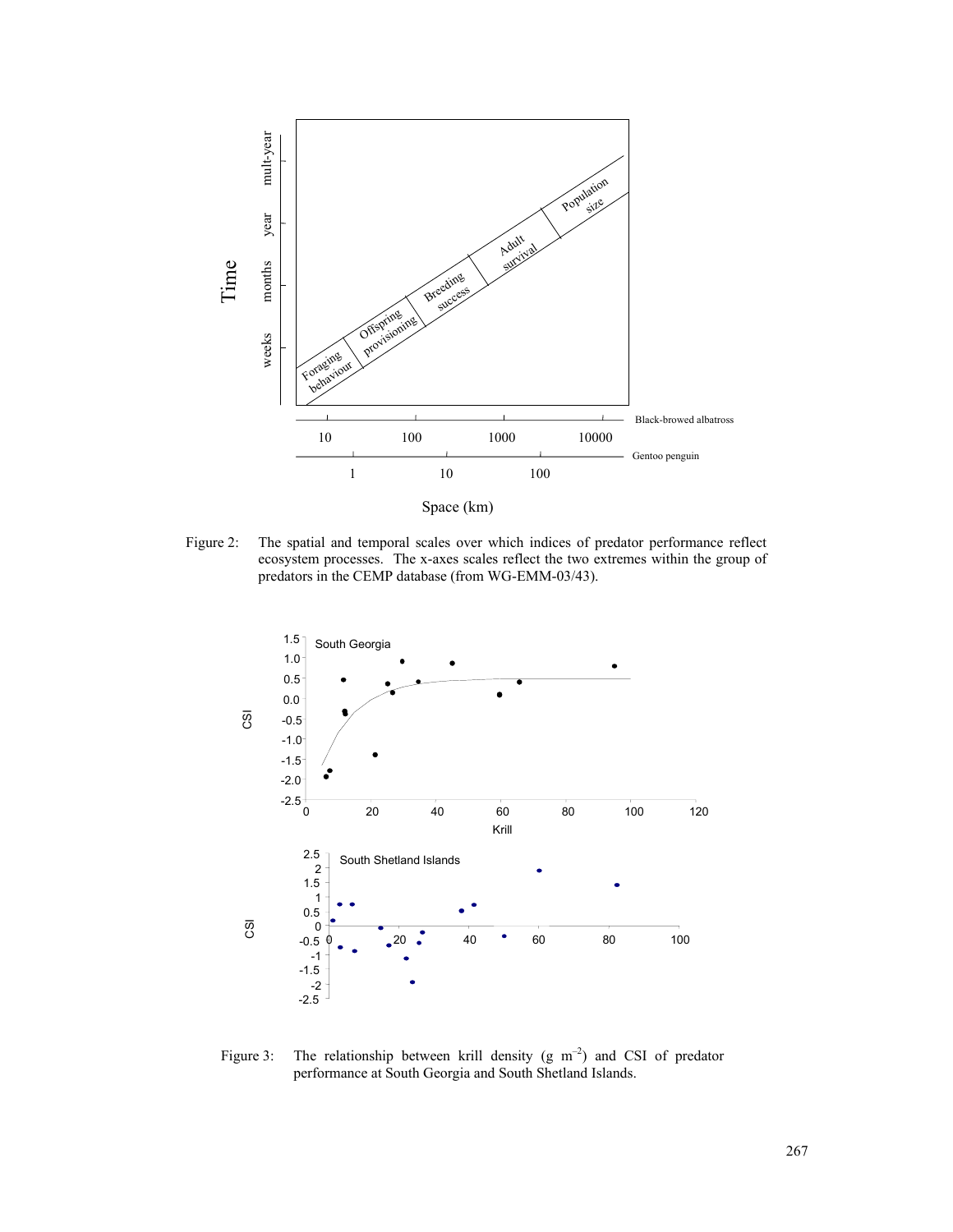Figure 2: The spatial and temporal scales over which indices of predator performance reflect ecosystem processes. The x-axes scales reflect the two extremes within the group of predators in the CEMP database (from WG-EMM-03/43).

Figure 3: The relationship between krill density (g $m^{-2}$) and CSI of predator performance at South Georgia and South Shetland Islands.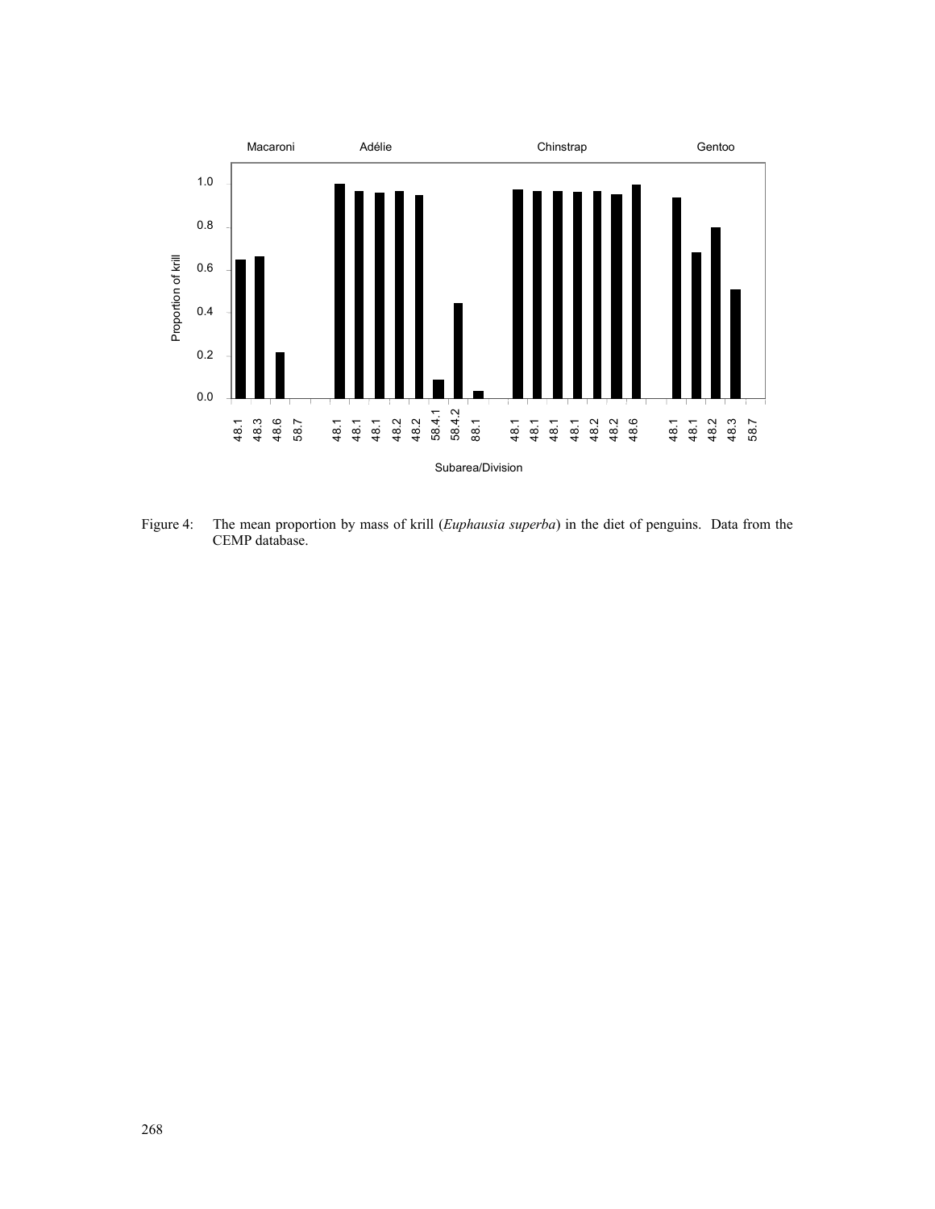Figure 4: The mean proportion by mass of krill (*Euphausia superba*) in the diet of penguins. Data from the CEMP database.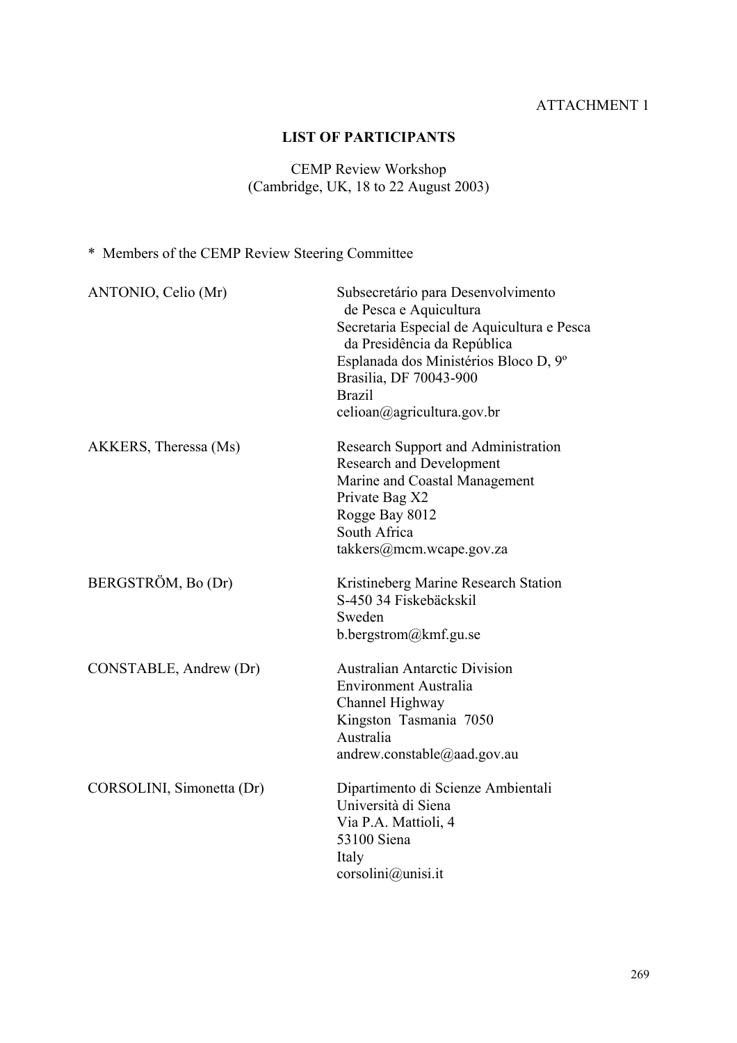ATTACHMENT 1

## LIST OF PARTICIPANTS

CEMP Review Workshop
(Cambridge, UK, 18 to 22 August 2003)

* Members of the CEMP Review Steering Committee

| | |
|---|---|
| ANTONIO, Celio (Mr) | Subsecretário para Desenvolvimento de Pesca e Aquicultura<br>Secretaria Especial de Aquicultura e Pesca da Presidência da República<br>Esplanada dos Ministérios Bloco D, 9º<br>Brasilia, DF 70043-900<br>Brazil<br>celioan@agricultura.gov.br |
| AKKERS, Theressa (Ms) | Research Support and Administration<br>Research and Development<br>Marine and Coastal Management<br>Private Bag X2<br>Rogge Bay 8012<br>South Africa<br>takkers@mcm.wcape.gov.za |
| BERGSTRÖM, Bo (Dr) | Kristineberg Marine Research Station<br>S-450 34 Fiskebäckskil<br>Sweden<br>b.bergstrom@kmf.gu.se |
| CONSTABLE, Andrew (Dr) | Australian Antarctic Division<br>Environment Australia<br>Channel Highway<br>Kingston Tasmania 7050<br>Australia<br>andrew.constable@aad.gov.au |
| CORSOLINI, Simonetta (Dr) | Dipartimento di Scienze Ambientali<br>Università di Siena<br>Via P.A. Mattioli, 4<br>53100 Siena<br>Italy<br>corsolini@unisi.it |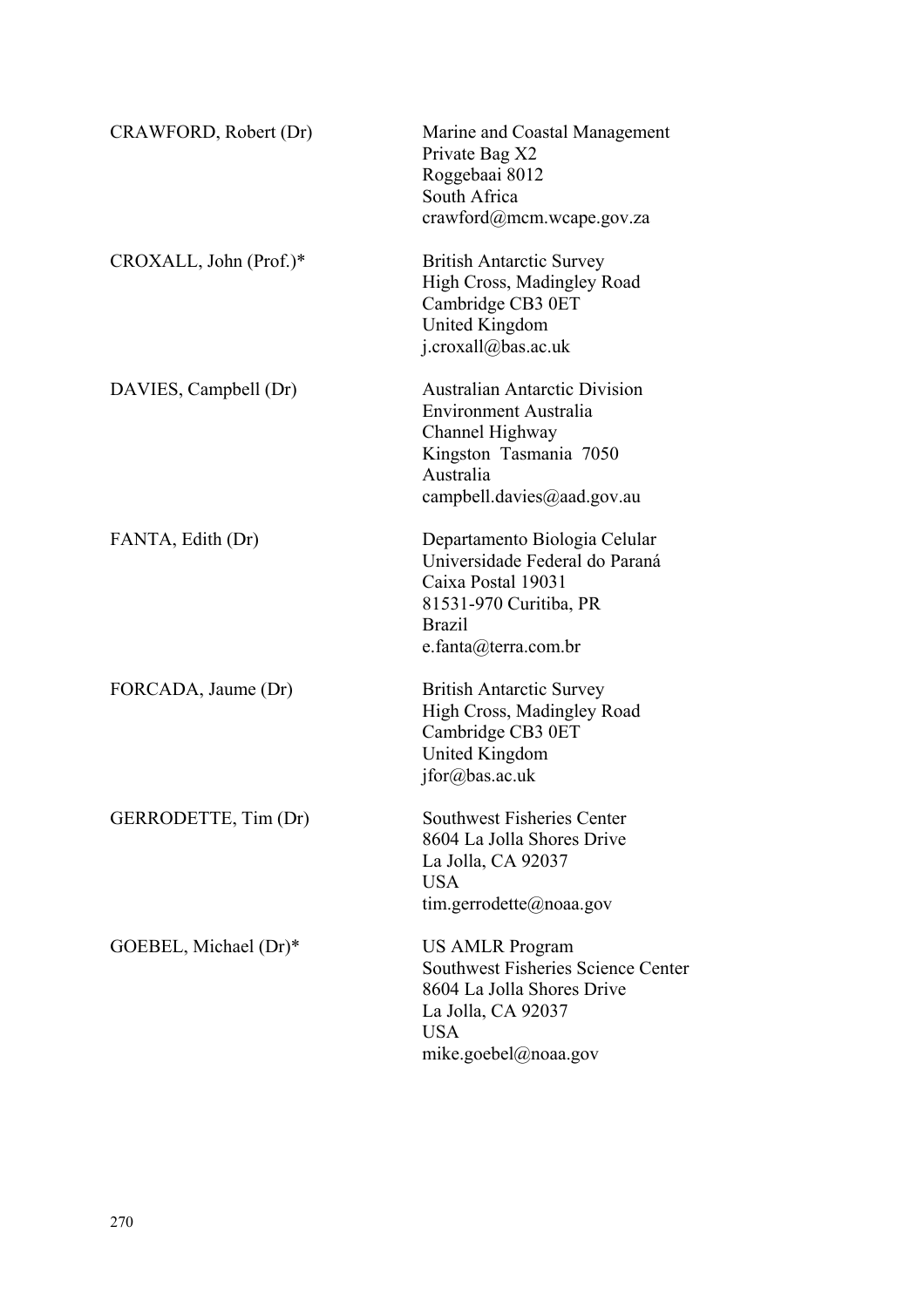| | |
|---|---|
| CRAWFORD, Robert (Dr) | Marine and Coastal Management<br>Private Bag X2<br>Roggebaai 8012<br>South Africa<br>crawford@mcm.wcape.gov.za |
| CROXALL, John (Prof.)* | British Antarctic Survey<br>High Cross, Madingley Road<br>Cambridge CB3 0ET<br>United Kingdom<br>j.croxall@bas.ac.uk |
| DAVIES, Campbell (Dr) | Australian Antarctic Division<br>Environment Australia<br>Channel Highway<br>Kingston Tasmania 7050<br>Australia<br>campbell.davies@aad.gov.au |
| FANTA, Edith (Dr) | Departamento Biologia Celular<br>Universidade Federal do Paraná<br>Caixa Postal 19031<br>81531-970 Curitiba, PR<br>Brazil<br>e.fanta@terra.com.br |
| FORCADA, Jaume (Dr) | British Antarctic Survey<br>High Cross, Madingley Road<br>Cambridge CB3 0ET<br>United Kingdom<br>jfor@bas.ac.uk |
| GERRODETTE, Tim (Dr) | Southwest Fisheries Center<br>8604 La Jolla Shores Drive<br>La Jolla, CA 92037<br>USA<br>tim.gerrodette@noaa.gov |
| GOEBEL, Michael (Dr)* | US AMLR Program<br>Southwest Fisheries Science Center<br>8604 La Jolla Shores Drive<br>La Jolla, CA 92037<br>USA<br>mike.goebel@noaa.gov |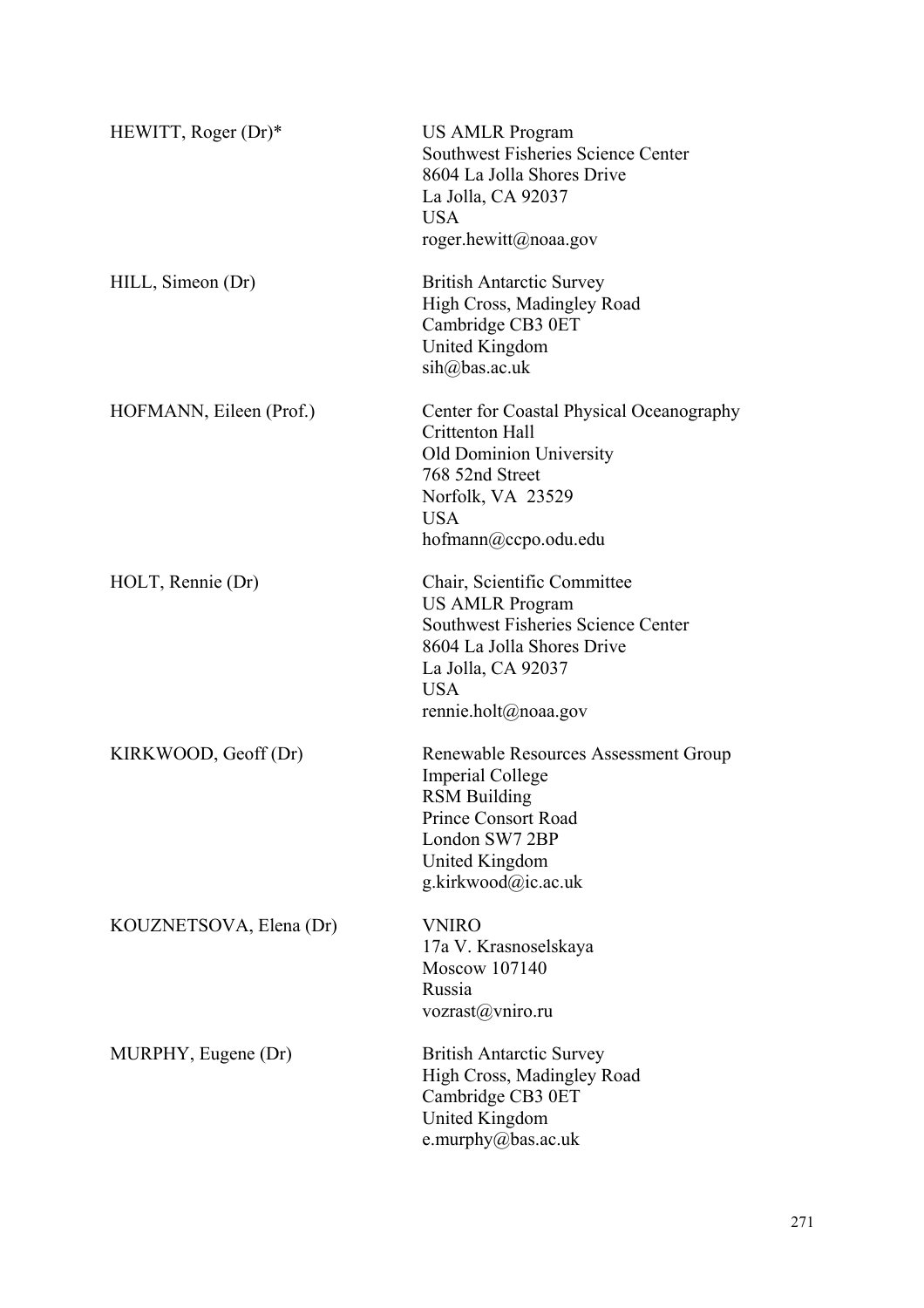| | |
|---|---|
| HEWITT, Roger (Dr)* | US AMLR Program<br>Southwest Fisheries Science Center<br>8604 La Jolla Shores Drive<br>La Jolla, CA 92037<br>USA<br>roger.hewitt@noaa.gov |
| HILL, Simeon (Dr) | British Antarctic Survey<br>High Cross, Madingley Road<br>Cambridge CB3 0ET<br>United Kingdom<br>sih@bas.ac.uk |
| HOFMANN, Eileen (Prof.) | Center for Coastal Physical Oceanography<br>Crittenton Hall<br>Old Dominion University<br>768 52nd Street<br>Norfolk, VA 23529<br>USA<br>hofmann@ccpo.odu.edu |
| HOLT, Rennie (Dr) | Chair, Scientific Committee<br>US AMLR Program<br>Southwest Fisheries Science Center<br>8604 La Jolla Shores Drive<br>La Jolla, CA 92037<br>USA<br>rennie.holt@noaa.gov |
| KIRKWOOD, Geoff (Dr) | Renewable Resources Assessment Group<br>Imperial College<br>RSM Building<br>Prince Consort Road<br>London SW7 2BP<br>United Kingdom<br>g.kirkwood@ic.ac.uk |
| KOUZNETSOVA, Elena (Dr) | VNIRO<br>17a V. Krasnoselskaya<br>Moscow 107140<br>Russia<br>vozrast@vniro.ru |
| MURPHY, Eugene (Dr) | British Antarctic Survey<br>High Cross, Madingley Road<br>Cambridge CB3 0ET<br>United Kingdom<br>e.murphy@bas.ac.uk |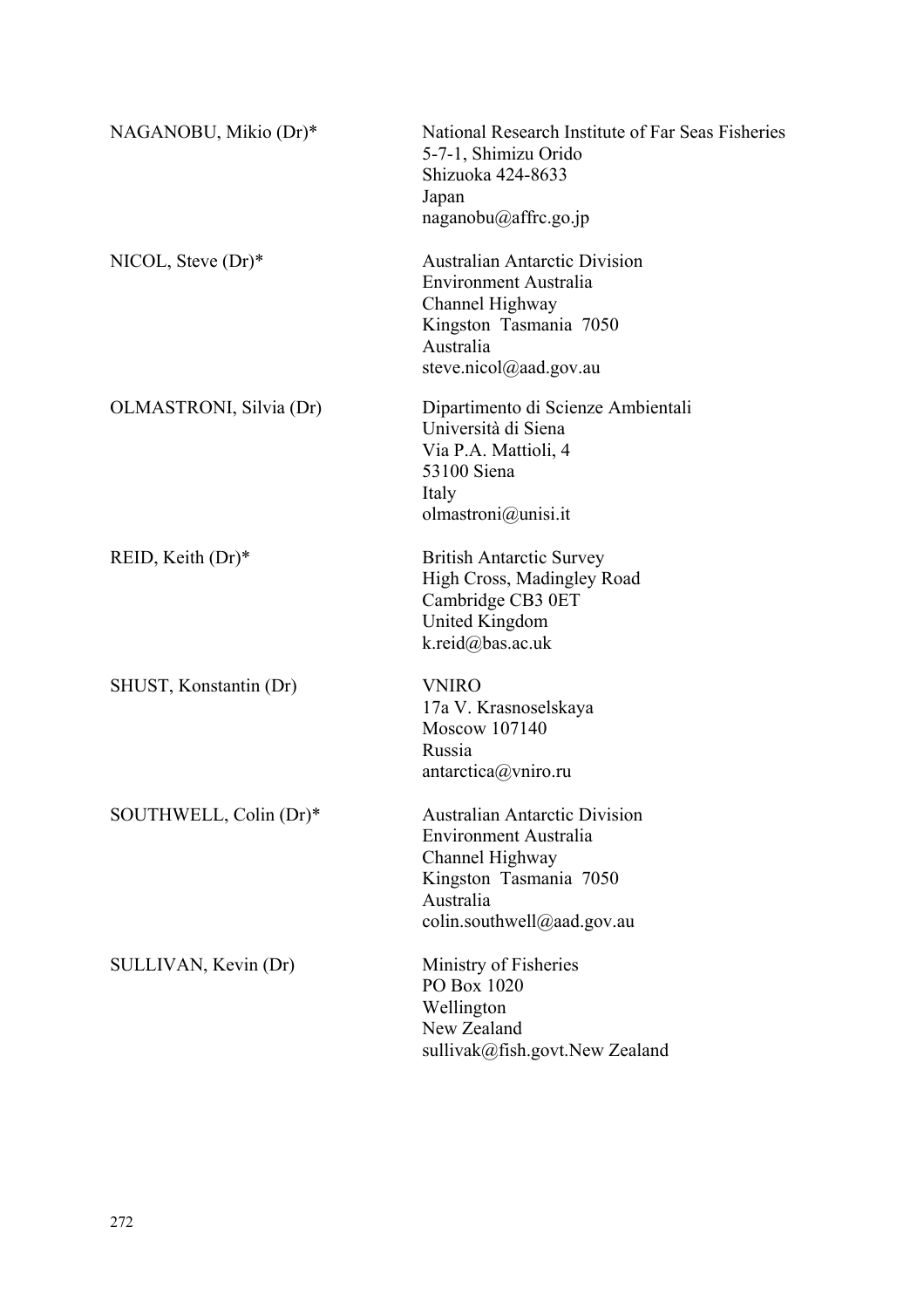| | |
|---|---|
| NAGANOBU, Mikio (Dr)* | National Research Institute of Far Seas Fisheries<br>5-7-1, Shimizu Orido<br>Shizuoka 424-8633<br>Japan<br>naganobu@affrc.go.jp |
| NICOL, Steve (Dr)* | Australian Antarctic Division<br>Environment Australia<br>Channel Highway<br>Kingston Tasmania 7050<br>Australia<br>steve.nicol@aad.gov.au |
| OLMASTRONI, Silvia (Dr) | Dipartimento di Scienze Ambientali<br>Università di Siena<br>Via P.A. Mattioli, 4<br>53100 Siena<br>Italy<br>olmastroni@unisi.it |
| REID, Keith (Dr)* | British Antarctic Survey<br>High Cross, Madingley Road<br>Cambridge CB3 0ET<br>United Kingdom<br>k.reid@bas.ac.uk |
| SHUST, Konstantin (Dr) | VNIRO<br>17a V. Krasnoselskaya<br>Moscow 107140<br>Russia<br>antarctica@vniro.ru |
| SOUTHWELL, Colin (Dr)* | Australian Antarctic Division<br>Environment Australia<br>Channel Highway<br>Kingston Tasmania 7050<br>Australia<br>colin.southwell@aad.gov.au |
| SULLIVAN, Kevin (Dr) | Ministry of Fisheries<br>PO Box 1020<br>Wellington<br>New Zealand<br>sullivak@fish.govt.New Zealand |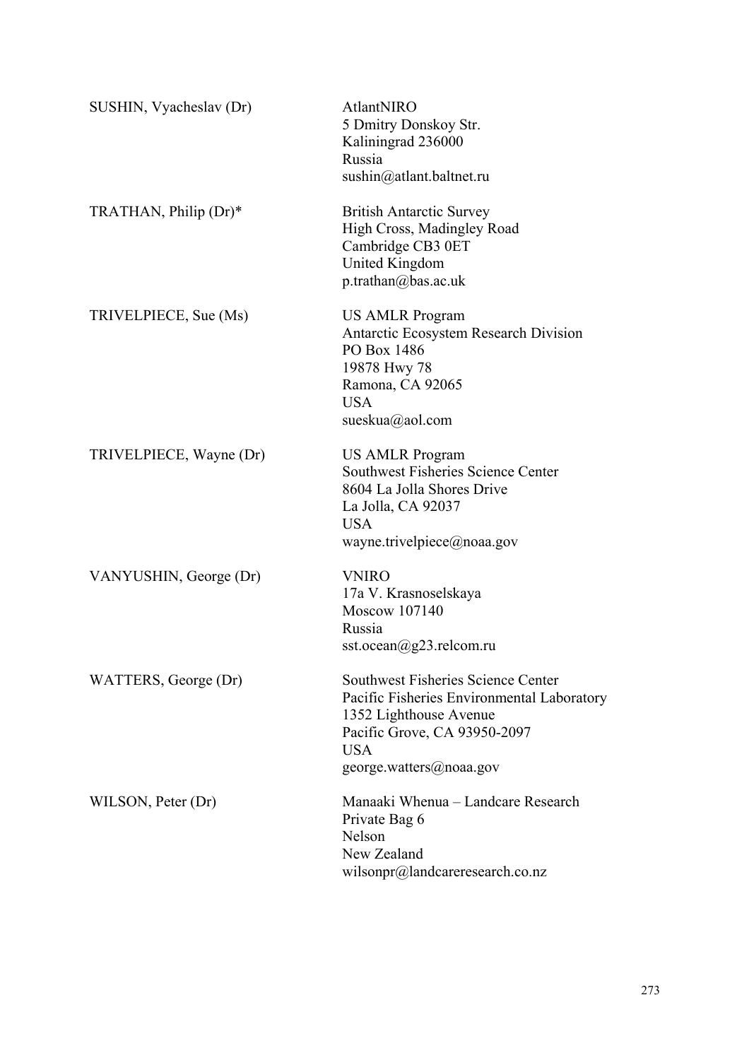SUSHIN, Vyacheslav (Dr)
AtlantNIRO
5 Dmitry Donskoy Str.
Kaliningrad 236000
Russia
sushin@atlant.baltnet.ru

TRATHAN, Philip (Dr)*
British Antarctic Survey
High Cross, Madingley Road
Cambridge CB3 0ET
United Kingdom
p.trathan@bas.ac.uk

TRIVELPIECE, Sue (Ms)
US AMLR Program
Antarctic Ecosystem Research Division
PO Box 1486
19878 Hwy 78
Ramona, CA 92065
USA
sueskua@aol.com

TRIVELPIECE, Wayne (Dr)
US AMLR Program
Southwest Fisheries Science Center
8604 La Jolla Shores Drive
La Jolla, CA 92037
USA
wayne.trivelpiece@noaa.gov

VANYUSHIN, George (Dr)
VNIRO
17a V. Krasnoselskaya
Moscow 107140
Russia
sst.ocean@g23.relcom.ru

WATTERS, George (Dr)
Southwest Fisheries Science Center
Pacific Fisheries Environmental Laboratory
1352 Lighthouse Avenue
Pacific Grove, CA 93950-2097
USA
george.watters@noaa.gov

WILSON, Peter (Dr)
Manaaki Whenua – Landcare Research
Private Bag 6
Nelson
New Zealand
wilsonpr@landcareresearch.co.nz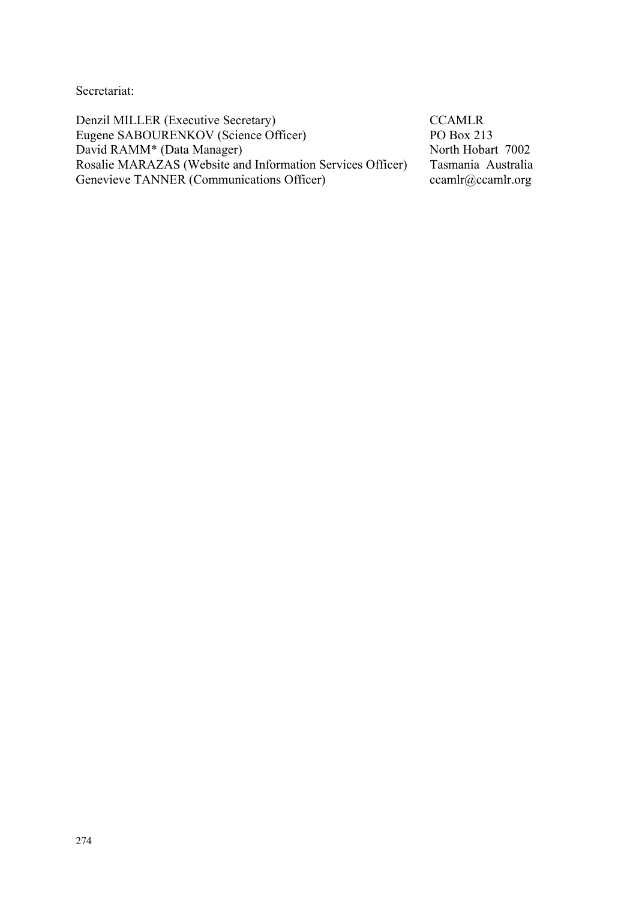Secretariat:

| | |
|---|---|
| Denzil MILLER (Executive Secretary) | CCAMLR |
| Eugene SABOURENKOV (Science Officer) | PO Box 213 |
| David RAMM* (Data Manager) | North Hobart 7002 |
| Rosalie MARAZAS (Website and Information Services Officer) | Tasmania Australia |
| Genevieve TANNER (Communications Officer) | ccamlr@ccamlr.org |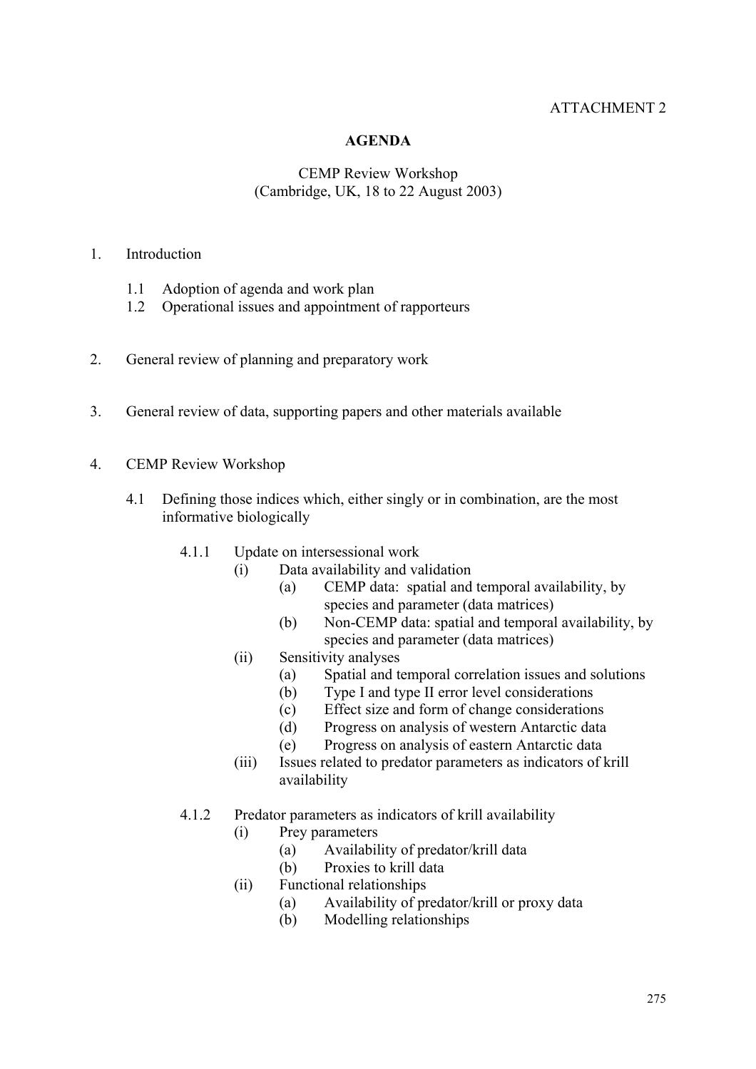ATTACHMENT 2

**AGENDA**

CEMP Review Workshop
(Cambridge, UK, 18 to 22 August 2003)

1. Introduction

    1.1 Adoption of agenda and work plan
    1.2 Operational issues and appointment of rapporteurs

2. General review of planning and preparatory work

3. General review of data, supporting papers and other materials available

4. CEMP Review Workshop

    4.1 Defining those indices which, either singly or in combination, are the most informative biologically

        4.1.1 Update on intersessional work
            (i) Data availability and validation
                (a) CEMP data: spatial and temporal availability, by species and parameter (data matrices)
                (b) Non-CEMP data: spatial and temporal availability, by species and parameter (data matrices)
            (ii) Sensitivity analyses
                (a) Spatial and temporal correlation issues and solutions
                (b) Type I and type II error level considerations
                (c) Effect size and form of change considerations
                (d) Progress on analysis of western Antarctic data
                (e) Progress on analysis of eastern Antarctic data
            (iii) Issues related to predator parameters as indicators of krill availability

        4.1.2 Predator parameters as indicators of krill availability
            (i) Prey parameters
                (a) Availability of predator/krill data
                (b) Proxies to krill data
            (ii) Functional relationships
                (a) Availability of predator/krill or proxy data
                (b) Modelling relationships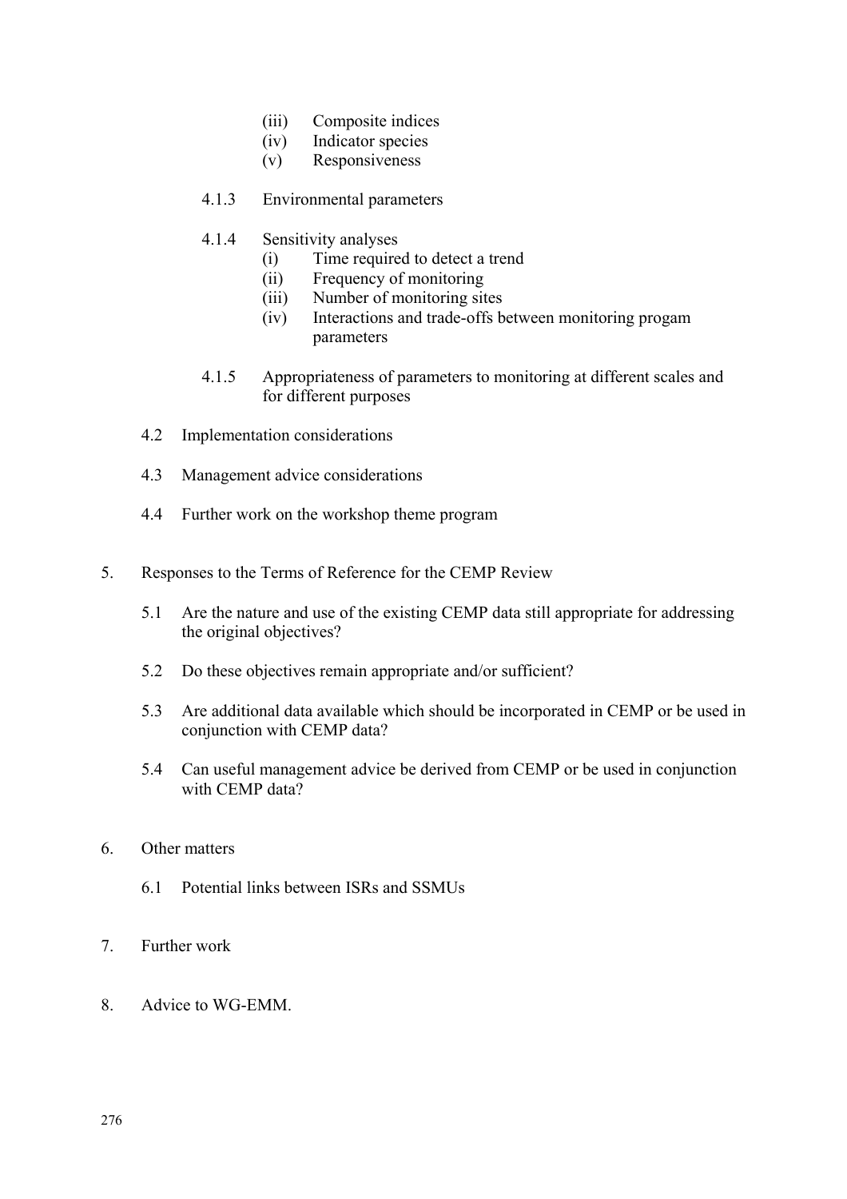(iii) Composite indices
(iv) Indicator species
(v) Responsiveness

4.1.3 Environmental parameters

4.1.4 Sensitivity analyses
(i) Time required to detect a trend
(ii) Frequency of monitoring
(iii) Number of monitoring sites
(iv) Interactions and trade-offs between monitoring progam parameters

4.1.5 Appropriateness of parameters to monitoring at different scales and for different purposes

4.2 Implementation considerations

4.3 Management advice considerations

4.4 Further work on the workshop theme program

5. Responses to the Terms of Reference for the CEMP Review

5.1 Are the nature and use of the existing CEMP data still appropriate for addressing the original objectives?

5.2 Do these objectives remain appropriate and/or sufficient?

5.3 Are additional data available which should be incorporated in CEMP or be used in conjunction with CEMP data?

5.4 Can useful management advice be derived from CEMP or be used in conjunction with CEMP data?

6. Other matters

6.1 Potential links between ISRs and SSMUs

7. Further work

8. Advice to WG-EMM.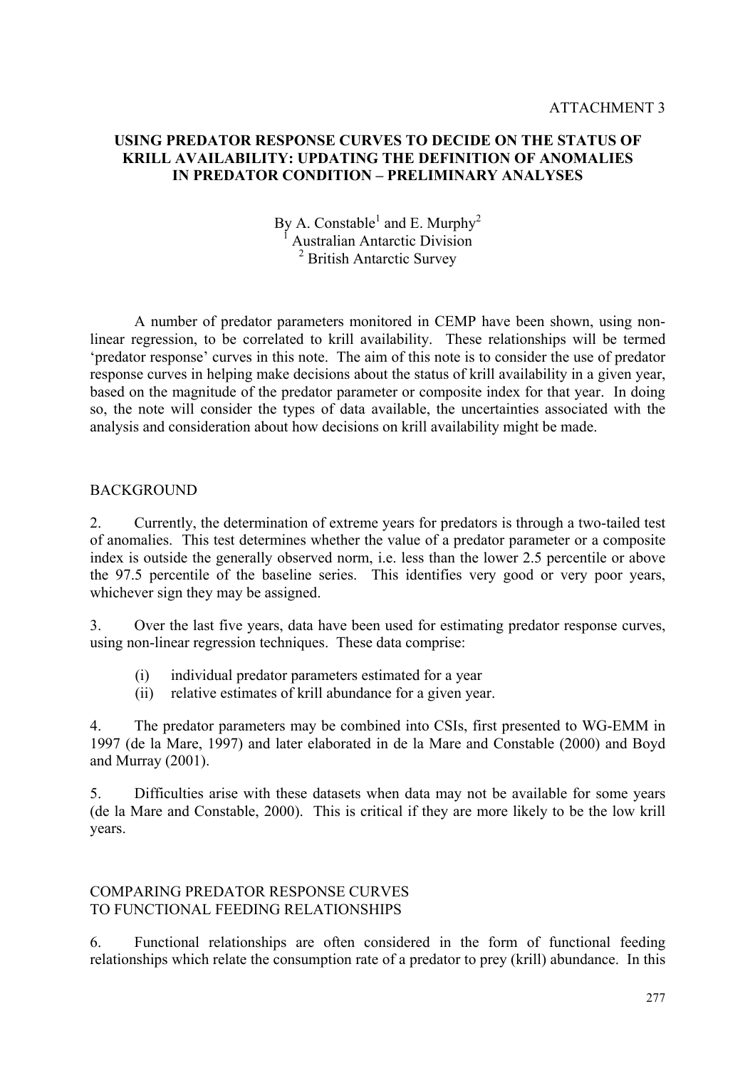ATTACHMENT 3

# USING PREDATOR RESPONSE CURVES TO DECIDE ON THE STATUS OF KRILL AVAILABILITY: UPDATING THE DEFINITION OF ANOMALIES IN PREDATOR CONDITION – PRELIMINARY ANALYSES

By A. Constable[1] and E. Murphy[2]
[1] Australian Antarctic Division
[2] British Antarctic Survey

A number of predator parameters monitored in CEMP have been shown, using non-linear regression, to be correlated to krill availability. These relationships will be termed 'predator response' curves in this note. The aim of this note is to consider the use of predator response curves in helping make decisions about the status of krill availability in a given year, based on the magnitude of the predator parameter or composite index for that year. In doing so, the note will consider the types of data available, the uncertainties associated with the analysis and consideration about how decisions on krill availability might be made.

## BACKGROUND

2. Currently, the determination of extreme years for predators is through a two-tailed test of anomalies. This test determines whether the value of a predator parameter or a composite index is outside the generally observed norm, i.e. less than the lower 2.5 percentile or above the 97.5 percentile of the baseline series. This identifies very good or very poor years, whichever sign they may be assigned.

3. Over the last five years, data have been used for estimating predator response curves, using non-linear regression techniques. These data comprise:

(i) individual predator parameters estimated for a year
(ii) relative estimates of krill abundance for a given year.

4. The predator parameters may be combined into CSIs, first presented to WG-EMM in 1997 (de la Mare, 1997) and later elaborated in de la Mare and Constable (2000) and Boyd and Murray (2001).

5. Difficulties arise with these datasets when data may not be available for some years (de la Mare and Constable, 2000). This is critical if they are more likely to be the low krill years.

## COMPARING PREDATOR RESPONSE CURVES TO FUNCTIONAL FEEDING RELATIONSHIPS

6. Functional relationships are often considered in the form of functional feeding relationships which relate the consumption rate of a predator to prey (krill) abundance. In this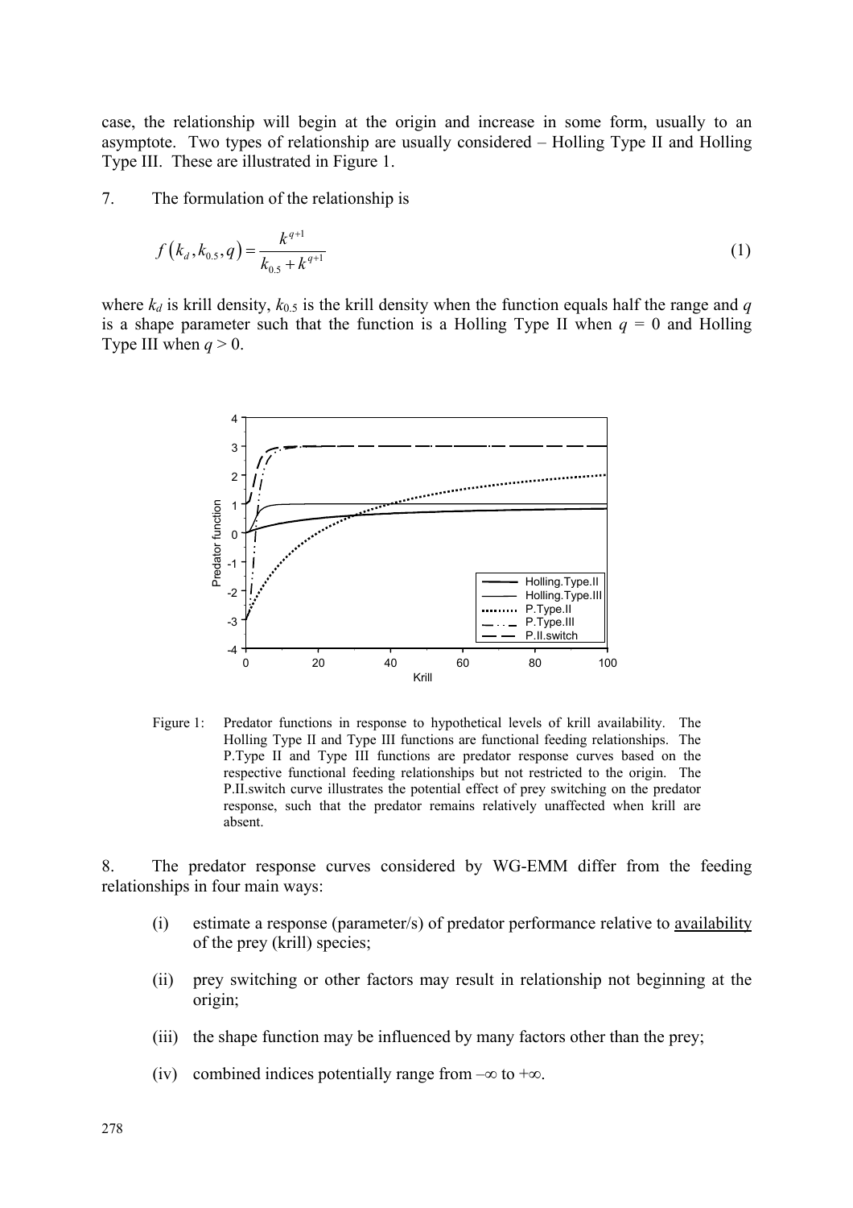case, the relationship will begin at the origin and increase in some form, usually to an asymptote. Two types of relationship are usually considered – Holling Type II and Holling Type III. These are illustrated in Figure 1.

7. The formulation of the relationship is

$$f\left(k_d, k_{0.5}, q\right) = \frac{k^{q+1}}{k_{0.5} + k^{q+1}} \tag{1}$$

where $k_d$ is krill density, $k_{0.5}$ is the krill density when the function equals half the range and $q$ is a shape parameter such that the function is a Holling Type II when $q$ = 0 and Holling Type III when $q > 0$.

Figure 1: Predator functions in response to hypothetical levels of krill availability. The Holling Type II and Type III functions are functional feeding relationships. The P.Type II and Type III functions are predator response curves based on the respective functional feeding relationships but not restricted to the origin. The P.II.switch curve illustrates the potential effect of prey switching on the predator response, such that the predator remains relatively unaffected when krill are absent.

8. The predator response curves considered by WG-EMM differ from the feeding relationships in four main ways:

(i) estimate a response (parameter/s) of predator performance relative to availability of the prey (krill) species;

(ii) prey switching or other factors may result in relationship not beginning at the origin;

(iii) the shape function may be influenced by many factors other than the prey;

(iv) combined indices potentially range from –∞ to +∞.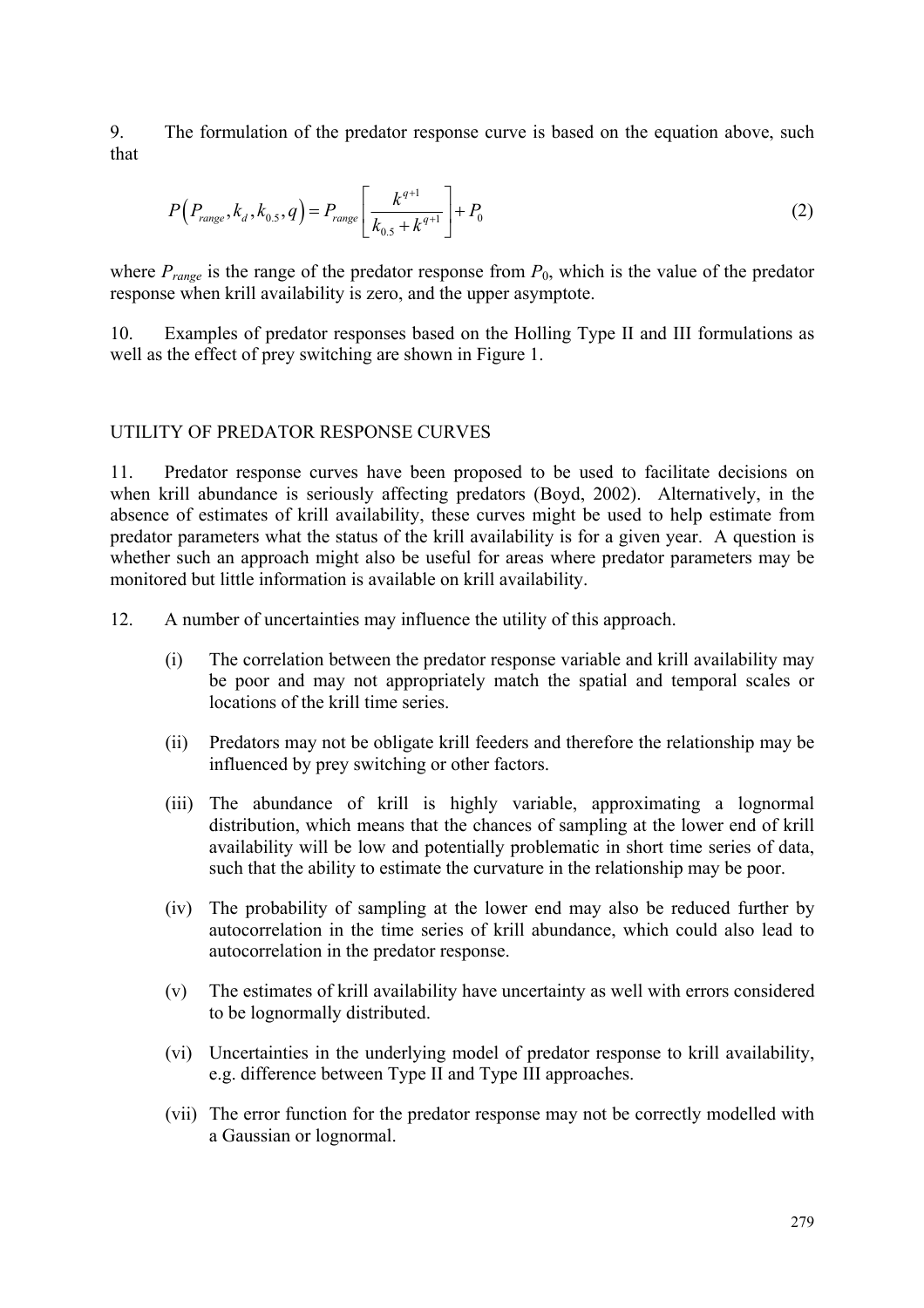9. The formulation of the predator response curve is based on the equation above, such that

$$P\left(P_{range}, k_d, k_{0.5}, q\right) = P_{range}\left[\frac{k^{q+1}}{k_{0.5} + k^{q+1}}\right] + P_0 \tag{2}$$

where $P_{range}$ is the range of the predator response from $P_0$, which is the value of the predator response when krill availability is zero, and the upper asymptote.

10. Examples of predator responses based on the Holling Type II and III formulations as well as the effect of prey switching are shown in Figure 1.

## UTILITY OF PREDATOR RESPONSE CURVES

11. Predator response curves have been proposed to be used to facilitate decisions on when krill abundance is seriously affecting predators (Boyd, 2002). Alternatively, in the absence of estimates of krill availability, these curves might be used to help estimate from predator parameters what the status of the krill availability is for a given year. A question is whether such an approach might also be useful for areas where predator parameters may be monitored but little information is available on krill availability.

12. A number of uncertainties may influence the utility of this approach.

(i) The correlation between the predator response variable and krill availability may be poor and may not appropriately match the spatial and temporal scales or locations of the krill time series.

(ii) Predators may not be obligate krill feeders and therefore the relationship may be influenced by prey switching or other factors.

(iii) The abundance of krill is highly variable, approximating a lognormal distribution, which means that the chances of sampling at the lower end of krill availability will be low and potentially problematic in short time series of data, such that the ability to estimate the curvature in the relationship may be poor.

(iv) The probability of sampling at the lower end may also be reduced further by autocorrelation in the time series of krill abundance, which could also lead to autocorrelation in the predator response.

(v) The estimates of krill availability have uncertainty as well with errors considered to be lognormally distributed.

(vi) Uncertainties in the underlying model of predator response to krill availability, e.g. difference between Type II and Type III approaches.

(vii) The error function for the predator response may not be correctly modelled with a Gaussian or lognormal.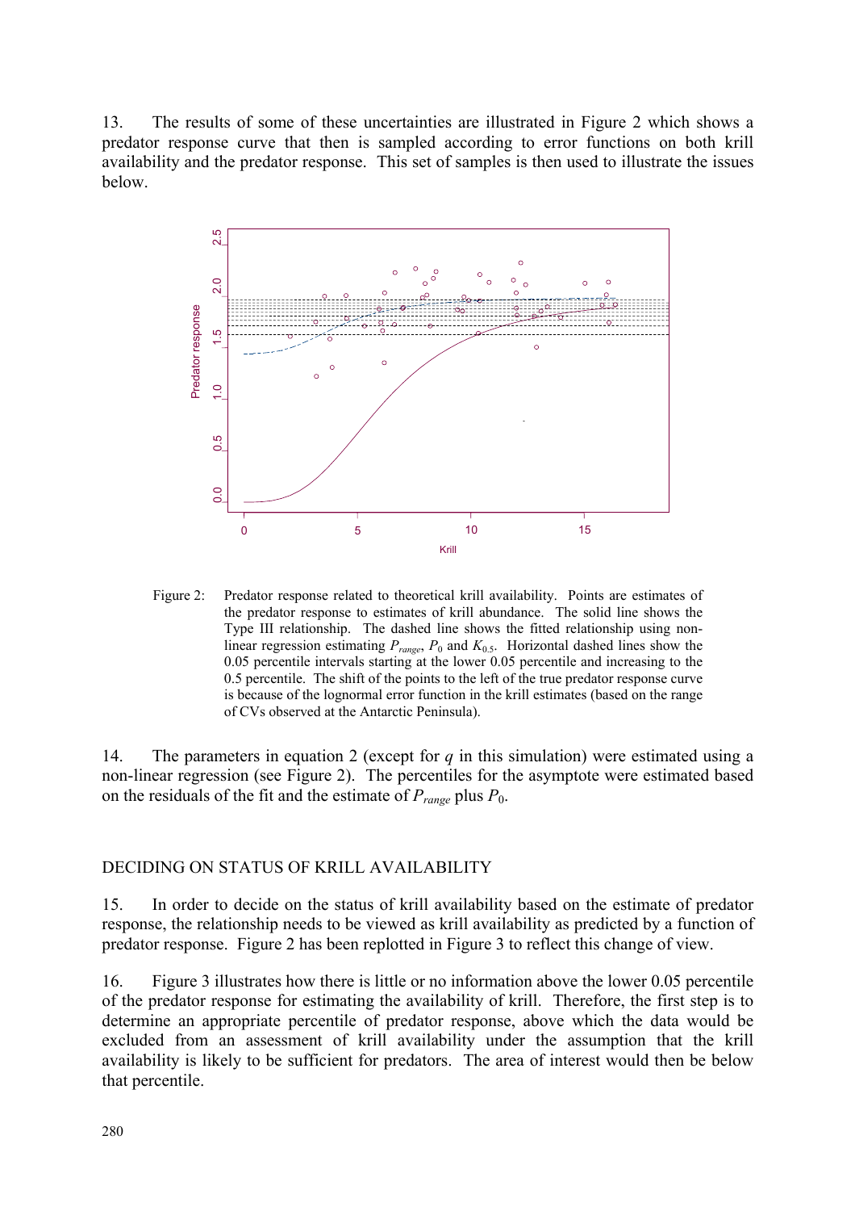13. The results of some of these uncertainties are illustrated in Figure 2 which shows a predator response curve that then is sampled according to error functions on both krill availability and the predator response. This set of samples is then used to illustrate the issues below.

Figure 2: Predator response related to theoretical krill availability. Points are estimates of the predator response to estimates of krill abundance. The solid line shows the Type III relationship. The dashed line shows the fitted relationship using non-linear regression estimating $P_{range}$, $P_0$ and $K_{0.5}$. Horizontal dashed lines show the 0.05 percentile intervals starting at the lower 0.05 percentile and increasing to the 0.5 percentile. The shift of the points to the left of the true predator response curve is because of the lognormal error function in the krill estimates (based on the range of CVs observed at the Antarctic Peninsula).

14. The parameters in equation 2 (except for $q$ in this simulation) were estimated using a non-linear regression (see Figure 2). The percentiles for the asymptote were estimated based on the residuals of the fit and the estimate of $P_{range}$ plus $P_0$.

## DECIDING ON STATUS OF KRILL AVAILABILITY

15. In order to decide on the status of krill availability based on the estimate of predator response, the relationship needs to be viewed as krill availability as predicted by a function of predator response. Figure 2 has been replotted in Figure 3 to reflect this change of view.

16. Figure 3 illustrates how there is little or no information above the lower 0.05 percentile of the predator response for estimating the availability of krill. Therefore, the first step is to determine an appropriate percentile of predator response, above which the data would be excluded from an assessment of krill availability under the assumption that the krill availability is likely to be sufficient for predators. The area of interest would then be below that percentile.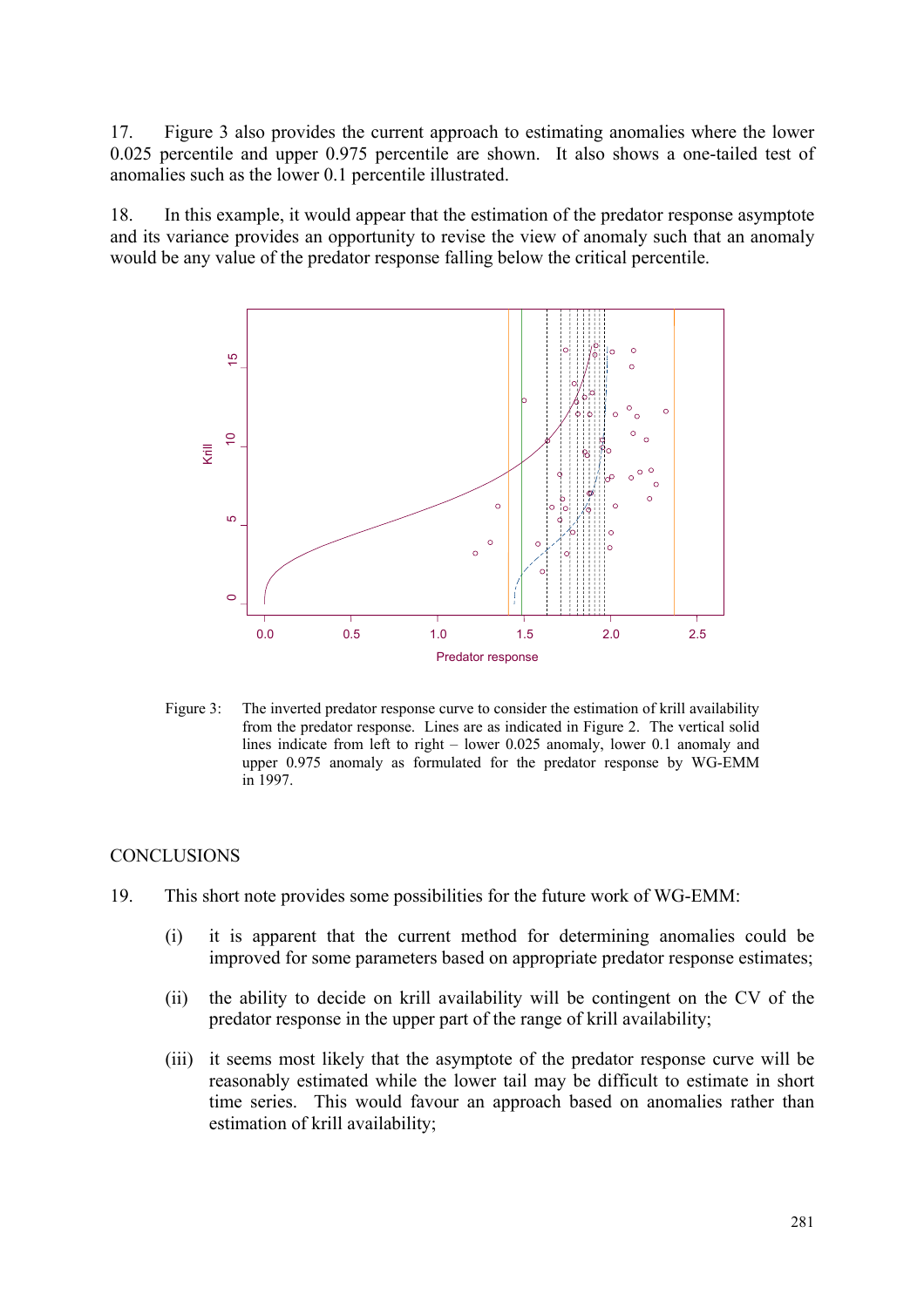17. Figure 3 also provides the current approach to estimating anomalies where the lower 0.025 percentile and upper 0.975 percentile are shown. It also shows a one-tailed test of anomalies such as the lower 0.1 percentile illustrated.

18. In this example, it would appear that the estimation of the predator response asymptote and its variance provides an opportunity to revise the view of anomaly such that an anomaly would be any value of the predator response falling below the critical percentile.

Figure 3: The inverted predator response curve to consider the estimation of krill availability from the predator response. Lines are as indicated in Figure 2. The vertical solid lines indicate from left to right – lower 0.025 anomaly, lower 0.1 anomaly and upper 0.975 anomaly as formulated for the predator response by WG-EMM in 1997.

## CONCLUSIONS

19. This short note provides some possibilities for the future work of WG-EMM:

(i) it is apparent that the current method for determining anomalies could be improved for some parameters based on appropriate predator response estimates;

(ii) the ability to decide on krill availability will be contingent on the CV of the predator response in the upper part of the range of krill availability;

(iii) it seems most likely that the asymptote of the predator response curve will be reasonably estimated while the lower tail may be difficult to estimate in short time series. This would favour an approach based on anomalies rather than estimation of krill availability;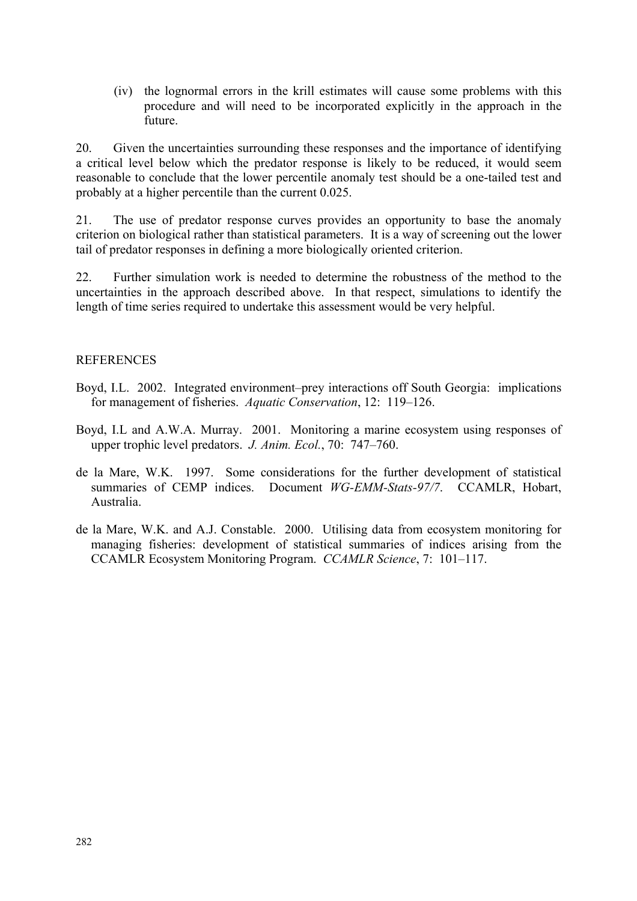(iv) the lognormal errors in the krill estimates will cause some problems with this procedure and will need to be incorporated explicitly in the approach in the future.

20. Given the uncertainties surrounding these responses and the importance of identifying a critical level below which the predator response is likely to be reduced, it would seem reasonable to conclude that the lower percentile anomaly test should be a one-tailed test and probably at a higher percentile than the current 0.025.

21. The use of predator response curves provides an opportunity to base the anomaly criterion on biological rather than statistical parameters. It is a way of screening out the lower tail of predator responses in defining a more biologically oriented criterion.

22. Further simulation work is needed to determine the robustness of the method to the uncertainties in the approach described above. In that respect, simulations to identify the length of time series required to undertake this assessment would be very helpful.

## REFERENCES

Boyd, I.L. 2002. Integrated environment–prey interactions off South Georgia: implications for management of fisheries. *Aquatic Conservation*, 12: 119–126.

Boyd, I.L and A.W.A. Murray. 2001. Monitoring a marine ecosystem using responses of upper trophic level predators. *J. Anim. Ecol.*, 70: 747–760.

de la Mare, W.K. 1997. Some considerations for the further development of statistical summaries of CEMP indices. Document *WG-EMM-Stats-97/7*. CCAMLR, Hobart, Australia.

de la Mare, W.K. and A.J. Constable. 2000. Utilising data from ecosystem monitoring for managing fisheries: development of statistical summaries of indices arising from the CCAMLR Ecosystem Monitoring Program. *CCAMLR Science*, 7: 101–117.